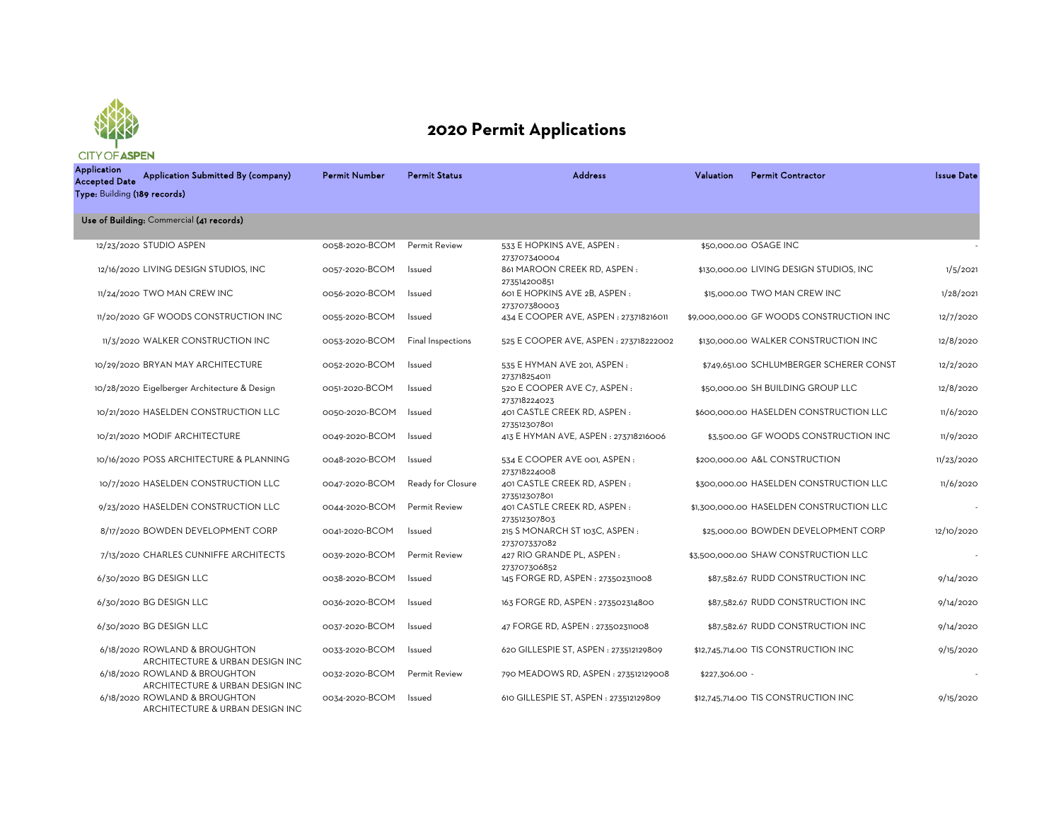CITY OF ASPEN

# 2020 Permit Applications

| Application Accepted Date | Application Submitted By (company) | Permit Number | Permit Status | Address | Valuation | Permit Contractor | Issue Date |
|---|---|---|---|---|---|---|---|
| **Type:** Building **(189 records)** | | | | | | | |
| **Use of Building:** Commercial **(41 records)** | | | | | | | |
| 12/23/2020 | STUDIO ASPEN | 0058-2020-BCOM | Permit Review | 533 E HOPKINS AVE, ASPEN : 273707340004 | $50,000.00 | OSAGE INC | - |
| 12/16/2020 | LIVING DESIGN STUDIOS, INC | 0057-2020-BCOM | Issued | 861 MAROON CREEK RD, ASPEN : 273514200851 | $130,000.00 | LIVING DESIGN STUDIOS, INC | 1/5/2021 |
| 11/24/2020 | TWO MAN CREW INC | 0056-2020-BCOM | Issued | 601 E HOPKINS AVE 2B, ASPEN : 273707380003 | $15,000.00 | TWO MAN CREW INC | 1/28/2021 |
| 11/20/2020 | GF WOODS CONSTRUCTION INC | 0055-2020-BCOM | Issued | 434 E COOPER AVE, ASPEN : 273718216011 | $9,000,000.00 | GF WOODS CONSTRUCTION INC | 12/7/2020 |
| 11/3/2020 | WALKER CONSTRUCTION INC | 0053-2020-BCOM | Final Inspections | 525 E COOPER AVE, ASPEN : 273718222002 | $130,000.00 | WALKER CONSTRUCTION INC | 12/8/2020 |
| 10/29/2020 | BRYAN MAY ARCHITECTURE | 0052-2020-BCOM | Issued | 535 E HYMAN AVE 201, ASPEN : 273718254011 | $749,651.00 | SCHLUMBERGER SCHERER CONST | 12/2/2020 |
| 10/28/2020 | Eigelberger Architecture & Design | 0051-2020-BCOM | Issued | 520 E COOPER AVE C7, ASPEN : 273718224023 | $50,000.00 | SH BUILDING GROUP LLC | 12/8/2020 |
| 10/21/2020 | HASELDEN CONSTRUCTION LLC | 0050-2020-BCOM | Issued | 401 CASTLE CREEK RD, ASPEN : 273512307801 | $600,000.00 | HASELDEN CONSTRUCTION LLC | 11/6/2020 |
| 10/21/2020 | MODIF ARCHITECTURE | 0049-2020-BCOM | Issued | 413 E HYMAN AVE, ASPEN : 273718216006 | $3,500.00 | GF WOODS CONSTRUCTION INC | 11/9/2020 |
| 10/16/2020 | POSS ARCHITECTURE & PLANNING | 0048-2020-BCOM | Issued | 534 E COOPER AVE 001, ASPEN : 273718224008 | $200,000.00 | A&L CONSTRUCTION | 11/23/2020 |
| 10/7/2020 | HASELDEN CONSTRUCTION LLC | 0047-2020-BCOM | Ready for Closure | 401 CASTLE CREEK RD, ASPEN : 273512307801 | $300,000.00 | HASELDEN CONSTRUCTION LLC | 11/6/2020 |
| 9/23/2020 | HASELDEN CONSTRUCTION LLC | 0044-2020-BCOM | Permit Review | 401 CASTLE CREEK RD, ASPEN : 273512307803 | $1,300,000.00 | HASELDEN CONSTRUCTION LLC | - |
| 8/17/2020 | BOWDEN DEVELOPMENT CORP | 0041-2020-BCOM | Issued | 215 S MONARCH ST 103C, ASPEN : 273707337082 | $25,000.00 | BOWDEN DEVELOPMENT CORP | 12/10/2020 |
| 7/13/2020 | CHARLES CUNNIFFE ARCHITECTS | 0039-2020-BCOM | Permit Review | 427 RIO GRANDE PL, ASPEN : 273707306852 | $3,500,000.00 | SHAW CONSTRUCTION LLC | - |
| 6/30/2020 | BG DESIGN LLC | 0038-2020-BCOM | Issued | 145 FORGE RD, ASPEN : 273502311008 | $87,582.67 | RUDD CONSTRUCTION INC | 9/14/2020 |
| 6/30/2020 | BG DESIGN LLC | 0036-2020-BCOM | Issued | 163 FORGE RD, ASPEN : 273502314800 | $87,582.67 | RUDD CONSTRUCTION INC | 9/14/2020 |
| 6/30/2020 | BG DESIGN LLC | 0037-2020-BCOM | Issued | 47 FORGE RD, ASPEN : 273502311008 | $87,582.67 | RUDD CONSTRUCTION INC | 9/14/2020 |
| 6/18/2020 | ROWLAND & BROUGHTON ARCHITECTURE & URBAN DESIGN INC | 0033-2020-BCOM | Issued | 620 GILLESPIE ST, ASPEN : 273512129809 | $12,745,714.00 | TIS CONSTRUCTION INC | 9/15/2020 |
| 6/18/2020 | ROWLAND & BROUGHTON ARCHITECTURE & URBAN DESIGN INC | 0032-2020-BCOM | Permit Review | 790 MEADOWS RD, ASPEN : 273512129008 | $227,306.00 | - | - |
| 6/18/2020 | ROWLAND & BROUGHTON ARCHITECTURE & URBAN DESIGN INC | 0034-2020-BCOM | Issued | 610 GILLESPIE ST, ASPEN : 273512129809 | $12,745,714.00 | TIS CONSTRUCTION INC | 9/15/2020 |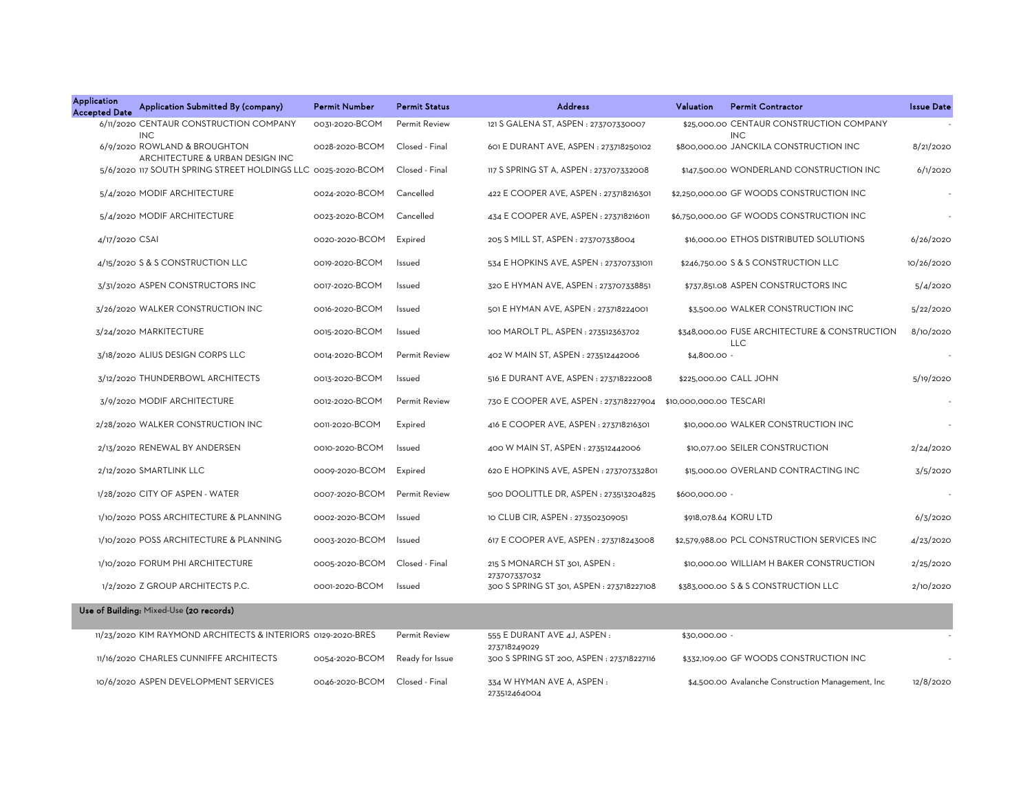| Application Accepted Date | Application Submitted By (company) | Permit Number | Permit Status | Address | Valuation | Permit Contractor | Issue Date |
|---|---|---|---|---|---|---|---|
| 6/11/2020 | CENTAUR CONSTRUCTION COMPANY INC | 0031-2020-BCOM | Permit Review | 121 S GALENA ST, ASPEN : 273707330007 | $25,000.00 | CENTAUR CONSTRUCTION COMPANY INC | - |
| 6/9/2020 | ROWLAND & BROUGHTON ARCHITECTURE & URBAN DESIGN INC | 0028-2020-BCOM | Closed - Final | 601 E DURANT AVE, ASPEN : 273718250102 | $800,000.00 | JANCKILA CONSTRUCTION INC | 8/21/2020 |
| 5/6/2020 | 117 SOUTH SPRING STREET HOLDINGS LLC | 0025-2020-BCOM | Closed - Final | 117 S SPRING ST A, ASPEN : 273707332008 | $147,500.00 | WONDERLAND CONSTRUCTION INC | 6/1/2020 |
| 5/4/2020 | MODIF ARCHITECTURE | 0024-2020-BCOM | Cancelled | 422 E COOPER AVE, ASPEN : 273718216301 | $2,250,000.00 | GF WOODS CONSTRUCTION INC | - |
| 5/4/2020 | MODIF ARCHITECTURE | 0023-2020-BCOM | Cancelled | 434 E COOPER AVE, ASPEN : 273718216011 | $6,750,000.00 | GF WOODS CONSTRUCTION INC | - |
| 4/17/2020 | CSAI | 0020-2020-BCOM | Expired | 205 S MILL ST, ASPEN : 273707338004 | $16,000.00 | ETHOS DISTRIBUTED SOLUTIONS | 6/26/2020 |
| 4/15/2020 | S & S CONSTRUCTION LLC | 0019-2020-BCOM | Issued | 534 E HOPKINS AVE, ASPEN : 273707331011 | $246,750.00 | S & S CONSTRUCTION LLC | 10/26/2020 |
| 3/31/2020 | ASPEN CONSTRUCTORS INC | 0017-2020-BCOM | Issued | 320 E HYMAN AVE, ASPEN : 273707338851 | $737,851.08 | ASPEN CONSTRUCTORS INC | 5/4/2020 |
| 3/26/2020 | WALKER CONSTRUCTION INC | 0016-2020-BCOM | Issued | 501 E HYMAN AVE, ASPEN : 273718224001 | $3,500.00 | WALKER CONSTRUCTION INC | 5/22/2020 |
| 3/24/2020 | MARKITECTURE | 0015-2020-BCOM | Issued | 100 MAROLT PL, ASPEN : 273512363702 | $348,000.00 | FUSE ARCHITECTURE & CONSTRUCTION LLC | 8/10/2020 |
| 3/18/2020 | ALIUS DESIGN CORPS LLC | 0014-2020-BCOM | Permit Review | 402 W MAIN ST, ASPEN : 273512442006 | $4,800.00 | - | - |
| 3/12/2020 | THUNDERBOWL ARCHITECTS | 0013-2020-BCOM | Issued | 516 E DURANT AVE, ASPEN : 273718222008 | $225,000.00 | CALL JOHN | 5/19/2020 |
| 3/9/2020 | MODIF ARCHITECTURE | 0012-2020-BCOM | Permit Review | 730 E COOPER AVE, ASPEN : 273718227904 | $10,000,000.00 | TESCARI | - |
| 2/28/2020 | WALKER CONSTRUCTION INC | 0011-2020-BCOM | Expired | 416 E COOPER AVE, ASPEN : 273718216301 | $10,000.00 | WALKER CONSTRUCTION INC | - |
| 2/13/2020 | RENEWAL BY ANDERSEN | 0010-2020-BCOM | Issued | 400 W MAIN ST, ASPEN : 273512442006 | $10,077.00 | SEILER CONSTRUCTION | 2/24/2020 |
| 2/12/2020 | SMARTLINK LLC | 0009-2020-BCOM | Expired | 620 E HOPKINS AVE, ASPEN : 273707332801 | $15,000.00 | OVERLAND CONTRACTING INC | 3/5/2020 |
| 1/28/2020 | CITY OF ASPEN - WATER | 0007-2020-BCOM | Permit Review | 500 DOOLITTLE DR, ASPEN : 273513204825 | $600,000.00 | - | - |
| 1/10/2020 | POSS ARCHITECTURE & PLANNING | 0002-2020-BCOM | Issued | 10 CLUB CIR, ASPEN : 273502309051 | $918,078.64 | KORU LTD | 6/3/2020 |
| 1/10/2020 | POSS ARCHITECTURE & PLANNING | 0003-2020-BCOM | Issued | 617 E COOPER AVE, ASPEN : 273718243008 | $2,579,988.00 | PCL CONSTRUCTION SERVICES INC | 4/23/2020 |
| 1/10/2020 | FORUM PHI ARCHITECTURE | 0005-2020-BCOM | Closed - Final | 215 S MONARCH ST 301, ASPEN : 273707337032 | $10,000.00 | WILLIAM H BAKER CONSTRUCTION | 2/25/2020 |
| 1/2/2020 | Z GROUP ARCHITECTS P.C. | 0001-2020-BCOM | Issued | 300 S SPRING ST 301, ASPEN : 273718227108 | $383,000.00 | S & S CONSTRUCTION LLC | 2/10/2020 |
| **Use of Building:** Mixed-Use **(20 records)** | | | | | | | |
| 11/23/2020 | KIM RAYMOND ARCHITECTS & INTERIORS | 0129-2020-BRES | Permit Review | 555 E DURANT AVE 4J, ASPEN : 273718249029 | $30,000.00 | - | - |
| 11/16/2020 | CHARLES CUNNIFFE ARCHITECTS | 0054-2020-BCOM | Ready for Issue | 300 S SPRING ST 200, ASPEN : 273718227116 | $332,109.00 | GF WOODS CONSTRUCTION INC | - |
| 10/6/2020 | ASPEN DEVELOPMENT SERVICES | 0046-2020-BCOM | Closed - Final | 334 W HYMAN AVE A, ASPEN : 273512464004 | $4,500.00 | Avalanche Construction Management, Inc | 12/8/2020 |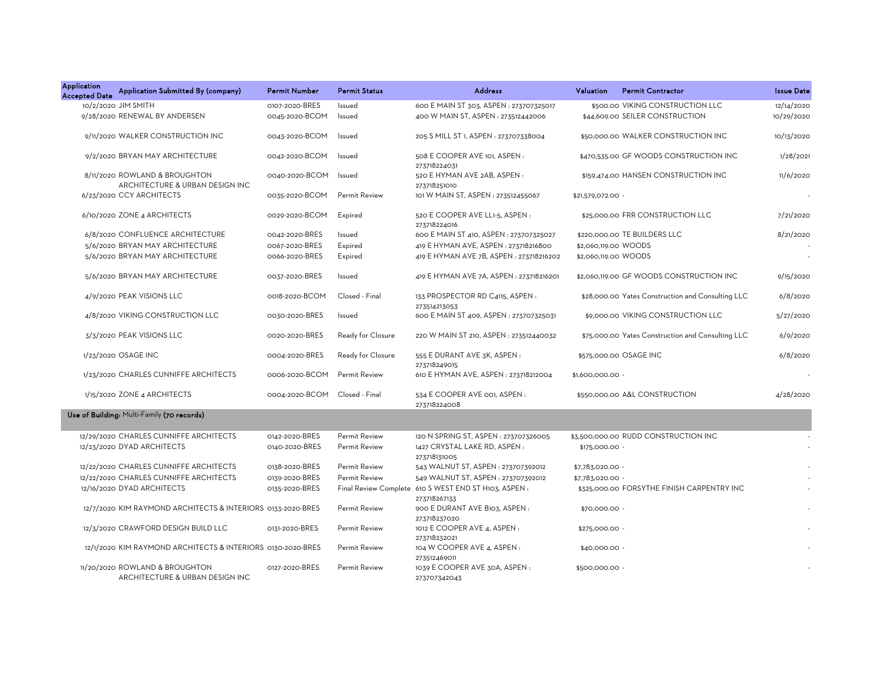| Application Accepted Date | Application Submitted By (company) | Permit Number | Permit Status | Address | Valuation | Permit Contractor | Issue Date |
|---|---|---|---|---|---|---|---|
| 10/2/2020 | JIM SMITH | 0107-2020-BRES | Issued | 600 E MAIN ST 303, ASPEN : 273707325017 | $500.00 | VIKING CONSTRUCTION LLC | 12/14/2020 |
| 9/28/2020 | RENEWAL BY ANDERSEN | 0045-2020-BCOM | Issued | 400 W MAIN ST, ASPEN : 273512442006 | $44,609.00 | SEILER CONSTRUCTION | 10/29/2020 |
| 9/11/2020 | WALKER CONSTRUCTION INC | 0043-2020-BCOM | Issued | 205 S MILL ST 1, ASPEN : 273707338004 | $50,000.00 | WALKER CONSTRUCTION INC | 10/13/2020 |
| 9/2/2020 | BRYAN MAY ARCHITECTURE | 0042-2020-BCOM | Issued | 508 E COOPER AVE 101, ASPEN : 273718224031 | $470,535.00 | GF WOODS CONSTRUCTION INC | 1/28/2021 |
| 8/11/2020 | ROWLAND & BROUGHTON ARCHITECTURE & URBAN DESIGN INC | 0040-2020-BCOM | Issued | 520 E HYMAN AVE 2AB, ASPEN : 273718251010 | $159,474.00 | HANSEN CONSTRUCTION INC | 11/6/2020 |
| 6/23/2020 | CCY ARCHITECTS | 0035-2020-BCOM | Permit Review | 101 W MAIN ST, ASPEN : 273512455067 | $21,579,072.00 | - | - |
| 6/10/2020 | ZONE 4 ARCHITECTS | 0029-2020-BCOM | Expired | 520 E COOPER AVE LL1-5, ASPEN : 273718224016 | $25,000.00 | FRR CONSTRUCTION LLC | 7/21/2020 |
| 6/8/2020 | CONFLUENCE ARCHITECTURE | 0042-2020-BRES | Issued | 600 E MAIN ST 410, ASPEN : 273707325027 | $220,000.00 | TE BUILDERS LLC | 8/21/2020 |
| 5/6/2020 | BRYAN MAY ARCHITECTURE | 0067-2020-BRES | Expired | 419 E HYMAN AVE, ASPEN : 273718216800 | $2,060,119.00 | WOODS | - |
| 5/6/2020 | BRYAN MAY ARCHITECTURE | 0066-2020-BRES | Expired | 419 E HYMAN AVE 7B, ASPEN : 273718216202 | $2,060,119.00 | WOODS | - |
| 5/6/2020 | BRYAN MAY ARCHITECTURE | 0037-2020-BRES | Issued | 419 E HYMAN AVE 7A, ASPEN : 273718216201 | $2,060,119.00 | GF WOODS CONSTRUCTION INC | 9/15/2020 |
| 4/9/2020 | PEAK VISIONS LLC | 0018-2020-BCOM | Closed - Final | 133 PROSPECTOR RD C4115, ASPEN : 273514213053 | $28,000.00 | Yates Construction and Consulting LLC | 6/8/2020 |
| 4/8/2020 | VIKING CONSTRUCTION LLC | 0030-2020-BRES | Issued | 600 E MAIN ST 409, ASPEN : 273707325031 | $9,000.00 | VIKING CONSTRUCTION LLC | 5/27/2020 |
| 3/3/2020 | PEAK VISIONS LLC | 0020-2020-BRES | Ready for Closure | 220 W MAIN ST 210, ASPEN : 273512440032 | $75,000.00 | Yates Construction and Consulting LLC | 6/9/2020 |
| 1/23/2020 | OSAGE INC | 0004-2020-BRES | Ready for Closure | 555 E DURANT AVE 3K, ASPEN : 273718249015 | $575,000.00 | OSAGE INC | 6/8/2020 |
| 1/23/2020 | CHARLES CUNNIFFE ARCHITECTS | 0006-2020-BCOM | Permit Review | 610 E HYMAN AVE, ASPEN : 273718212004 | $1,600,000.00 | - | - |
| 1/15/2020 | ZONE 4 ARCHITECTS | 0004-2020-BCOM | Closed - Final | 534 E COOPER AVE 001, ASPEN : 273718224008 | $550,000.00 | A&L CONSTRUCTION | 4/28/2020 |
| **Use of Building:** Multi-Family **(70 records)** | | | | | | | |
| 12/29/2020 | CHARLES CUNNIFFE ARCHITECTS | 0142-2020-BRES | Permit Review | 120 N SPRING ST, ASPEN : 273707326005 | $3,500,000.00 | RUDD CONSTRUCTION INC | - |
| 12/23/2020 | DYAD ARCHITECTS | 0140-2020-BRES | Permit Review | 1427 CRYSTAL LAKE RD, ASPEN : 273718131005 | $175,000.00 | - | - |
| 12/22/2020 | CHARLES CUNNIFFE ARCHITECTS | 0138-2020-BRES | Permit Review | 543 WALNUT ST, ASPEN : 273707392012 | $7,783,020.00 | - | - |
| 12/22/2020 | CHARLES CUNNIFFE ARCHITECTS | 0139-2020-BRES | Permit Review | 549 WALNUT ST, ASPEN : 273707392012 | $7,783,020.00 | - | - |
| 12/16/2020 | DYAD ARCHITECTS | 0135-2020-BRES | Final Review Complete | 610 S WEST END ST H103, ASPEN : 273718267133 | $325,000.00 | FORSYTHE FINISH CARPENTRY INC | - |
| 12/7/2020 | KIM RAYMOND ARCHITECTS & INTERIORS | 0133-2020-BRES | Permit Review | 900 E DURANT AVE B103, ASPEN : 273718237020 | $70,000.00 | - | - |
| 12/3/2020 | CRAWFORD DESIGN BUILD LLC | 0131-2020-BRES | Permit Review | 1012 E COOPER AVE 4, ASPEN : 273718232021 | $275,000.00 | - | - |
| 12/1/2020 | KIM RAYMOND ARCHITECTS & INTERIORS | 0130-2020-BRES | Permit Review | 104 W COOPER AVE 4, ASPEN : 273512469011 | $40,000.00 | - | - |
| 11/20/2020 | ROWLAND & BROUGHTON ARCHITECTURE & URBAN DESIGN INC | 0127-2020-BRES | Permit Review | 1039 E COOPER AVE 30A, ASPEN : 273707342043 | $500,000.00 | - | - |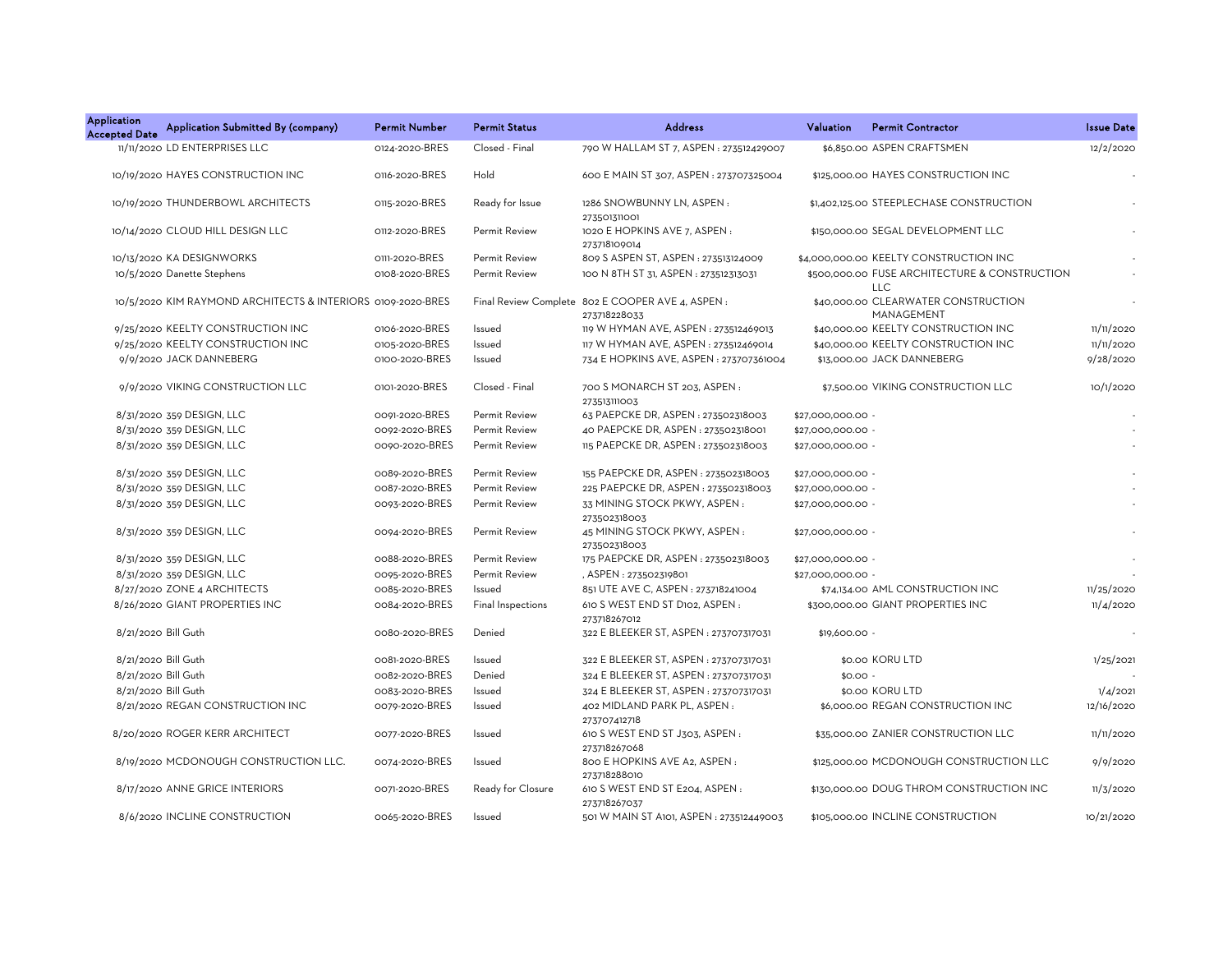| Application Accepted Date | Application Submitted By (company) | Permit Number | Permit Status | Address | Valuation | Permit Contractor | Issue Date |
|---|---|---|---|---|---|---|---|
| 11/11/2020 | LD ENTERPRISES LLC | 0124-2020-BRES | Closed - Final | 790 W HALLAM ST 7, ASPEN : 273512429007 | $6,850.00 | ASPEN CRAFTSMEN | 12/2/2020 |
| 10/19/2020 | HAYES CONSTRUCTION INC | 0116-2020-BRES | Hold | 600 E MAIN ST 307, ASPEN : 273707325004 | $125,000.00 | HAYES CONSTRUCTION INC | - |
| 10/19/2020 | THUNDERBOWL ARCHITECTS | 0115-2020-BRES | Ready for Issue | 1286 SNOWBUNNY LN, ASPEN : 273501311001 | $1,402,125.00 | STEEPLECHASE CONSTRUCTION | - |
| 10/14/2020 | CLOUD HILL DESIGN LLC | 0112-2020-BRES | Permit Review | 1020 E HOPKINS AVE 7, ASPEN : 273718109014 | $150,000.00 | SEGAL DEVELOPMENT LLC | - |
| 10/13/2020 | KA DESIGNWORKS | 0111-2020-BRES | Permit Review | 809 S ASPEN ST, ASPEN : 273513124009 | $4,000,000.00 | KEELTY CONSTRUCTION INC | - |
| 10/5/2020 | Danette Stephens | 0108-2020-BRES | Permit Review | 100 N 8TH ST 31, ASPEN : 273512313031 | $500,000.00 | FUSE ARCHITECTURE & CONSTRUCTION LLC | - |
| 10/5/2020 | KIM RAYMOND ARCHITECTS & INTERIORS | 0109-2020-BRES | Final Review Complete | 802 E COOPER AVE 4, ASPEN : 273718228033 | $40,000.00 | CLEARWATER CONSTRUCTION MANAGEMENT | - |
| 9/25/2020 | KEELTY CONSTRUCTION INC | 0106-2020-BRES | Issued | 119 W HYMAN AVE, ASPEN : 273512469013 | $40,000.00 | KEELTY CONSTRUCTION INC | 11/11/2020 |
| 9/25/2020 | KEELTY CONSTRUCTION INC | 0105-2020-BRES | Issued | 117 W HYMAN AVE, ASPEN : 273512469014 | $40,000.00 | KEELTY CONSTRUCTION INC | 11/11/2020 |
| 9/9/2020 | JACK DANNEBERG | 0100-2020-BRES | Issued | 734 E HOPKINS AVE, ASPEN : 273707361004 | $13,000.00 | JACK DANNEBERG | 9/28/2020 |
| 9/9/2020 | VIKING CONSTRUCTION LLC | 0101-2020-BRES | Closed - Final | 700 S MONARCH ST 203, ASPEN : 273513111003 | $7,500.00 | VIKING CONSTRUCTION LLC | 10/1/2020 |
| 8/31/2020 | 359 DESIGN, LLC | 0091-2020-BRES | Permit Review | 63 PAEPCKE DR, ASPEN : 273502318003 | $27,000,000.00 | - | - |
| 8/31/2020 | 359 DESIGN, LLC | 0092-2020-BRES | Permit Review | 40 PAEPCKE DR, ASPEN : 273502318001 | $27,000,000.00 | - | - |
| 8/31/2020 | 359 DESIGN, LLC | 0090-2020-BRES | Permit Review | 115 PAEPCKE DR, ASPEN : 273502318003 | $27,000,000.00 | - | - |
| 8/31/2020 | 359 DESIGN, LLC | 0089-2020-BRES | Permit Review | 155 PAEPCKE DR, ASPEN : 273502318003 | $27,000,000.00 | - | - |
| 8/31/2020 | 359 DESIGN, LLC | 0087-2020-BRES | Permit Review | 225 PAEPCKE DR, ASPEN : 273502318003 | $27,000,000.00 | - | - |
| 8/31/2020 | 359 DESIGN, LLC | 0093-2020-BRES | Permit Review | 33 MINING STOCK PKWY, ASPEN : 273502318003 | $27,000,000.00 | - | - |
| 8/31/2020 | 359 DESIGN, LLC | 0094-2020-BRES | Permit Review | 45 MINING STOCK PKWY, ASPEN : 273502318003 | $27,000,000.00 | - | - |
| 8/31/2020 | 359 DESIGN, LLC | 0088-2020-BRES | Permit Review | 175 PAEPCKE DR, ASPEN : 273502318003 | $27,000,000.00 | - | - |
| 8/31/2020 | 359 DESIGN, LLC | 0095-2020-BRES | Permit Review | , ASPEN : 273502319801 | $27,000,000.00 | - | - |
| 8/27/2020 | ZONE 4 ARCHITECTS | 0085-2020-BRES | Issued | 851 UTE AVE C, ASPEN : 273718241004 | $74,134.00 | AML CONSTRUCTION INC | 11/25/2020 |
| 8/26/2020 | GIANT PROPERTIES INC | 0084-2020-BRES | Final Inspections | 610 S WEST END ST D102, ASPEN : 273718267012 | $300,000.00 | GIANT PROPERTIES INC | 11/4/2020 |
| 8/21/2020 | Bill Guth | 0080-2020-BRES | Denied | 322 E BLEEKER ST, ASPEN : 273707317031 | $19,600.00 | - | - |
| 8/21/2020 | Bill Guth | 0081-2020-BRES | Issued | 322 E BLEEKER ST, ASPEN : 273707317031 | $0.00 | KORU LTD | 1/25/2021 |
| 8/21/2020 | Bill Guth | 0082-2020-BRES | Denied | 324 E BLEEKER ST, ASPEN : 273707317031 | $0.00 | - | - |
| 8/21/2020 | Bill Guth | 0083-2020-BRES | Issued | 324 E BLEEKER ST, ASPEN : 273707317031 | $0.00 | KORU LTD | 1/4/2021 |
| 8/21/2020 | REGAN CONSTRUCTION INC | 0079-2020-BRES | Issued | 402 MIDLAND PARK PL, ASPEN : 273707412718 | $6,000.00 | REGAN CONSTRUCTION INC | 12/16/2020 |
| 8/20/2020 | ROGER KERR ARCHITECT | 0077-2020-BRES | Issued | 610 S WEST END ST J303, ASPEN : 273718267068 | $35,000.00 | ZANIER CONSTRUCTION LLC | 11/11/2020 |
| 8/19/2020 | MCDONOUGH CONSTRUCTION LLC. | 0074-2020-BRES | Issued | 800 E HOPKINS AVE A2, ASPEN : 273718288010 | $125,000.00 | MCDONOUGH CONSTRUCTION LLC | 9/9/2020 |
| 8/17/2020 | ANNE GRICE INTERIORS | 0071-2020-BRES | Ready for Closure | 610 S WEST END ST E204, ASPEN : 273718267037 | $130,000.00 | DOUG THROM CONSTRUCTION INC | 11/3/2020 |
| 8/6/2020 | INCLINE CONSTRUCTION | 0065-2020-BRES | Issued | 501 W MAIN ST A101, ASPEN : 273512449003 | $105,000.00 | INCLINE CONSTRUCTION | 10/21/2020 |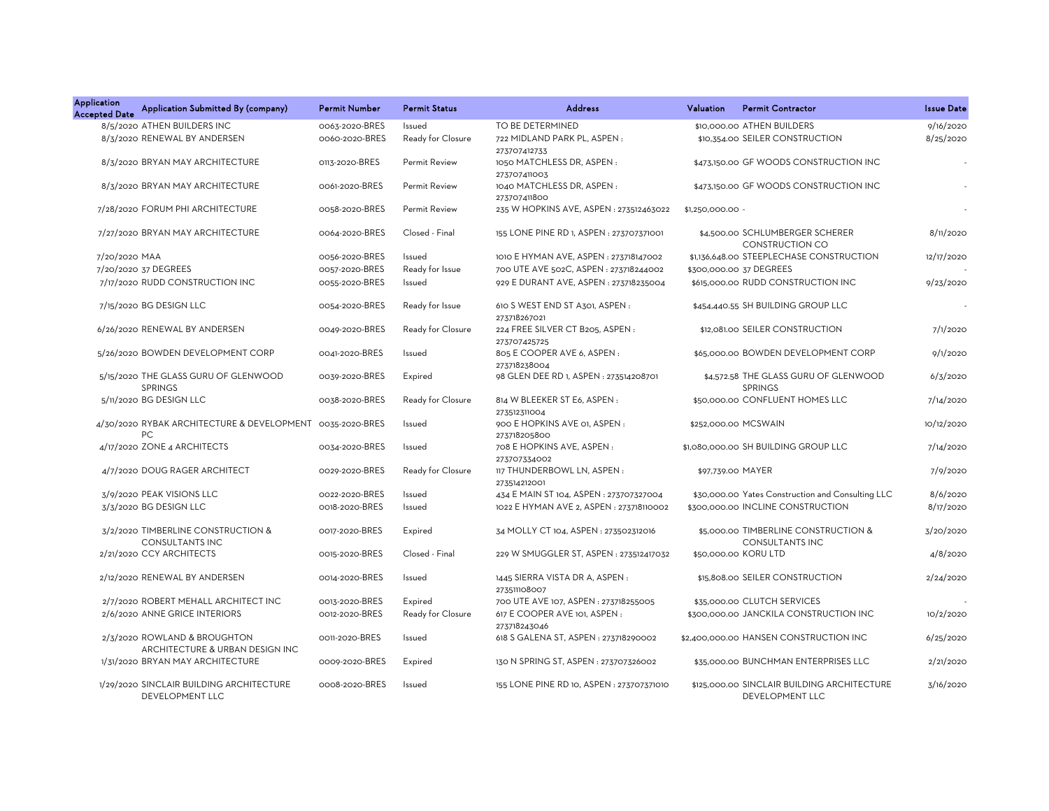| Application Accepted Date | Application Submitted By (company) | Permit Number | Permit Status | Address | Valuation | Permit Contractor | Issue Date |
|---|---|---|---|---|---|---|---|
| 8/5/2020 | ATHEN BUILDERS INC | 0063-2020-BRES | Issued | TO BE DETERMINED | $10,000.00 | ATHEN BUILDERS | 9/16/2020 |
| 8/3/2020 | RENEWAL BY ANDERSEN | 0060-2020-BRES | Ready for Closure | 722 MIDLAND PARK PL, ASPEN : 273707412733 | $10,354.00 | SEILER CONSTRUCTION | 8/25/2020 |
| 8/3/2020 | BRYAN MAY ARCHITECTURE | 0113-2020-BRES | Permit Review | 1050 MATCHLESS DR, ASPEN : 273707411003 | $473,150.00 | GF WOODS CONSTRUCTION INC | - |
| 8/3/2020 | BRYAN MAY ARCHITECTURE | 0061-2020-BRES | Permit Review | 1040 MATCHLESS DR, ASPEN : 273707411800 | $473,150.00 | GF WOODS CONSTRUCTION INC | - |
| 7/28/2020 | FORUM PHI ARCHITECTURE | 0058-2020-BRES | Permit Review | 235 W HOPKINS AVE, ASPEN : 273512463022 | $1,250,000.00 | - | - |
| 7/27/2020 | BRYAN MAY ARCHITECTURE | 0064-2020-BRES | Closed - Final | 155 LONE PINE RD 1, ASPEN : 273707371001 | $4,500.00 | SCHLUMBERGER SCHERER CONSTRUCTION CO | 8/11/2020 |
| 7/20/2020 | MAA | 0056-2020-BRES | Issued | 1010 E HYMAN AVE, ASPEN : 273718147002 | $1,136,648.00 | STEEPLECHASE CONSTRUCTION | 12/17/2020 |
| 7/20/2020 | 37 DEGREES | 0057-2020-BRES | Ready for Issue | 700 UTE AVE 502C, ASPEN : 273718244002 | $300,000.00 | 37 DEGREES | - |
| 7/17/2020 | RUDD CONSTRUCTION INC | 0055-2020-BRES | Issued | 929 E DURANT AVE, ASPEN : 273718235004 | $615,000.00 | RUDD CONSTRUCTION INC | 9/23/2020 |
| 7/15/2020 | BG DESIGN LLC | 0054-2020-BRES | Ready for Issue | 610 S WEST END ST A301, ASPEN : 273718267021 | $454,440.55 | SH BUILDING GROUP LLC | - |
| 6/26/2020 | RENEWAL BY ANDERSEN | 0049-2020-BRES | Ready for Closure | 224 FREE SILVER CT B205, ASPEN : 273707425725 | $12,081.00 | SEILER CONSTRUCTION | 7/1/2020 |
| 5/26/2020 | BOWDEN DEVELOPMENT CORP | 0041-2020-BRES | Issued | 805 E COOPER AVE 6, ASPEN : 273718238004 | $65,000.00 | BOWDEN DEVELOPMENT CORP | 9/1/2020 |
| 5/15/2020 | THE GLASS GURU OF GLENWOOD SPRINGS | 0039-2020-BRES | Expired | 98 GLEN DEE RD 1, ASPEN : 273514208701 | $4,572.58 | THE GLASS GURU OF GLENWOOD SPRINGS | 6/3/2020 |
| 5/11/2020 | BG DESIGN LLC | 0038-2020-BRES | Ready for Closure | 814 W BLEEKER ST E6, ASPEN : 273512311004 | $50,000.00 | CONFLUENT HOMES LLC | 7/14/2020 |
| 4/30/2020 | RYBAK ARCHITECTURE & DEVELOPMENT PC | 0035-2020-BRES | Issued | 900 E HOPKINS AVE 01, ASPEN : 273718205800 | $252,000.00 | MCSWAIN | 10/12/2020 |
| 4/17/2020 | ZONE 4 ARCHITECTS | 0034-2020-BRES | Issued | 708 E HOPKINS AVE, ASPEN : 273707334002 | $1,080,000.00 | SH BUILDING GROUP LLC | 7/14/2020 |
| 4/7/2020 | DOUG RAGER ARCHITECT | 0029-2020-BRES | Ready for Closure | 117 THUNDERBOWL LN, ASPEN : 273514212001 | $97,739.00 | MAYER | 7/9/2020 |
| 3/9/2020 | PEAK VISIONS LLC | 0022-2020-BRES | Issued | 434 E MAIN ST 104, ASPEN : 273707327004 | $30,000.00 | Yates Construction and Consulting LLC | 8/6/2020 |
| 3/3/2020 | BG DESIGN LLC | 0018-2020-BRES | Issued | 1022 E HYMAN AVE 2, ASPEN : 273718110002 | $300,000.00 | INCLINE CONSTRUCTION | 8/17/2020 |
| 3/2/2020 | TIMBERLINE CONSTRUCTION & CONSULTANTS INC | 0017-2020-BRES | Expired | 34 MOLLY CT 104, ASPEN : 273502312016 | $5,000.00 | TIMBERLINE CONSTRUCTION & CONSULTANTS INC | 3/20/2020 |
| 2/21/2020 | CCY ARCHITECTS | 0015-2020-BRES | Closed - Final | 229 W SMUGGLER ST, ASPEN : 273512417032 | $50,000.00 | KORU LTD | 4/8/2020 |
| 2/12/2020 | RENEWAL BY ANDERSEN | 0014-2020-BRES | Issued | 1445 SIERRA VISTA DR A, ASPEN : 273511108007 | $15,808.00 | SEILER CONSTRUCTION | 2/24/2020 |
| 2/7/2020 | ROBERT MEHALL ARCHITECT INC | 0013-2020-BRES | Expired | 700 UTE AVE 107, ASPEN : 273718255005 | $35,000.00 | CLUTCH SERVICES | - |
| 2/6/2020 | ANNE GRICE INTERIORS | 0012-2020-BRES | Ready for Closure | 617 E COOPER AVE 101, ASPEN : 273718243046 | $300,000.00 | JANCKILA CONSTRUCTION INC | 10/2/2020 |
| 2/3/2020 | ROWLAND & BROUGHTON ARCHITECTURE & URBAN DESIGN INC | 0011-2020-BRES | Issued | 618 S GALENA ST, ASPEN : 273718290002 | $2,400,000.00 | HANSEN CONSTRUCTION INC | 6/25/2020 |
| 1/31/2020 | BRYAN MAY ARCHITECTURE | 0009-2020-BRES | Expired | 130 N SPRING ST, ASPEN : 273707326002 | $35,000.00 | BUNCHMAN ENTERPRISES LLC | 2/21/2020 |
| 1/29/2020 | SINCLAIR BUILDING ARCHITECTURE DEVELOPMENT LLC | 0008-2020-BRES | Issued | 155 LONE PINE RD 10, ASPEN : 273707371010 | $125,000.00 | SINCLAIR BUILDING ARCHITECTURE DEVELOPMENT LLC | 3/16/2020 |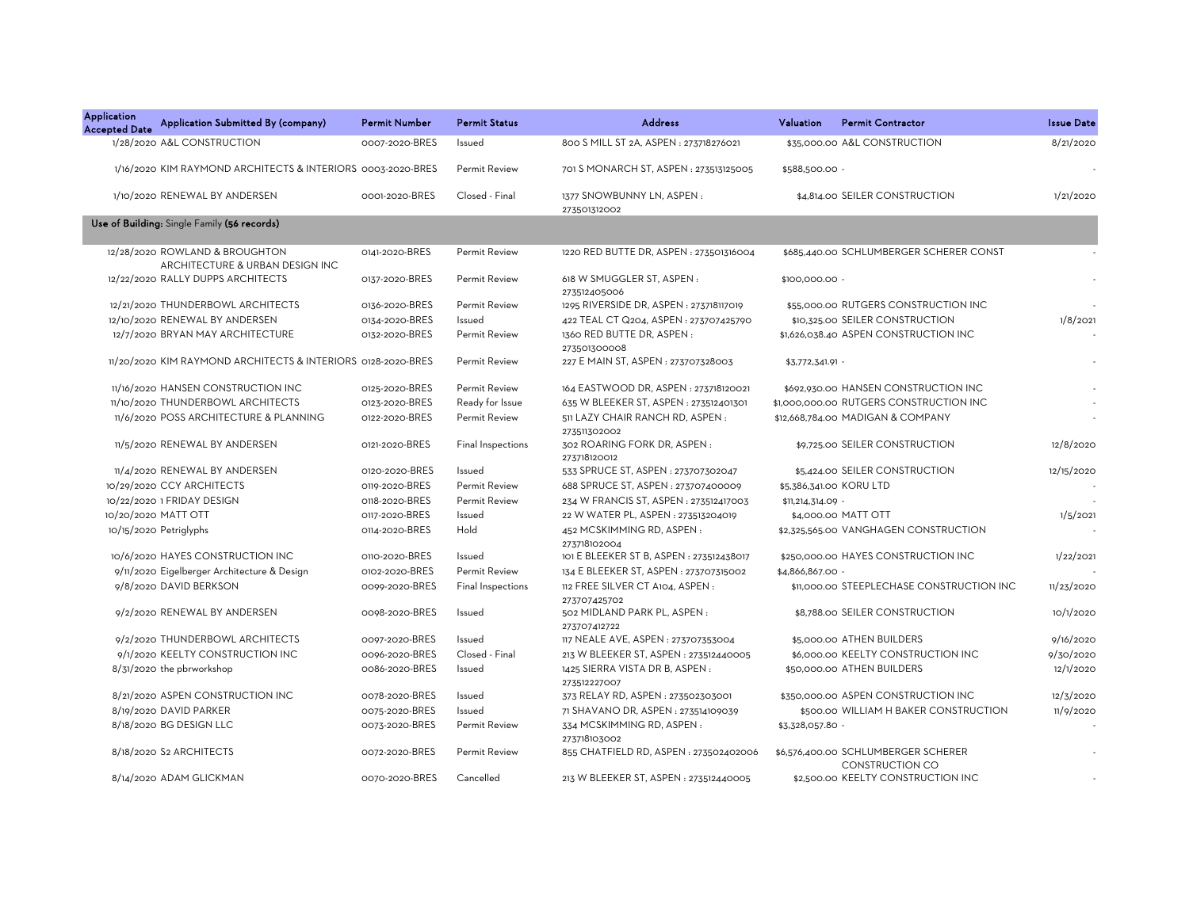| Application Accepted Date | Application Submitted By (company) | Permit Number | Permit Status | Address | Valuation | Permit Contractor | Issue Date |
|---|---|---|---|---|---|---|---|
| 1/28/2020 | A&L CONSTRUCTION | 0007-2020-BRES | Issued | 800 S MILL ST 2A, ASPEN : 273718276021 | $35,000.00 | A&L CONSTRUCTION | 8/21/2020 |
| 1/16/2020 | KIM RAYMOND ARCHITECTS & INTERIORS | 0003-2020-BRES | Permit Review | 701 S MONARCH ST, ASPEN : 273513125005 | $588,500.00 | - | - |
| 1/10/2020 | RENEWAL BY ANDERSEN | 0001-2020-BRES | Closed - Final | 1377 SNOWBUNNY LN, ASPEN : 273501312002 | $4,814.00 | SEILER CONSTRUCTION | 1/21/2020 |
| **Use of Building:** Single Family **(56 records)** | | | | | | | |
| 12/28/2020 | ROWLAND & BROUGHTON ARCHITECTURE & URBAN DESIGN INC | 0141-2020-BRES | Permit Review | 1220 RED BUTTE DR, ASPEN : 273501316004 | $685,440.00 | SCHLUMBERGER SCHERER CONST | - |
| 12/22/2020 | RALLY DUPPS ARCHITECTS | 0137-2020-BRES | Permit Review | 618 W SMUGGLER ST, ASPEN : 273512405006 | $100,000.00 | - | - |
| 12/21/2020 | THUNDERBOWL ARCHITECTS | 0136-2020-BRES | Permit Review | 1295 RIVERSIDE DR, ASPEN : 273718117019 | $55,000.00 | RUTGERS CONSTRUCTION INC | - |
| 12/10/2020 | RENEWAL BY ANDERSEN | 0134-2020-BRES | Issued | 422 TEAL CT Q204, ASPEN : 273707425790 | $10,325.00 | SEILER CONSTRUCTION | 1/8/2021 |
| 12/7/2020 | BRYAN MAY ARCHITECTURE | 0132-2020-BRES | Permit Review | 1360 RED BUTTE DR, ASPEN : 273501300008 | $1,626,038.40 | ASPEN CONSTRUCTION INC | - |
| 11/20/2020 | KIM RAYMOND ARCHITECTS & INTERIORS | 0128-2020-BRES | Permit Review | 227 E MAIN ST, ASPEN : 273707328003 | $3,772,341.91 | - | - |
| 11/16/2020 | HANSEN CONSTRUCTION INC | 0125-2020-BRES | Permit Review | 164 EASTWOOD DR, ASPEN : 273718120021 | $692,930.00 | HANSEN CONSTRUCTION INC | - |
| 11/10/2020 | THUNDERBOWL ARCHITECTS | 0123-2020-BRES | Ready for Issue | 635 W BLEEKER ST, ASPEN : 273512401301 | $1,000,000.00 | RUTGERS CONSTRUCTION INC | - |
| 11/6/2020 | POSS ARCHITECTURE & PLANNING | 0122-2020-BRES | Permit Review | 511 LAZY CHAIR RANCH RD, ASPEN : 273511302002 | $12,668,784.00 | MADIGAN & COMPANY | - |
| 11/5/2020 | RENEWAL BY ANDERSEN | 0121-2020-BRES | Final Inspections | 302 ROARING FORK DR, ASPEN : 273718120012 | $9,725.00 | SEILER CONSTRUCTION | 12/8/2020 |
| 11/4/2020 | RENEWAL BY ANDERSEN | 0120-2020-BRES | Issued | 533 SPRUCE ST, ASPEN : 273707302047 | $5,424.00 | SEILER CONSTRUCTION | 12/15/2020 |
| 10/29/2020 | CCY ARCHITECTS | 0119-2020-BRES | Permit Review | 688 SPRUCE ST, ASPEN : 273707400009 | $5,386,341.00 | KORU LTD | - |
| 10/22/2020 | 1 FRIDAY DESIGN | 0118-2020-BRES | Permit Review | 234 W FRANCIS ST, ASPEN : 273512417003 | $11,214,314.09 | - | - |
| 10/20/2020 | MATT OTT | 0117-2020-BRES | Issued | 22 W WATER PL, ASPEN : 273513204019 | $4,000.00 | MATT OTT | 1/5/2021 |
| 10/15/2020 | Petriglyphs | 0114-2020-BRES | Hold | 452 MCSKIMMING RD, ASPEN : 273718102004 | $2,325,565.00 | VANGHAGEN CONSTRUCTION | - |
| 10/6/2020 | HAYES CONSTRUCTION INC | 0110-2020-BRES | Issued | 101 E BLEEKER ST B, ASPEN : 273512438017 | $250,000.00 | HAYES CONSTRUCTION INC | 1/22/2021 |
| 9/11/2020 | Eigelberger Architecture & Design | 0102-2020-BRES | Permit Review | 134 E BLEEKER ST, ASPEN : 273707315002 | $4,866,867.00 | - | - |
| 9/8/2020 | DAVID BERKSON | 0099-2020-BRES | Final Inspections | 112 FREE SILVER CT A104, ASPEN : 273707425702 | $11,000.00 | STEEPLECHASE CONSTRUCTION INC | 11/23/2020 |
| 9/2/2020 | RENEWAL BY ANDERSEN | 0098-2020-BRES | Issued | 502 MIDLAND PARK PL, ASPEN : 273707412722 | $8,788.00 | SEILER CONSTRUCTION | 10/1/2020 |
| 9/2/2020 | THUNDERBOWL ARCHITECTS | 0097-2020-BRES | Issued | 117 NEALE AVE, ASPEN : 273707353004 | $5,000.00 | ATHEN BUILDERS | 9/16/2020 |
| 9/1/2020 | KEELTY CONSTRUCTION INC | 0096-2020-BRES | Closed - Final | 213 W BLEEKER ST, ASPEN : 273512440005 | $6,000.00 | KEELTY CONSTRUCTION INC | 9/30/2020 |
| 8/31/2020 | the pbrworkshop | 0086-2020-BRES | Issued | 1425 SIERRA VISTA DR B, ASPEN : 273512227007 | $50,000.00 | ATHEN BUILDERS | 12/1/2020 |
| 8/21/2020 | ASPEN CONSTRUCTION INC | 0078-2020-BRES | Issued | 373 RELAY RD, ASPEN : 273502303001 | $350,000.00 | ASPEN CONSTRUCTION INC | 12/3/2020 |
| 8/19/2020 | DAVID PARKER | 0075-2020-BRES | Issued | 71 SHAVANO DR, ASPEN : 273514109039 | $500.00 | WILLIAM H BAKER CONSTRUCTION | 11/9/2020 |
| 8/18/2020 | BG DESIGN LLC | 0073-2020-BRES | Permit Review | 334 MCSKIMMING RD, ASPEN : 273718103002 | $3,328,057.80 | - | - |
| 8/18/2020 | S2 ARCHITECTS | 0072-2020-BRES | Permit Review | 855 CHATFIELD RD, ASPEN : 273502402006 | $6,576,400.00 | SCHLUMBERGER SCHERER CONSTRUCTION CO | - |
| 8/14/2020 | ADAM GLICKMAN | 0070-2020-BRES | Cancelled | 213 W BLEEKER ST, ASPEN : 273512440005 | $2,500.00 | KEELTY CONSTRUCTION INC | - |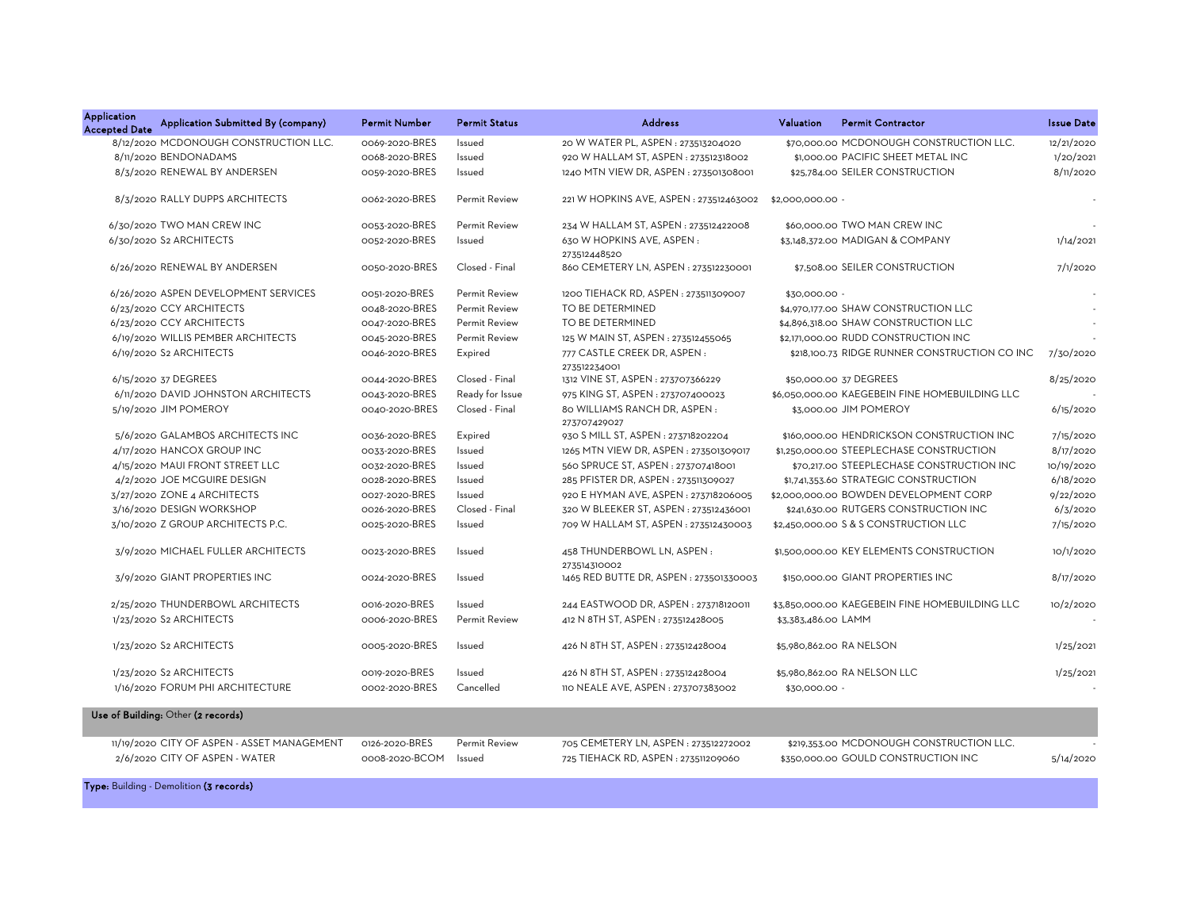| Application Accepted Date | Application Submitted By (company) | Permit Number | Permit Status | Address | Valuation | Permit Contractor | Issue Date |
|---|---|---|---|---|---|---|---|
| 8/12/2020 | MCDONOUGH CONSTRUCTION LLC. | 0069-2020-BRES | Issued | 20 W WATER PL, ASPEN : 273513204020 | $70,000.00 | MCDONOUGH CONSTRUCTION LLC. | 12/21/2020 |
| 8/11/2020 | BENDONADAMS | 0068-2020-BRES | Issued | 920 W HALLAM ST, ASPEN : 273512318002 | $1,000.00 | PACIFIC SHEET METAL INC | 1/20/2021 |
| 8/3/2020 | RENEWAL BY ANDERSEN | 0059-2020-BRES | Issued | 1240 MTN VIEW DR, ASPEN : 273501308001 | $25,784.00 | SEILER CONSTRUCTION | 8/11/2020 |
| 8/3/2020 | RALLY DUPPS ARCHITECTS | 0062-2020-BRES | Permit Review | 221 W HOPKINS AVE, ASPEN : 273512463002 | $2,000,000.00 | - | - |
| 6/30/2020 | TWO MAN CREW INC | 0053-2020-BRES | Permit Review | 234 W HALLAM ST, ASPEN : 273512422008 | $60,000.00 | TWO MAN CREW INC | - |
| 6/30/2020 | S2 ARCHITECTS | 0052-2020-BRES | Issued | 630 W HOPKINS AVE, ASPEN : 273512448520 | $3,148,372.00 | MADIGAN & COMPANY | 1/14/2021 |
| 6/26/2020 | RENEWAL BY ANDERSEN | 0050-2020-BRES | Closed - Final | 860 CEMETERY LN, ASPEN : 273512230001 | $7,508.00 | SEILER CONSTRUCTION | 7/1/2020 |
| 6/26/2020 | ASPEN DEVELOPMENT SERVICES | 0051-2020-BRES | Permit Review | 1200 TIEHACK RD, ASPEN : 273511309007 | $30,000.00 | - | - |
| 6/23/2020 | CCY ARCHITECTS | 0048-2020-BRES | Permit Review | TO BE DETERMINED | $4,970,177.00 | SHAW CONSTRUCTION LLC | - |
| 6/23/2020 | CCY ARCHITECTS | 0047-2020-BRES | Permit Review | TO BE DETERMINED | $4,896,318.00 | SHAW CONSTRUCTION LLC | - |
| 6/19/2020 | WILLIS PEMBER ARCHITECTS | 0045-2020-BRES | Permit Review | 125 W MAIN ST, ASPEN : 273512455065 | $2,171,000.00 | RUDD CONSTRUCTION INC | - |
| 6/19/2020 | S2 ARCHITECTS | 0046-2020-BRES | Expired | 777 CASTLE CREEK DR, ASPEN : 273512234001 | $218,100.73 | RIDGE RUNNER CONSTRUCTION CO INC | 7/30/2020 |
| 6/15/2020 | 37 DEGREES | 0044-2020-BRES | Closed - Final | 1312 VINE ST, ASPEN : 273707366229 | $50,000.00 | 37 DEGREES | 8/25/2020 |
| 6/11/2020 | DAVID JOHNSTON ARCHITECTS | 0043-2020-BRES | Ready for Issue | 975 KING ST, ASPEN : 273707400023 | $6,050,000.00 | KAEGEBEIN FINE HOMEBUILDING LLC | - |
| 5/19/2020 | JIM POMEROY | 0040-2020-BRES | Closed - Final | 80 WILLIAMS RANCH DR, ASPEN : 273707429027 | $3,000.00 | JIM POMEROY | 6/15/2020 |
| 5/6/2020 | GALAMBOS ARCHITECTS INC | 0036-2020-BRES | Expired | 930 S MILL ST, ASPEN : 273718202204 | $160,000.00 | HENDRICKSON CONSTRUCTION INC | 7/15/2020 |
| 4/17/2020 | HANCOX GROUP INC | 0033-2020-BRES | Issued | 1265 MTN VIEW DR, ASPEN : 273501309017 | $1,250,000.00 | STEEPLECHASE CONSTRUCTION | 8/17/2020 |
| 4/15/2020 | MAUI FRONT STREET LLC | 0032-2020-BRES | Issued | 560 SPRUCE ST, ASPEN : 273707418001 | $70,217.00 | STEEPLECHASE CONSTRUCTION INC | 10/19/2020 |
| 4/2/2020 | JOE MCGUIRE DESIGN | 0028-2020-BRES | Issued | 285 PFISTER DR, ASPEN : 273511309027 | $1,741,353.60 | STRATEGIC CONSTRUCTION | 6/18/2020 |
| 3/27/2020 | ZONE 4 ARCHITECTS | 0027-2020-BRES | Issued | 920 E HYMAN AVE, ASPEN : 273718206005 | $2,000,000.00 | BOWDEN DEVELOPMENT CORP | 9/22/2020 |
| 3/16/2020 | DESIGN WORKSHOP | 0026-2020-BRES | Closed - Final | 320 W BLEEKER ST, ASPEN : 273512436001 | $241,630.00 | RUTGERS CONSTRUCTION INC | 6/3/2020 |
| 3/10/2020 | Z GROUP ARCHITECTS P.C. | 0025-2020-BRES | Issued | 709 W HALLAM ST, ASPEN : 273512430003 | $2,450,000.00 | S & S CONSTRUCTION LLC | 7/15/2020 |
| 3/9/2020 | MICHAEL FULLER ARCHITECTS | 0023-2020-BRES | Issued | 458 THUNDERBOWL LN, ASPEN : 273514310002 | $1,500,000.00 | KEY ELEMENTS CONSTRUCTION | 10/1/2020 |
| 3/9/2020 | GIANT PROPERTIES INC | 0024-2020-BRES | Issued | 1465 RED BUTTE DR, ASPEN : 273501330003 | $150,000.00 | GIANT PROPERTIES INC | 8/17/2020 |
| 2/25/2020 | THUNDERBOWL ARCHITECTS | 0016-2020-BRES | Issued | 244 EASTWOOD DR, ASPEN : 273718120011 | $3,850,000.00 | KAEGEBEIN FINE HOMEBUILDING LLC | 10/2/2020 |
| 1/23/2020 | S2 ARCHITECTS | 0006-2020-BRES | Permit Review | 412 N 8TH ST, ASPEN : 273512428005 | $3,383,486.00 | LAMM | - |
| 1/23/2020 | S2 ARCHITECTS | 0005-2020-BRES | Issued | 426 N 8TH ST, ASPEN : 273512428004 | $5,980,862.00 | RA NELSON | 1/25/2021 |
| 1/23/2020 | S2 ARCHITECTS | 0019-2020-BRES | Issued | 426 N 8TH ST, ASPEN : 273512428004 | $5,980,862.00 | RA NELSON LLC | 1/25/2021 |
| 1/16/2020 | FORUM PHI ARCHITECTURE | 0002-2020-BRES | Cancelled | 110 NEALE AVE, ASPEN : 273707383002 | $30,000.00 | - | - |

**Use of Building:** Other **(2 records)**

| Application Accepted Date | Application Submitted By (company) | Permit Number | Permit Status | Address | Valuation | Permit Contractor | Issue Date |
|---|---|---|---|---|---|---|---|
| 11/19/2020 | CITY OF ASPEN - ASSET MANAGEMENT | 0126-2020-BRES | Permit Review | 705 CEMETERY LN, ASPEN : 273512272002 | $219,353.00 | MCDONOUGH CONSTRUCTION LLC. | - |
| 2/6/2020 | CITY OF ASPEN - WATER | 0008-2020-BCOM | Issued | 725 TIEHACK RD, ASPEN : 273511209060 | $350,000.00 | GOULD CONSTRUCTION INC | 5/14/2020 |

**Type:** Building - Demolition **(3 records)**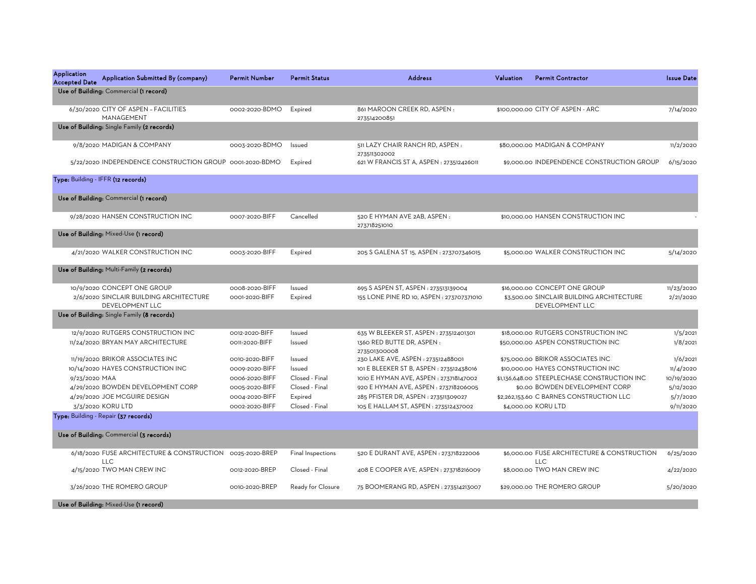| Application Accepted Date | Application Submitted By (company) | Permit Number | Permit Status | Address | Valuation | Permit Contractor | Issue Date |
|---|---|---|---|---|---|---|---|
| **Use of Building:** Commercial (1 record) | | | | | | | |
| 6/30/2020 | CITY OF ASPEN - FACILITIES MANAGEMENT | 0002-2020-BDMO | Expired | 861 MAROON CREEK RD, ASPEN : 273514200851 | $100,000.00 | CITY OF ASPEN - ARC | 7/14/2020 |
| **Use of Building:** Single Family (2 records) | | | | | | | |
| 9/8/2020 | MADIGAN & COMPANY | 0003-2020-BDMO | Issued | 511 LAZY CHAIR RANCH RD, ASPEN : 273511302002 | $80,000.00 | MADIGAN & COMPANY | 11/2/2020 |
| 5/22/2020 | INDEPENDENCE CONSTRUCTION GROUP | 0001-2020-BDMO | Expired | 621 W FRANCIS ST A, ASPEN : 273512426011 | $9,000.00 | INDEPENDENCE CONSTRUCTION GROUP | 6/15/2020 |
| **Type:** Building - IFFR (12 records) | | | | | | | |
| **Use of Building:** Commercial (1 record) | | | | | | | |
| 9/28/2020 | HANSEN CONSTRUCTION INC | 0007-2020-BIFF | Cancelled | 520 E HYMAN AVE 2AB, ASPEN : 273718251010 | $10,000.00 | HANSEN CONSTRUCTION INC | - |
| **Use of Building:** Mixed-Use (1 record) | | | | | | | |
| 4/21/2020 | WALKER CONSTRUCTION INC | 0003-2020-BIFF | Expired | 205 S GALENA ST 15, ASPEN : 273707346015 | $5,000.00 | WALKER CONSTRUCTION INC | 5/14/2020 |
| **Use of Building:** Multi-Family (2 records) | | | | | | | |
| 10/9/2020 | CONCEPT ONE GROUP | 0008-2020-BIFF | Issued | 695 S ASPEN ST, ASPEN : 273513139004 | $16,000.00 | CONCEPT ONE GROUP | 11/23/2020 |
| 2/6/2020 | SINCLAIR BUILDING ARCHITECTURE DEVELOPMENT LLC | 0001-2020-BIFF | Expired | 155 LONE PINE RD 10, ASPEN : 273707371010 | $3,500.00 | SINCLAIR BUILDING ARCHITECTURE DEVELOPMENT LLC | 2/21/2020 |
| **Use of Building:** Single Family (8 records) | | | | | | | |
| 12/9/2020 | RUTGERS CONSTRUCTION INC | 0012-2020-BIFF | Issued | 635 W BLEEKER ST, ASPEN : 273512401301 | $18,000.00 | RUTGERS CONSTRUCTION INC | 1/5/2021 |
| 11/24/2020 | BRYAN MAY ARCHITECTURE | 0011-2020-BIFF | Issued | 1360 RED BUTTE DR, ASPEN : 273501300008 | $50,000.00 | ASPEN CONSTRUCTION INC | 1/8/2021 |
| 11/19/2020 | BRIKOR ASSOCIATES INC | 0010-2020-BIFF | Issued | 230 LAKE AVE, ASPEN : 273512488001 | $75,000.00 | BRIKOR ASSOCIATES INC | 1/6/2021 |
| 10/14/2020 | HAYES CONSTRUCTION INC | 0009-2020-BIFF | Issued | 101 E BLEEKER ST B, ASPEN : 273512438016 | $10,000.00 | HAYES CONSTRUCTION INC | 11/4/2020 |
| 9/23/2020 | MAA | 0006-2020-BIFF | Closed - Final | 1010 E HYMAN AVE, ASPEN : 273718147002 | $1,136,648.00 | STEEPLECHASE CONSTRUCTION INC | 10/19/2020 |
| 4/29/2020 | BOWDEN DEVELOPMENT CORP | 0005-2020-BIFF | Closed - Final | 920 E HYMAN AVE, ASPEN : 273718206005 | $0.00 | BOWDEN DEVELOPMENT CORP | 5/12/2020 |
| 4/29/2020 | JOE MCGUIRE DESIGN | 0004-2020-BIFF | Expired | 285 PFISTER DR, ASPEN : 273511309027 | $2,262,153.60 | C BARNES CONSTRUCTION LLC | 5/7/2020 |
| 3/3/2020 | KORU LTD | 0002-2020-BIFF | Closed - Final | 105 E HALLAM ST, ASPEN : 273512437002 | $4,000.00 | KORU LTD | 9/11/2020 |
| **Type:** Building - Repair (37 records) | | | | | | | |
| **Use of Building:** Commercial (3 records) | | | | | | | |
| 6/18/2020 | FUSE ARCHITECTURE & CONSTRUCTION LLC | 0025-2020-BREP | Final Inspections | 520 E DURANT AVE, ASPEN : 273718222006 | $6,000.00 | FUSE ARCHITECTURE & CONSTRUCTION LLC | 6/25/2020 |
| 4/15/2020 | TWO MAN CREW INC | 0012-2020-BREP | Closed - Final | 408 E COOPER AVE, ASPEN : 273718216009 | $8,000.00 | TWO MAN CREW INC | 4/22/2020 |
| 3/26/2020 | THE ROMERO GROUP | 0010-2020-BREP | Ready for Closure | 75 BOOMERANG RD, ASPEN : 273514213007 | $29,000.00 | THE ROMERO GROUP | 5/20/2020 |
| **Use of Building:** Mixed-Use (1 record) | | | | | | | |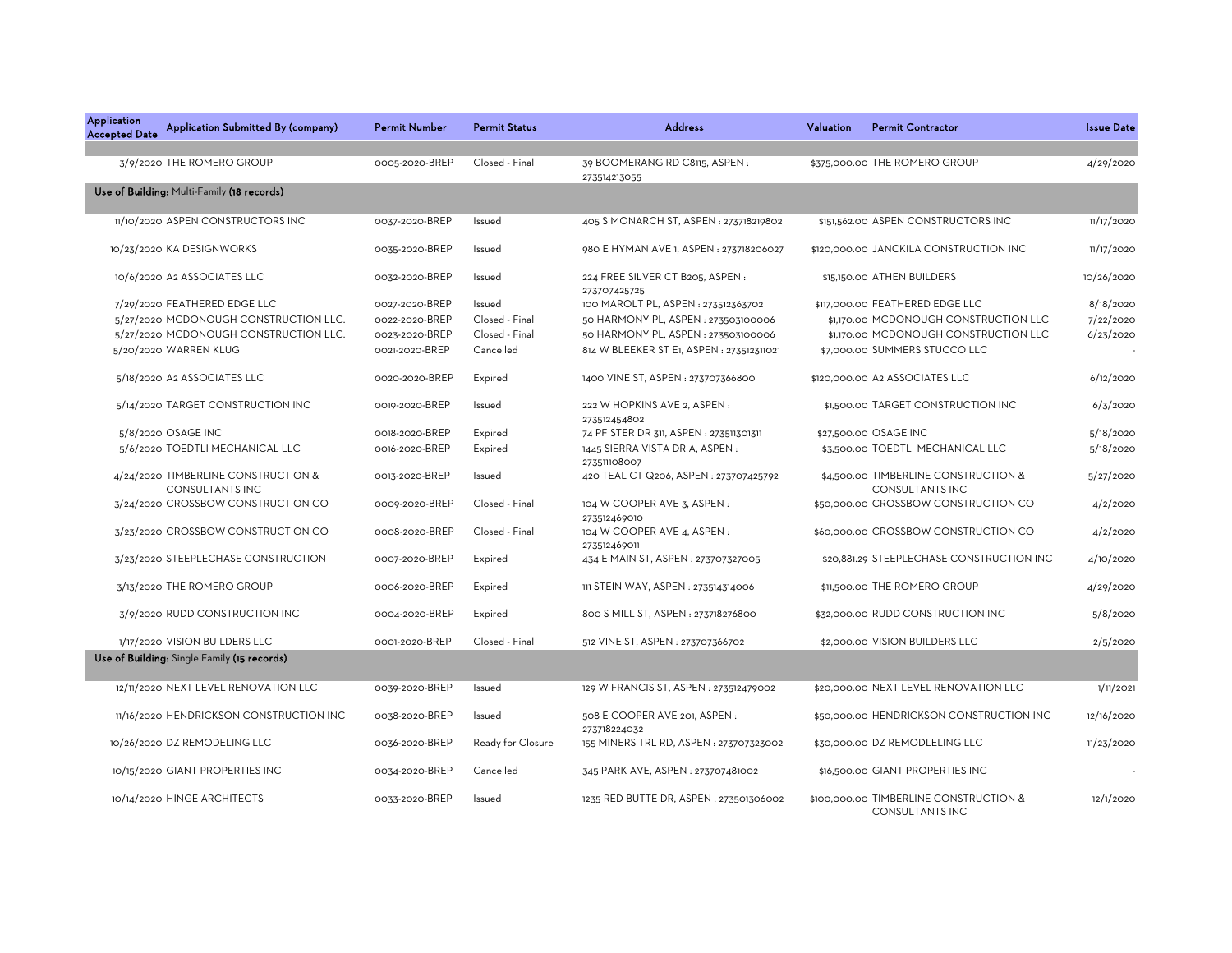| Application Accepted Date | Application Submitted By (company) | Permit Number | Permit Status | Address | Valuation | Permit Contractor | Issue Date |
|---|---|---|---|---|---|---|---|
| 3/9/2020 | THE ROMERO GROUP | 0005-2020-BREP | Closed - Final | 39 BOOMERANG RD C8115, ASPEN : 273514213055 | $375,000.00 | THE ROMERO GROUP | 4/29/2020 |
| **Use of Building:** Multi-Family **(18 records)** | | | | | | | |
| 11/10/2020 | ASPEN CONSTRUCTORS INC | 0037-2020-BREP | Issued | 405 S MONARCH ST, ASPEN : 273718219802 | $151,562.00 | ASPEN CONSTRUCTORS INC | 11/17/2020 |
| 10/23/2020 | KA DESIGNWORKS | 0035-2020-BREP | Issued | 980 E HYMAN AVE 1, ASPEN : 273718206027 | $120,000.00 | JANCKILA CONSTRUCTION INC | 11/17/2020 |
| 10/6/2020 | A2 ASSOCIATES LLC | 0032-2020-BREP | Issued | 224 FREE SILVER CT B205, ASPEN : 273707425725 | $15,150.00 | ATHEN BUILDERS | 10/26/2020 |
| 7/29/2020 | FEATHERED EDGE LLC | 0027-2020-BREP | Issued | 100 MAROLT PL, ASPEN : 273512363702 | $117,000.00 | FEATHERED EDGE LLC | 8/18/2020 |
| 5/27/2020 | MCDONOUGH CONSTRUCTION LLC. | 0022-2020-BREP | Closed - Final | 50 HARMONY PL, ASPEN : 273503100006 | $1,170.00 | MCDONOUGH CONSTRUCTION LLC | 7/22/2020 |
| 5/27/2020 | MCDONOUGH CONSTRUCTION LLC. | 0023-2020-BREP | Closed - Final | 50 HARMONY PL, ASPEN : 273503100006 | $1,170.00 | MCDONOUGH CONSTRUCTION LLC | 6/23/2020 |
| 5/20/2020 | WARREN KLUG | 0021-2020-BREP | Cancelled | 814 W BLEEKER ST E1, ASPEN : 273512311021 | $7,000.00 | SUMMERS STUCCO LLC | - |
| 5/18/2020 | A2 ASSOCIATES LLC | 0020-2020-BREP | Expired | 1400 VINE ST, ASPEN : 273707366800 | $120,000.00 | A2 ASSOCIATES LLC | 6/12/2020 |
| 5/14/2020 | TARGET CONSTRUCTION INC | 0019-2020-BREP | Issued | 222 W HOPKINS AVE 2, ASPEN : 273512454802 | $1,500.00 | TARGET CONSTRUCTION INC | 6/3/2020 |
| 5/8/2020 | OSAGE INC | 0018-2020-BREP | Expired | 74 PFISTER DR 311, ASPEN : 273511301311 | $27,500.00 | OSAGE INC | 5/18/2020 |
| 5/6/2020 | TOEDTLI MECHANICAL LLC | 0016-2020-BREP | Expired | 1445 SIERRA VISTA DR A, ASPEN : 273511108007 | $3,500.00 | TOEDTLI MECHANICAL LLC | 5/18/2020 |
| 4/24/2020 | TIMBERLINE CONSTRUCTION & CONSULTANTS INC | 0013-2020-BREP | Issued | 420 TEAL CT Q206, ASPEN : 273707425792 | $4,500.00 | TIMBERLINE CONSTRUCTION & CONSULTANTS INC | 5/27/2020 |
| 3/24/2020 | CROSSBOW CONSTRUCTION CO | 0009-2020-BREP | Closed - Final | 104 W COOPER AVE 3, ASPEN : 273512469010 | $50,000.00 | CROSSBOW CONSTRUCTION CO | 4/2/2020 |
| 3/23/2020 | CROSSBOW CONSTRUCTION CO | 0008-2020-BREP | Closed - Final | 104 W COOPER AVE 4, ASPEN : 273512469011 | $60,000.00 | CROSSBOW CONSTRUCTION CO | 4/2/2020 |
| 3/23/2020 | STEEPLECHASE CONSTRUCTION | 0007-2020-BREP | Expired | 434 E MAIN ST, ASPEN : 273707327005 | $20,881.29 | STEEPLECHASE CONSTRUCTION INC | 4/10/2020 |
| 3/13/2020 | THE ROMERO GROUP | 0006-2020-BREP | Expired | 111 STEIN WAY, ASPEN : 273514314006 | $11,500.00 | THE ROMERO GROUP | 4/29/2020 |
| 3/9/2020 | RUDD CONSTRUCTION INC | 0004-2020-BREP | Expired | 800 S MILL ST, ASPEN : 273718276800 | $32,000.00 | RUDD CONSTRUCTION INC | 5/8/2020 |
| 1/17/2020 | VISION BUILDERS LLC | 0001-2020-BREP | Closed - Final | 512 VINE ST, ASPEN : 273707366702 | $2,000.00 | VISION BUILDERS LLC | 2/5/2020 |
| **Use of Building:** Single Family **(15 records)** | | | | | | | |
| 12/11/2020 | NEXT LEVEL RENOVATION LLC | 0039-2020-BREP | Issued | 129 W FRANCIS ST, ASPEN : 273512479002 | $20,000.00 | NEXT LEVEL RENOVATION LLC | 1/11/2021 |
| 11/16/2020 | HENDRICKSON CONSTRUCTION INC | 0038-2020-BREP | Issued | 508 E COOPER AVE 201, ASPEN : 273718224032 | $50,000.00 | HENDRICKSON CONSTRUCTION INC | 12/16/2020 |
| 10/26/2020 | DZ REMODELING LLC | 0036-2020-BREP | Ready for Closure | 155 MINERS TRL RD, ASPEN : 273707323002 | $30,000.00 | DZ REMODLELING LLC | 11/23/2020 |
| 10/15/2020 | GIANT PROPERTIES INC | 0034-2020-BREP | Cancelled | 345 PARK AVE, ASPEN : 273707481002 | $16,500.00 | GIANT PROPERTIES INC | - |
| 10/14/2020 | HINGE ARCHITECTS | 0033-2020-BREP | Issued | 1235 RED BUTTE DR, ASPEN : 273501306002 | $100,000.00 | TIMBERLINE CONSTRUCTION & CONSULTANTS INC | 12/1/2020 |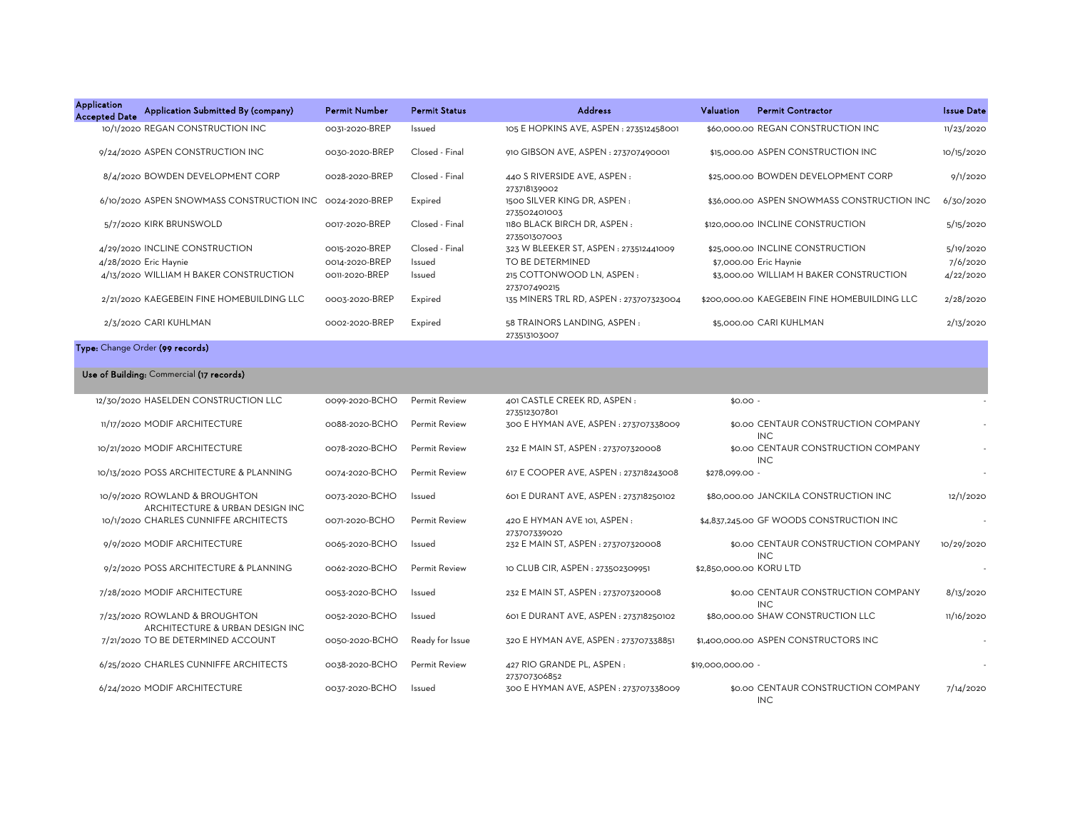| Application Accepted Date | Application Submitted By (company) | Permit Number | Permit Status | Address | Valuation | Permit Contractor | Issue Date |
|---|---|---|---|---|---|---|---|
| 10/1/2020 | REGAN CONSTRUCTION INC | 0031-2020-BREP | Issued | 105 E HOPKINS AVE, ASPEN : 273512458001 | $60,000.00 | REGAN CONSTRUCTION INC | 11/23/2020 |
| 9/24/2020 | ASPEN CONSTRUCTION INC | 0030-2020-BREP | Closed - Final | 910 GIBSON AVE, ASPEN : 273707490001 | $15,000.00 | ASPEN CONSTRUCTION INC | 10/15/2020 |
| 8/4/2020 | BOWDEN DEVELOPMENT CORP | 0028-2020-BREP | Closed - Final | 440 S RIVERSIDE AVE, ASPEN : 273718139002 | $25,000.00 | BOWDEN DEVELOPMENT CORP | 9/1/2020 |
| 6/10/2020 | ASPEN SNOWMASS CONSTRUCTION INC | 0024-2020-BREP | Expired | 1500 SILVER KING DR, ASPEN : 273502401003 | $36,000.00 | ASPEN SNOWMASS CONSTRUCTION INC | 6/30/2020 |
| 5/7/2020 | KIRK BRUNSWOLD | 0017-2020-BREP | Closed - Final | 1180 BLACK BIRCH DR, ASPEN : 273501307003 | $120,000.00 | INCLINE CONSTRUCTION | 5/15/2020 |
| 4/29/2020 | INCLINE CONSTRUCTION | 0015-2020-BREP | Closed - Final | 323 W BLEEKER ST, ASPEN : 273512441009 | $25,000.00 | INCLINE CONSTRUCTION | 5/19/2020 |
| 4/28/2020 | Eric Haynie | 0014-2020-BREP | Issued | TO BE DETERMINED | $7,000.00 | Eric Haynie | 7/6/2020 |
| 4/13/2020 | WILLIAM H BAKER CONSTRUCTION | 0011-2020-BREP | Issued | 215 COTTONWOOD LN, ASPEN : 273707490215 | $3,000.00 | WILLIAM H BAKER CONSTRUCTION | 4/22/2020 |
| 2/21/2020 | KAEGEBEIN FINE HOMEBUILDING LLC | 0003-2020-BREP | Expired | 135 MINERS TRL RD, ASPEN : 273707323004 | $200,000.00 | KAEGEBEIN FINE HOMEBUILDING LLC | 2/28/2020 |
| 2/3/2020 | CARI KUHLMAN | 0002-2020-BREP | Expired | 58 TRAINORS LANDING, ASPEN : 273513103007 | $5,000.00 | CARI KUHLMAN | 2/13/2020 |

**Type:** Change Order **(99 records)**

**Use of Building:** Commercial **(17 records)**

| Application Accepted Date | Application Submitted By (company) | Permit Number | Permit Status | Address | Valuation | Permit Contractor | Issue Date |
|---|---|---|---|---|---|---|---|
| 12/30/2020 | HASELDEN CONSTRUCTION LLC | 0099-2020-BCHO | Permit Review | 401 CASTLE CREEK RD, ASPEN : 273512307801 | $0.00 | - | - |
| 11/17/2020 | MODIF ARCHITECTURE | 0088-2020-BCHO | Permit Review | 300 E HYMAN AVE, ASPEN : 273707338009 | $0.00 | CENTAUR CONSTRUCTION COMPANY INC | - |
| 10/21/2020 | MODIF ARCHITECTURE | 0078-2020-BCHO | Permit Review | 232 E MAIN ST, ASPEN : 273707320008 | $0.00 | CENTAUR CONSTRUCTION COMPANY INC | - |
| 10/13/2020 | POSS ARCHITECTURE & PLANNING | 0074-2020-BCHO | Permit Review | 617 E COOPER AVE, ASPEN : 273718243008 | $278,099.00 | - | - |
| 10/9/2020 | ROWLAND & BROUGHTON ARCHITECTURE & URBAN DESIGN INC | 0073-2020-BCHO | Issued | 601 E DURANT AVE, ASPEN : 273718250102 | $80,000.00 | JANCKILA CONSTRUCTION INC | 12/1/2020 |
| 10/1/2020 | CHARLES CUNNIFFE ARCHITECTS | 0071-2020-BCHO | Permit Review | 420 E HYMAN AVE 101, ASPEN : 273707339020 | $4,837,245.00 | GF WOODS CONSTRUCTION INC | - |
| 9/9/2020 | MODIF ARCHITECTURE | 0065-2020-BCHO | Issued | 232 E MAIN ST, ASPEN : 273707320008 | $0.00 | CENTAUR CONSTRUCTION COMPANY INC | 10/29/2020 |
| 9/2/2020 | POSS ARCHITECTURE & PLANNING | 0062-2020-BCHO | Permit Review | 10 CLUB CIR, ASPEN : 273502309951 | $2,850,000.00 | KORU LTD | - |
| 7/28/2020 | MODIF ARCHITECTURE | 0053-2020-BCHO | Issued | 232 E MAIN ST, ASPEN : 273707320008 | $0.00 | CENTAUR CONSTRUCTION COMPANY INC | 8/13/2020 |
| 7/23/2020 | ROWLAND & BROUGHTON ARCHITECTURE & URBAN DESIGN INC | 0052-2020-BCHO | Issued | 601 E DURANT AVE, ASPEN : 273718250102 | $80,000.00 | SHAW CONSTRUCTION LLC | 11/16/2020 |
| 7/21/2020 | TO BE DETERMINED ACCOUNT | 0050-2020-BCHO | Ready for Issue | 320 E HYMAN AVE, ASPEN : 273707338851 | $1,400,000.00 | ASPEN CONSTRUCTORS INC | - |
| 6/25/2020 | CHARLES CUNNIFFE ARCHITECTS | 0038-2020-BCHO | Permit Review | 427 RIO GRANDE PL, ASPEN : 273707306852 | $19,000,000.00 | - | - |
| 6/24/2020 | MODIF ARCHITECTURE | 0037-2020-BCHO | Issued | 300 E HYMAN AVE, ASPEN : 273707338009 | $0.00 | CENTAUR CONSTRUCTION COMPANY INC | 7/14/2020 |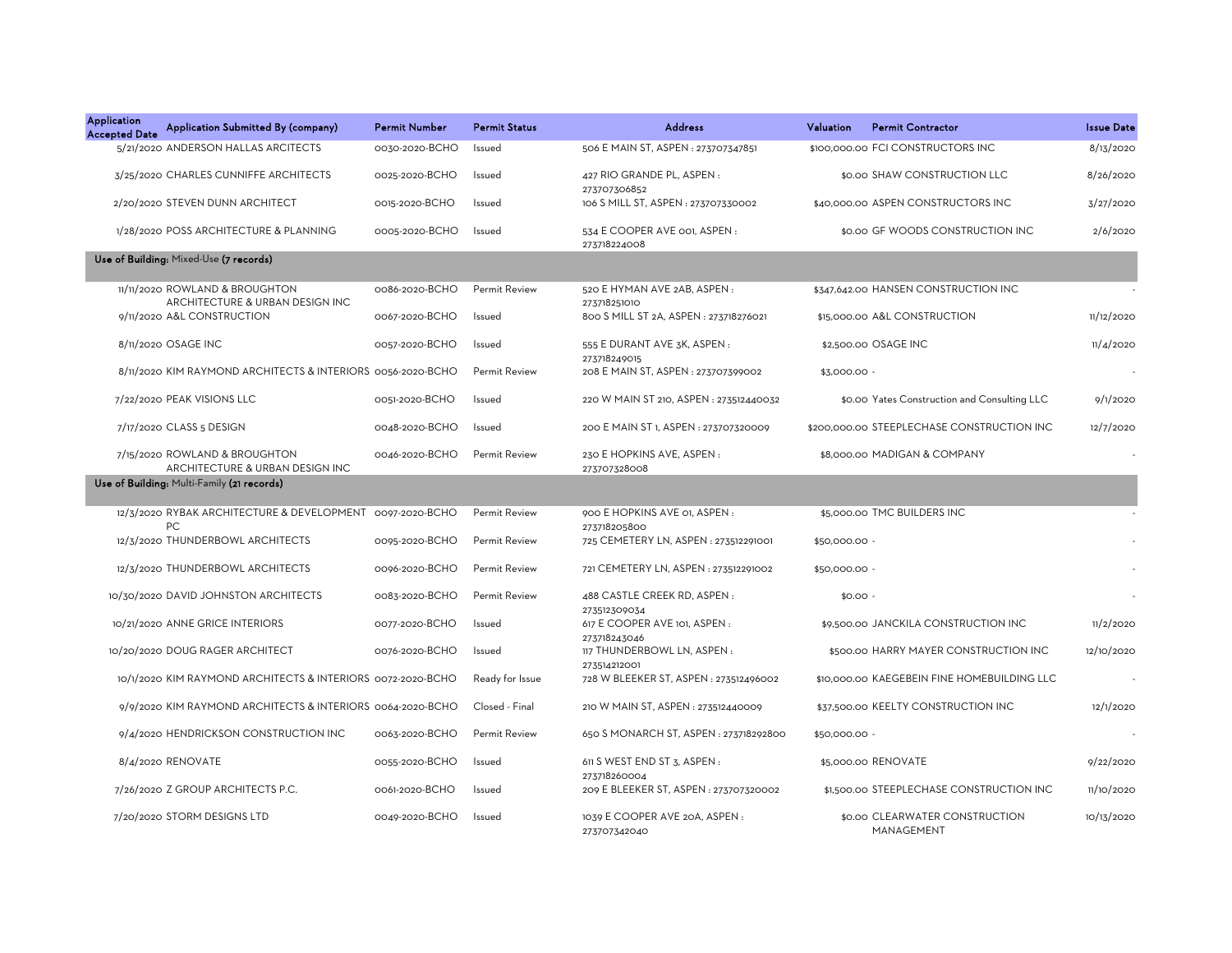| Application Accepted Date | Application Submitted By (company) | Permit Number | Permit Status | Address | Valuation | Permit Contractor | Issue Date |
| --- | --- | --- | --- | --- | --- | --- | --- |
| 5/21/2020 | ANDERSON HALLAS ARCITECTS | 0030-2020-BCHO | Issued | 506 E MAIN ST, ASPEN : 273707347851 | $100,000.00 | FCI CONSTRUCTORS INC | 8/13/2020 |
| 3/25/2020 | CHARLES CUNNIFFE ARCHITECTS | 0025-2020-BCHO | Issued | 427 RIO GRANDE PL, ASPEN : 273707306852 | $0.00 | SHAW CONSTRUCTION LLC | 8/26/2020 |
| 2/20/2020 | STEVEN DUNN ARCHITECT | 0015-2020-BCHO | Issued | 106 S MILL ST, ASPEN : 273707330002 | $40,000.00 | ASPEN CONSTRUCTORS INC | 3/27/2020 |
| 1/28/2020 | POSS ARCHITECTURE & PLANNING | 0005-2020-BCHO | Issued | 534 E COOPER AVE 001, ASPEN : 273718224008 | $0.00 | GF WOODS CONSTRUCTION INC | 2/6/2020 |
| **Use of Building:** Mixed-Use **(7 records)** | | | | | | | |
| 11/11/2020 | ROWLAND & BROUGHTON ARCHITECTURE & URBAN DESIGN INC | 0086-2020-BCHO | Permit Review | 520 E HYMAN AVE 2AB, ASPEN : 273718251010 | $347,642.00 | HANSEN CONSTRUCTION INC | - |
| 9/11/2020 | A&L CONSTRUCTION | 0067-2020-BCHO | Issued | 800 S MILL ST 2A, ASPEN : 273718276021 | $15,000.00 | A&L CONSTRUCTION | 11/12/2020 |
| 8/11/2020 | OSAGE INC | 0057-2020-BCHO | Issued | 555 E DURANT AVE 3K, ASPEN : 273718249015 | $2,500.00 | OSAGE INC | 11/4/2020 |
| 8/11/2020 | KIM RAYMOND ARCHITECTS & INTERIORS | 0056-2020-BCHO | Permit Review | 208 E MAIN ST, ASPEN : 273707399002 | $3,000.00 | - | - |
| 7/22/2020 | PEAK VISIONS LLC | 0051-2020-BCHO | Issued | 220 W MAIN ST 210, ASPEN : 273512440032 | $0.00 | Yates Construction and Consulting LLC | 9/1/2020 |
| 7/17/2020 | CLASS 5 DESIGN | 0048-2020-BCHO | Issued | 200 E MAIN ST 1, ASPEN : 273707320009 | $200,000.00 | STEEPLECHASE CONSTRUCTION INC | 12/7/2020 |
| 7/15/2020 | ROWLAND & BROUGHTON ARCHITECTURE & URBAN DESIGN INC | 0046-2020-BCHO | Permit Review | 230 E HOPKINS AVE, ASPEN : 273707328008 | $8,000.00 | MADIGAN & COMPANY | - |
| **Use of Building:** Multi-Family **(21 records)** | | | | | | | |
| 12/3/2020 | RYBAK ARCHITECTURE & DEVELOPMENT PC | 0097-2020-BCHO | Permit Review | 900 E HOPKINS AVE 01, ASPEN : 273718205800 | $5,000.00 | TMC BUILDERS INC | - |
| 12/3/2020 | THUNDERBOWL ARCHITECTS | 0095-2020-BCHO | Permit Review | 725 CEMETERY LN, ASPEN : 273512291001 | $50,000.00 | - | - |
| 12/3/2020 | THUNDERBOWL ARCHITECTS | 0096-2020-BCHO | Permit Review | 721 CEMETERY LN, ASPEN : 273512291002 | $50,000.00 | - | - |
| 10/30/2020 | DAVID JOHNSTON ARCHITECTS | 0083-2020-BCHO | Permit Review | 488 CASTLE CREEK RD, ASPEN : 273512309034 | $0.00 | - | - |
| 10/21/2020 | ANNE GRICE INTERIORS | 0077-2020-BCHO | Issued | 617 E COOPER AVE 101, ASPEN : 273718243046 | $9,500.00 | JANCKILA CONSTRUCTION INC | 11/2/2020 |
| 10/20/2020 | DOUG RAGER ARCHITECT | 0076-2020-BCHO | Issued | 117 THUNDERBOWL LN, ASPEN : 273514212001 | $500.00 | HARRY MAYER CONSTRUCTION INC | 12/10/2020 |
| 10/1/2020 | KIM RAYMOND ARCHITECTS & INTERIORS | 0072-2020-BCHO | Ready for Issue | 728 W BLEEKER ST, ASPEN : 273512496002 | $10,000.00 | KAEGEBEIN FINE HOMEBUILDING LLC | - |
| 9/9/2020 | KIM RAYMOND ARCHITECTS & INTERIORS | 0064-2020-BCHO | Closed - Final | 210 W MAIN ST, ASPEN : 273512440009 | $37,500.00 | KEELTY CONSTRUCTION INC | 12/1/2020 |
| 9/4/2020 | HENDRICKSON CONSTRUCTION INC | 0063-2020-BCHO | Permit Review | 650 S MONARCH ST, ASPEN : 273718292800 | $50,000.00 | - | - |
| 8/4/2020 | RENOVATE | 0055-2020-BCHO | Issued | 611 S WEST END ST 3, ASPEN : 273718260004 | $5,000.00 | RENOVATE | 9/22/2020 |
| 7/26/2020 | Z GROUP ARCHITECTS P.C. | 0061-2020-BCHO | Issued | 209 E BLEEKER ST, ASPEN : 273707320002 | $1,500.00 | STEEPLECHASE CONSTRUCTION INC | 11/10/2020 |
| 7/20/2020 | STORM DESIGNS LTD | 0049-2020-BCHO | Issued | 1039 E COOPER AVE 20A, ASPEN : 273707342040 | $0.00 | CLEARWATER CONSTRUCTION MANAGEMENT | 10/13/2020 |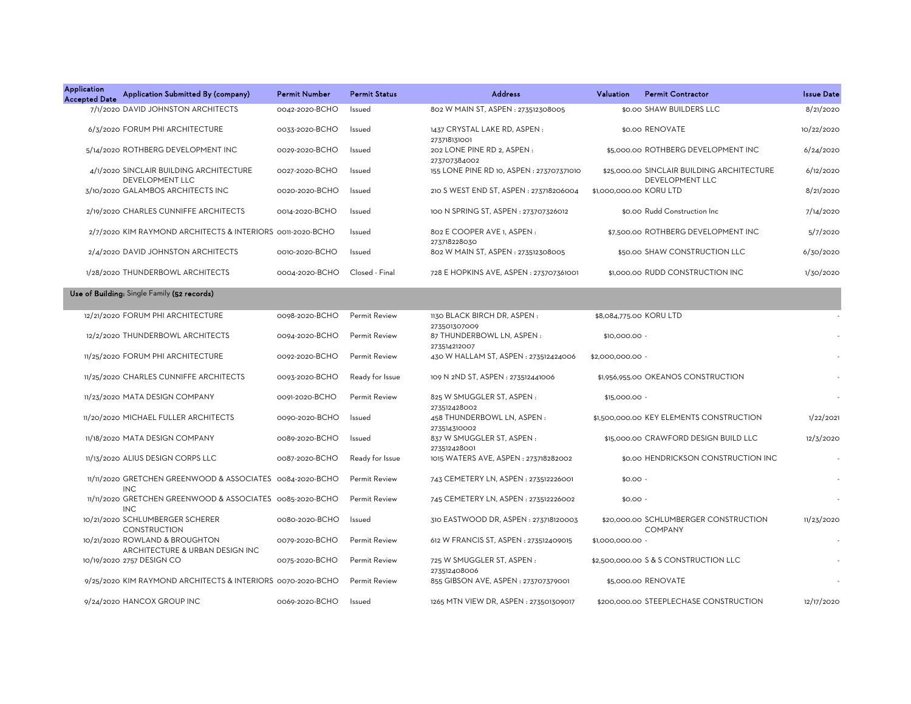| Application Accepted Date | Application Submitted By (company) | Permit Number | Permit Status | Address | Valuation | Permit Contractor | Issue Date |
|---|---|---|---|---|---|---|---|
| 7/1/2020 | DAVID JOHNSTON ARCHITECTS | 0042-2020-BCHO | Issued | 802 W MAIN ST, ASPEN : 273512308005 | $0.00 | SHAW BUILDERS LLC | 8/21/2020 |
| 6/3/2020 | FORUM PHI ARCHITECTURE | 0033-2020-BCHO | Issued | 1437 CRYSTAL LAKE RD, ASPEN : 273718131001 | $0.00 | RENOVATE | 10/22/2020 |
| 5/14/2020 | ROTHBERG DEVELOPMENT INC | 0029-2020-BCHO | Issued | 202 LONE PINE RD 2, ASPEN : 273707384002 | $5,000.00 | ROTHBERG DEVELOPMENT INC | 6/24/2020 |
| 4/1/2020 | SINCLAIR BUILDING ARCHITECTURE DEVELOPMENT LLC | 0027-2020-BCHO | Issued | 155 LONE PINE RD 10, ASPEN : 273707371010 | $25,000.00 | SINCLAIR BUILDING ARCHITECTURE DEVELOPMENT LLC | 6/12/2020 |
| 3/10/2020 | GALAMBOS ARCHITECTS INC | 0020-2020-BCHO | Issued | 210 S WEST END ST, ASPEN : 273718206004 | $1,000,000.00 | KORU LTD | 8/21/2020 |
| 2/19/2020 | CHARLES CUNNIFFE ARCHITECTS | 0014-2020-BCHO | Issued | 100 N SPRING ST, ASPEN : 273707326012 | $0.00 | Rudd Construction Inc | 7/14/2020 |
| 2/7/2020 | KIM RAYMOND ARCHITECTS & INTERIORS | 0011-2020-BCHO | Issued | 802 E COOPER AVE 1, ASPEN : 273718228030 | $7,500.00 | ROTHBERG DEVELOPMENT INC | 5/7/2020 |
| 2/4/2020 | DAVID JOHNSTON ARCHITECTS | 0010-2020-BCHO | Issued | 802 W MAIN ST, ASPEN : 273512308005 | $50.00 | SHAW CONSTRUCTION LLC | 6/30/2020 |
| 1/28/2020 | THUNDERBOWL ARCHITECTS | 0004-2020-BCHO | Closed - Final | 728 E HOPKINS AVE, ASPEN : 273707361001 | $1,000.00 | RUDD CONSTRUCTION INC | 1/30/2020 |

**Use of Building:** Single Family **(52 records)**

| Application Accepted Date | Application Submitted By (company) | Permit Number | Permit Status | Address | Valuation | Permit Contractor | Issue Date |
|---|---|---|---|---|---|---|---|
| 12/21/2020 | FORUM PHI ARCHITECTURE | 0098-2020-BCHO | Permit Review | 1130 BLACK BIRCH DR, ASPEN : 273501307009 | $8,084,775.00 | KORU LTD | - |
| 12/2/2020 | THUNDERBOWL ARCHITECTS | 0094-2020-BCHO | Permit Review | 87 THUNDERBOWL LN, ASPEN : 273514212007 | $10,000.00 | - | - |
| 11/25/2020 | FORUM PHI ARCHITECTURE | 0092-2020-BCHO | Permit Review | 430 W HALLAM ST, ASPEN : 273512424006 | $2,000,000.00 | - | - |
| 11/25/2020 | CHARLES CUNNIFFE ARCHITECTS | 0093-2020-BCHO | Ready for Issue | 109 N 2ND ST, ASPEN : 273512441006 | $1,956,955.00 | OKEANOS CONSTRUCTION | - |
| 11/23/2020 | MATA DESIGN COMPANY | 0091-2020-BCHO | Permit Review | 825 W SMUGGLER ST, ASPEN : 273512428002 | $15,000.00 | - | - |
| 11/20/2020 | MICHAEL FULLER ARCHITECTS | 0090-2020-BCHO | Issued | 458 THUNDERBOWL LN, ASPEN : 273514310002 | $1,500,000.00 | KEY ELEMENTS CONSTRUCTION | 1/22/2021 |
| 11/18/2020 | MATA DESIGN COMPANY | 0089-2020-BCHO | Issued | 837 W SMUGGLER ST, ASPEN : 273512428001 | $15,000.00 | CRAWFORD DESIGN BUILD LLC | 12/3/2020 |
| 11/13/2020 | ALIUS DESIGN CORPS LLC | 0087-2020-BCHO | Ready for Issue | 1015 WATERS AVE, ASPEN : 273718282002 | $0.00 | HENDRICKSON CONSTRUCTION INC | - |
| 11/11/2020 | GRETCHEN GREENWOOD & ASSOCIATES INC | 0084-2020-BCHO | Permit Review | 743 CEMETERY LN, ASPEN : 273512226001 | $0.00 | - | - |
| 11/11/2020 | GRETCHEN GREENWOOD & ASSOCIATES INC | 0085-2020-BCHO | Permit Review | 745 CEMETERY LN, ASPEN : 273512226002 | $0.00 | - | - |
| 10/21/2020 | SCHLUMBERGER SCHERER CONSTRUCTION | 0080-2020-BCHO | Issued | 310 EASTWOOD DR, ASPEN : 273718120003 | $20,000.00 | SCHLUMBERGER CONSTRUCTION COMPANY | 11/23/2020 |
| 10/21/2020 | ROWLAND & BROUGHTON ARCHITECTURE & URBAN DESIGN INC | 0079-2020-BCHO | Permit Review | 612 W FRANCIS ST, ASPEN : 273512409015 | $1,000,000.00 | - | - |
| 10/19/2020 | 2757 DESIGN CO | 0075-2020-BCHO | Permit Review | 725 W SMUGGLER ST, ASPEN : 273512408006 | $2,500,000.00 | S & S CONSTRUCTION LLC | - |
| 9/25/2020 | KIM RAYMOND ARCHITECTS & INTERIORS | 0070-2020-BCHO | Permit Review | 855 GIBSON AVE, ASPEN : 273707379001 | $5,000.00 | RENOVATE | - |
| 9/24/2020 | HANCOX GROUP INC | 0069-2020-BCHO | Issued | 1265 MTN VIEW DR, ASPEN : 273501309017 | $200,000.00 | STEEPLECHASE CONSTRUCTION | 12/17/2020 |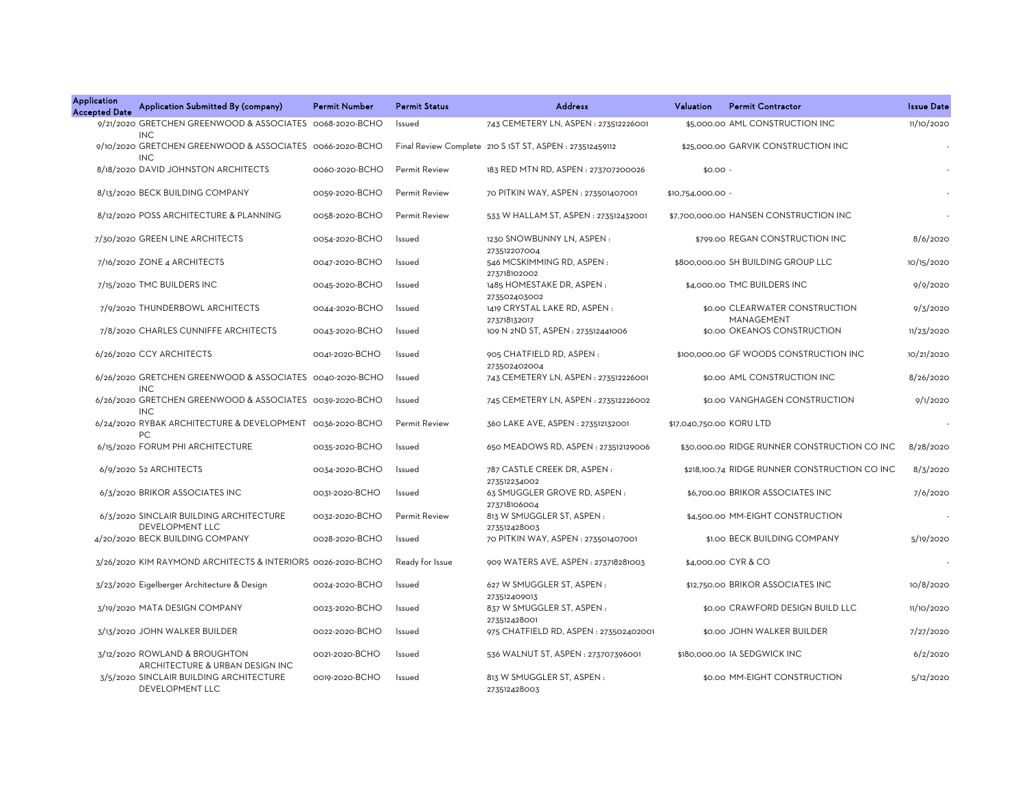| Application Accepted Date | Application Submitted By (company) | Permit Number | Permit Status | Address | Valuation | Permit Contractor | Issue Date |
|---|---|---|---|---|---|---|---|
| 9/21/2020 | GRETCHEN GREENWOOD & ASSOCIATES INC | 0068-2020-BCHO | Issued | 743 CEMETERY LN, ASPEN : 273512226001 | $5,000.00 | AML CONSTRUCTION INC | 11/10/2020 |
| 9/10/2020 | GRETCHEN GREENWOOD & ASSOCIATES INC | 0066-2020-BCHO | Final Review Complete | 210 S 1ST ST, ASPEN : 273512459112 | $25,000.00 | GARVIK CONSTRUCTION INC | - |
| 8/18/2020 | DAVID JOHNSTON ARCHITECTS | 0060-2020-BCHO | Permit Review | 183 RED MTN RD, ASPEN : 273707200026 | $0.00 | - | - |
| 8/13/2020 | BECK BUILDING COMPANY | 0059-2020-BCHO | Permit Review | 70 PITKIN WAY, ASPEN : 273501407001 | $10,754,000.00 | - | - |
| 8/12/2020 | POSS ARCHITECTURE & PLANNING | 0058-2020-BCHO | Permit Review | 533 W HALLAM ST, ASPEN : 273512432001 | $7,700,000.00 | HANSEN CONSTRUCTION INC | - |
| 7/30/2020 | GREEN LINE ARCHITECTS | 0054-2020-BCHO | Issued | 1230 SNOWBUNNY LN, ASPEN : 273512207004 | $799.00 | REGAN CONSTRUCTION INC | 8/6/2020 |
| 7/16/2020 | ZONE 4 ARCHITECTS | 0047-2020-BCHO | Issued | 546 MCSKIMMING RD, ASPEN : 273718102002 | $800,000.00 | SH BUILDING GROUP LLC | 10/15/2020 |
| 7/15/2020 | TMC BUILDERS INC | 0045-2020-BCHO | Issued | 1485 HOMESTAKE DR, ASPEN : 273502403002 | $4,000.00 | TMC BUILDERS INC | 9/9/2020 |
| 7/9/2020 | THUNDERBOWL ARCHITECTS | 0044-2020-BCHO | Issued | 1419 CRYSTAL LAKE RD, ASPEN : 273718132017 | $0.00 | CLEARWATER CONSTRUCTION MANAGEMENT | 9/3/2020 |
| 7/8/2020 | CHARLES CUNNIFFE ARCHITECTS | 0043-2020-BCHO | Issued | 109 N 2ND ST, ASPEN : 273512441006 | $0.00 | OKEANOS CONSTRUCTION | 11/23/2020 |
| 6/26/2020 | CCY ARCHITECTS | 0041-2020-BCHO | Issued | 905 CHATFIELD RD, ASPEN : 273502402004 | $100,000.00 | GF WOODS CONSTRUCTION INC | 10/21/2020 |
| 6/26/2020 | GRETCHEN GREENWOOD & ASSOCIATES INC | 0040-2020-BCHO | Issued | 743 CEMETERY LN, ASPEN : 273512226001 | $0.00 | AML CONSTRUCTION INC | 8/26/2020 |
| 6/26/2020 | GRETCHEN GREENWOOD & ASSOCIATES INC | 0039-2020-BCHO | Issued | 745 CEMETERY LN, ASPEN : 273512226002 | $0.00 | VANGHAGEN CONSTRUCTION | 9/1/2020 |
| 6/24/2020 | RYBAK ARCHITECTURE & DEVELOPMENT PC | 0036-2020-BCHO | Permit Review | 360 LAKE AVE, ASPEN : 273512132001 | $17,040,750.00 | KORU LTD | - |
| 6/15/2020 | FORUM PHI ARCHITECTURE | 0035-2020-BCHO | Issued | 650 MEADOWS RD, ASPEN : 273512129006 | $30,000.00 | RIDGE RUNNER CONSTRUCTION CO INC | 8/28/2020 |
| 6/9/2020 | S2 ARCHITECTS | 0034-2020-BCHO | Issued | 787 CASTLE CREEK DR, ASPEN : 273512234002 | $218,100.74 | RIDGE RUNNER CONSTRUCTION CO INC | 8/3/2020 |
| 6/3/2020 | BRIKOR ASSOCIATES INC | 0031-2020-BCHO | Issued | 63 SMUGGLER GROVE RD, ASPEN : 273718106004 | $6,700.00 | BRIKOR ASSOCIATES INC | 7/6/2020 |
| 6/3/2020 | SINCLAIR BUILDING ARCHITECTURE DEVELOPMENT LLC | 0032-2020-BCHO | Permit Review | 813 W SMUGGLER ST, ASPEN : 273512428003 | $4,500.00 | MM-EIGHT CONSTRUCTION | - |
| 4/20/2020 | BECK BUILDING COMPANY | 0028-2020-BCHO | Issued | 70 PITKIN WAY, ASPEN : 273501407001 | $1.00 | BECK BUILDING COMPANY | 5/19/2020 |
| 3/26/2020 | KIM RAYMOND ARCHITECTS & INTERIORS | 0026-2020-BCHO | Ready for Issue | 909 WATERS AVE, ASPEN : 273718281003 | $4,000.00 | CYR & CO | - |
| 3/23/2020 | Eigelberger Architecture & Design | 0024-2020-BCHO | Issued | 627 W SMUGGLER ST, ASPEN : 273512409013 | $12,750.00 | BRIKOR ASSOCIATES INC | 10/8/2020 |
| 3/19/2020 | MATA DESIGN COMPANY | 0023-2020-BCHO | Issued | 837 W SMUGGLER ST, ASPEN : 273512428001 | $0.00 | CRAWFORD DESIGN BUILD LLC | 11/10/2020 |
| 3/13/2020 | JOHN WALKER BUILDER | 0022-2020-BCHO | Issued | 975 CHATFIELD RD, ASPEN : 273502402001 | $0.00 | JOHN WALKER BUILDER | 7/27/2020 |
| 3/12/2020 | ROWLAND & BROUGHTON ARCHITECTURE & URBAN DESIGN INC | 0021-2020-BCHO | Issued | 536 WALNUT ST, ASPEN : 273707396001 | $180,000.00 | IA SEDGWICK INC | 6/2/2020 |
| 3/5/2020 | SINCLAIR BUILDING ARCHITECTURE DEVELOPMENT LLC | 0019-2020-BCHO | Issued | 813 W SMUGGLER ST, ASPEN : 273512428003 | $0.00 | MM-EIGHT CONSTRUCTION | 5/12/2020 |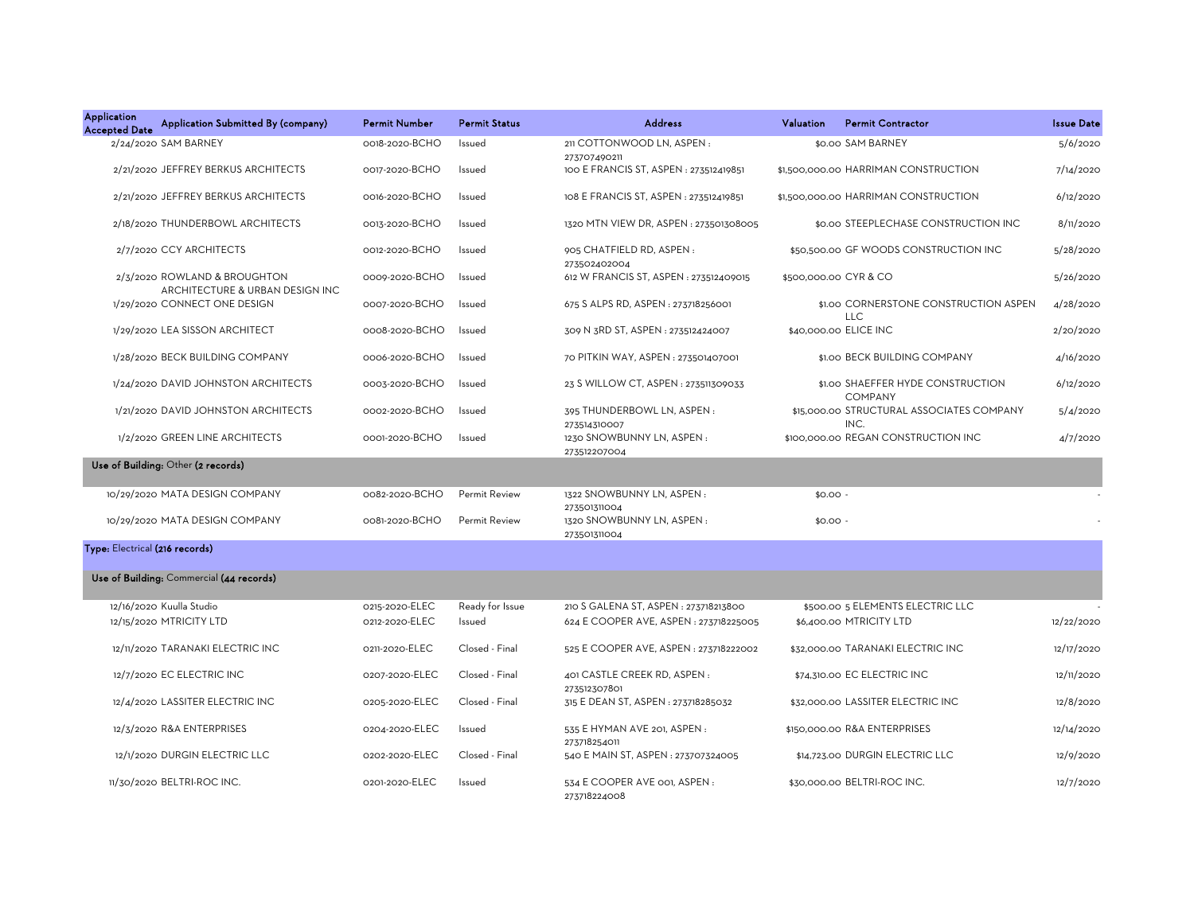| Application Accepted Date | Application Submitted By (company) | Permit Number | Permit Status | Address | Valuation | Permit Contractor | Issue Date |
|---|---|---|---|---|---|---|---|
| 2/24/2020 | SAM BARNEY | 0018-2020-BCHO | Issued | 211 COTTONWOOD LN, ASPEN : 273707490211 | $0.00 | SAM BARNEY | 5/6/2020 |
| 2/21/2020 | JEFFREY BERKUS ARCHITECTS | 0017-2020-BCHO | Issued | 100 E FRANCIS ST, ASPEN : 273512419851 | $1,500,000.00 | HARRIMAN CONSTRUCTION | 7/14/2020 |
| 2/21/2020 | JEFFREY BERKUS ARCHITECTS | 0016-2020-BCHO | Issued | 108 E FRANCIS ST, ASPEN : 273512419851 | $1,500,000.00 | HARRIMAN CONSTRUCTION | 6/12/2020 |
| 2/18/2020 | THUNDERBOWL ARCHITECTS | 0013-2020-BCHO | Issued | 1320 MTN VIEW DR, ASPEN : 273501308005 | $0.00 | STEEPLECHASE CONSTRUCTION INC | 8/11/2020 |
| 2/7/2020 | CCY ARCHITECTS | 0012-2020-BCHO | Issued | 905 CHATFIELD RD, ASPEN : 273502402004 | $50,500.00 | GF WOODS CONSTRUCTION INC | 5/28/2020 |
| 2/3/2020 | ROWLAND & BROUGHTON ARCHITECTURE & URBAN DESIGN INC | 0009-2020-BCHO | Issued | 612 W FRANCIS ST, ASPEN : 273512409015 | $500,000.00 | CYR & CO | 5/26/2020 |
| 1/29/2020 | CONNECT ONE DESIGN | 0007-2020-BCHO | Issued | 675 S ALPS RD, ASPEN : 273718256001 | $1.00 | CORNERSTONE CONSTRUCTION ASPEN LLC | 4/28/2020 |
| 1/29/2020 | LEA SISSON ARCHITECT | 0008-2020-BCHO | Issued | 309 N 3RD ST, ASPEN : 273512424007 | $40,000.00 | ELICE INC | 2/20/2020 |
| 1/28/2020 | BECK BUILDING COMPANY | 0006-2020-BCHO | Issued | 70 PITKIN WAY, ASPEN : 273501407001 | $1.00 | BECK BUILDING COMPANY | 4/16/2020 |
| 1/24/2020 | DAVID JOHNSTON ARCHITECTS | 0003-2020-BCHO | Issued | 23 S WILLOW CT, ASPEN : 273511309033 | $1.00 | SHAEFFER HYDE CONSTRUCTION COMPANY | 6/12/2020 |
| 1/21/2020 | DAVID JOHNSTON ARCHITECTS | 0002-2020-BCHO | Issued | 395 THUNDERBOWL LN, ASPEN : 273514310007 | $15,000.00 | STRUCTURAL ASSOCIATES COMPANY INC. | 5/4/2020 |
| 1/2/2020 | GREEN LINE ARCHITECTS | 0001-2020-BCHO | Issued | 1230 SNOWBUNNY LN, ASPEN : 273512207004 | $100,000.00 | REGAN CONSTRUCTION INC | 4/7/2020 |
| **Use of Building:** Other **(2 records)** | | | | | | | |
| 10/29/2020 | MATA DESIGN COMPANY | 0082-2020-BCHO | Permit Review | 1322 SNOWBUNNY LN, ASPEN : 273501311004 | $0.00 | - | - |
| 10/29/2020 | MATA DESIGN COMPANY | 0081-2020-BCHO | Permit Review | 1320 SNOWBUNNY LN, ASPEN : 273501311004 | $0.00 | - | - |
| **Type:** Electrical **(216 records)** | | | | | | | |
| **Use of Building:** Commercial **(44 records)** | | | | | | | |
| 12/16/2020 | Kuulla Studio | 0215-2020-ELEC | Ready for Issue | 210 S GALENA ST, ASPEN : 273718213800 | $500.00 | 5 ELEMENTS ELECTRIC LLC | - |
| 12/15/2020 | MTRICITY LTD | 0212-2020-ELEC | Issued | 624 E COOPER AVE, ASPEN : 273718225005 | $6,400.00 | MTRICITY LTD | 12/22/2020 |
| 12/11/2020 | TARANAKI ELECTRIC INC | 0211-2020-ELEC | Closed - Final | 525 E COOPER AVE, ASPEN : 273718222002 | $32,000.00 | TARANAKI ELECTRIC INC | 12/17/2020 |
| 12/7/2020 | EC ELECTRIC INC | 0207-2020-ELEC | Closed - Final | 401 CASTLE CREEK RD, ASPEN : 273512307801 | $74,310.00 | EC ELECTRIC INC | 12/11/2020 |
| 12/4/2020 | LASSITER ELECTRIC INC | 0205-2020-ELEC | Closed - Final | 315 E DEAN ST, ASPEN : 273718285032 | $32,000.00 | LASSITER ELECTRIC INC | 12/8/2020 |
| 12/3/2020 | R&A ENTERPRISES | 0204-2020-ELEC | Issued | 535 E HYMAN AVE 201, ASPEN : 273718254011 | $150,000.00 | R&A ENTERPRISES | 12/14/2020 |
| 12/1/2020 | DURGIN ELECTRIC LLC | 0202-2020-ELEC | Closed - Final | 540 E MAIN ST, ASPEN : 273707324005 | $14,723.00 | DURGIN ELECTRIC LLC | 12/9/2020 |
| 11/30/2020 | BELTRI-ROC INC. | 0201-2020-ELEC | Issued | 534 E COOPER AVE 001, ASPEN : 273718224008 | $30,000.00 | BELTRI-ROC INC. | 12/7/2020 |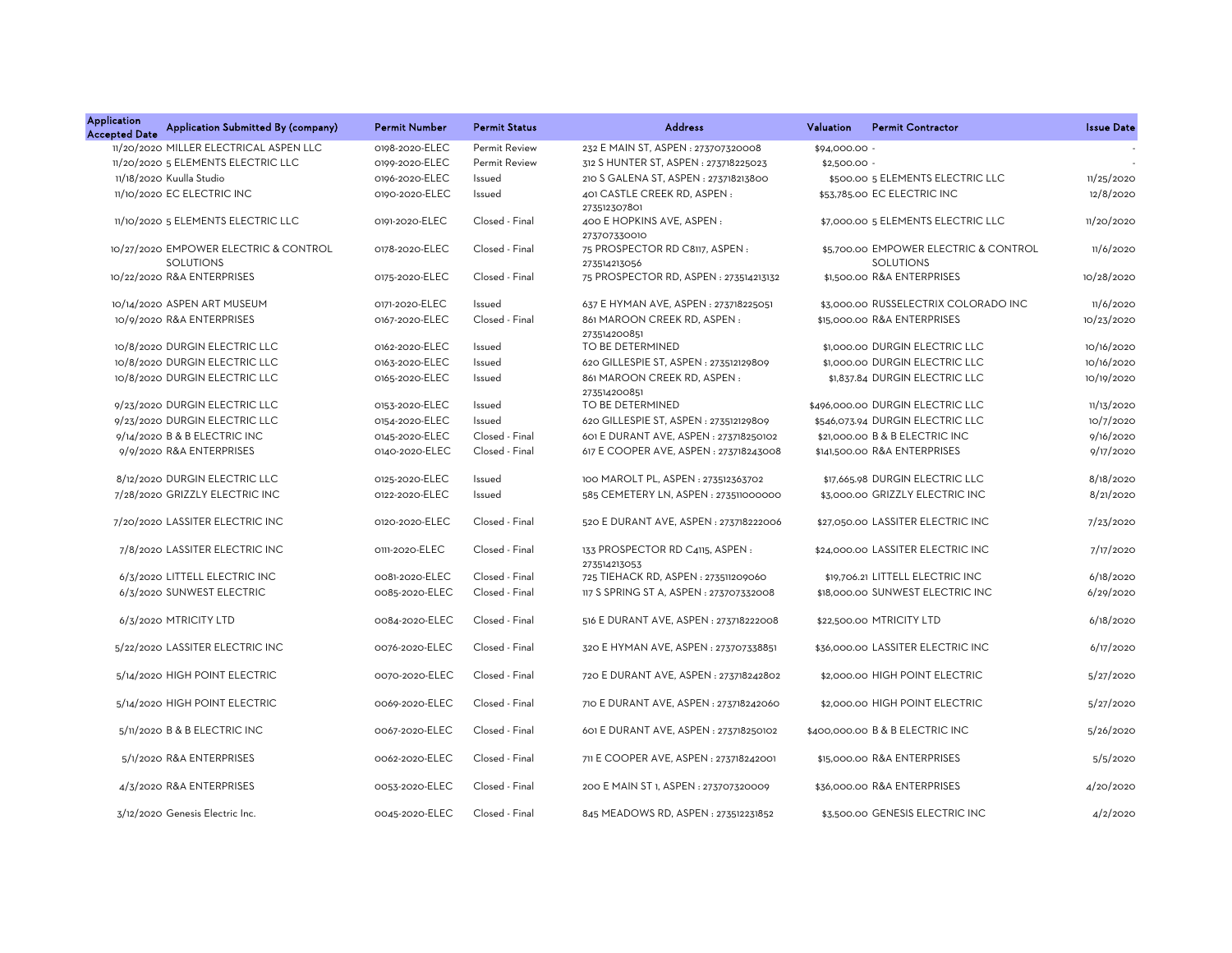| Application Accepted Date | Application Submitted By (company) | Permit Number | Permit Status | Address | Valuation | Permit Contractor | Issue Date |
|---|---|---|---|---|---|---|---|
| 11/20/2020 | MILLER ELECTRICAL ASPEN LLC | 0198-2020-ELEC | Permit Review | 232 E MAIN ST, ASPEN : 273707320008 | $94,000.00 | - | - |
| 11/20/2020 | 5 ELEMENTS ELECTRIC LLC | 0199-2020-ELEC | Permit Review | 312 S HUNTER ST, ASPEN : 273718225023 | $2,500.00 | - | - |
| 11/18/2020 | Kuulla Studio | 0196-2020-ELEC | Issued | 210 S GALENA ST, ASPEN : 273718213800 | $500.00 | 5 ELEMENTS ELECTRIC LLC | 11/25/2020 |
| 11/10/2020 | EC ELECTRIC INC | 0190-2020-ELEC | Issued | 401 CASTLE CREEK RD, ASPEN : 273512307801 | $53,785.00 | EC ELECTRIC INC | 12/8/2020 |
| 11/10/2020 | 5 ELEMENTS ELECTRIC LLC | 0191-2020-ELEC | Closed - Final | 400 E HOPKINS AVE, ASPEN : 273707330010 | $7,000.00 | 5 ELEMENTS ELECTRIC LLC | 11/20/2020 |
| 10/27/2020 | EMPOWER ELECTRIC & CONTROL SOLUTIONS | 0178-2020-ELEC | Closed - Final | 75 PROSPECTOR RD C8117, ASPEN : 273514213056 | $5,700.00 | EMPOWER ELECTRIC & CONTROL SOLUTIONS | 11/6/2020 |
| 10/22/2020 | R&A ENTERPRISES | 0175-2020-ELEC | Closed - Final | 75 PROSPECTOR RD, ASPEN : 273514213132 | $1,500.00 | R&A ENTERPRISES | 10/28/2020 |
| 10/14/2020 | ASPEN ART MUSEUM | 0171-2020-ELEC | Issued | 637 E HYMAN AVE, ASPEN : 273718225051 | $3,000.00 | RUSSELECTRIX COLORADO INC | 11/6/2020 |
| 10/9/2020 | R&A ENTERPRISES | 0167-2020-ELEC | Closed - Final | 861 MAROON CREEK RD, ASPEN : 273514200851 | $15,000.00 | R&A ENTERPRISES | 10/23/2020 |
| 10/8/2020 | DURGIN ELECTRIC LLC | 0162-2020-ELEC | Issued | TO BE DETERMINED | $1,000.00 | DURGIN ELECTRIC LLC | 10/16/2020 |
| 10/8/2020 | DURGIN ELECTRIC LLC | 0163-2020-ELEC | Issued | 620 GILLESPIE ST, ASPEN : 273512129809 | $1,000.00 | DURGIN ELECTRIC LLC | 10/16/2020 |
| 10/8/2020 | DURGIN ELECTRIC LLC | 0165-2020-ELEC | Issued | 861 MAROON CREEK RD, ASPEN : 273514200851 | $1,837.84 | DURGIN ELECTRIC LLC | 10/19/2020 |
| 9/23/2020 | DURGIN ELECTRIC LLC | 0153-2020-ELEC | Issued | TO BE DETERMINED | $496,000.00 | DURGIN ELECTRIC LLC | 11/13/2020 |
| 9/23/2020 | DURGIN ELECTRIC LLC | 0154-2020-ELEC | Issued | 620 GILLESPIE ST, ASPEN : 273512129809 | $546,073.94 | DURGIN ELECTRIC LLC | 10/7/2020 |
| 9/14/2020 | B & B ELECTRIC INC | 0145-2020-ELEC | Closed - Final | 601 E DURANT AVE, ASPEN : 273718250102 | $21,000.00 | B & B ELECTRIC INC | 9/16/2020 |
| 9/9/2020 | R&A ENTERPRISES | 0140-2020-ELEC | Closed - Final | 617 E COOPER AVE, ASPEN : 273718243008 | $141,500.00 | R&A ENTERPRISES | 9/17/2020 |
| 8/12/2020 | DURGIN ELECTRIC LLC | 0125-2020-ELEC | Issued | 100 MAROLT PL, ASPEN : 273512363702 | $17,665.98 | DURGIN ELECTRIC LLC | 8/18/2020 |
| 7/28/2020 | GRIZZLY ELECTRIC INC | 0122-2020-ELEC | Issued | 585 CEMETERY LN, ASPEN : 273511000000 | $3,000.00 | GRIZZLY ELECTRIC INC | 8/21/2020 |
| 7/20/2020 | LASSITER ELECTRIC INC | 0120-2020-ELEC | Closed - Final | 520 E DURANT AVE, ASPEN : 273718222006 | $27,050.00 | LASSITER ELECTRIC INC | 7/23/2020 |
| 7/8/2020 | LASSITER ELECTRIC INC | 0111-2020-ELEC | Closed - Final | 133 PROSPECTOR RD C4115, ASPEN : 273514213053 | $24,000.00 | LASSITER ELECTRIC INC | 7/17/2020 |
| 6/3/2020 | LITTELL ELECTRIC INC | 0081-2020-ELEC | Closed - Final | 725 TIEHACK RD, ASPEN : 273511209060 | $19,706.21 | LITTELL ELECTRIC INC | 6/18/2020 |
| 6/3/2020 | SUNWEST ELECTRIC | 0085-2020-ELEC | Closed - Final | 117 S SPRING ST A, ASPEN : 273707332008 | $18,000.00 | SUNWEST ELECTRIC INC | 6/29/2020 |
| 6/3/2020 | MTRICITY LTD | 0084-2020-ELEC | Closed - Final | 516 E DURANT AVE, ASPEN : 273718222008 | $22,500.00 | MTRICITY LTD | 6/18/2020 |
| 5/22/2020 | LASSITER ELECTRIC INC | 0076-2020-ELEC | Closed - Final | 320 E HYMAN AVE, ASPEN : 273707338851 | $36,000.00 | LASSITER ELECTRIC INC | 6/17/2020 |
| 5/14/2020 | HIGH POINT ELECTRIC | 0070-2020-ELEC | Closed - Final | 720 E DURANT AVE, ASPEN : 273718242802 | $2,000.00 | HIGH POINT ELECTRIC | 5/27/2020 |
| 5/14/2020 | HIGH POINT ELECTRIC | 0069-2020-ELEC | Closed - Final | 710 E DURANT AVE, ASPEN : 273718242060 | $2,000.00 | HIGH POINT ELECTRIC | 5/27/2020 |
| 5/11/2020 | B & B ELECTRIC INC | 0067-2020-ELEC | Closed - Final | 601 E DURANT AVE, ASPEN : 273718250102 | $400,000.00 | B & B ELECTRIC INC | 5/26/2020 |
| 5/1/2020 | R&A ENTERPRISES | 0062-2020-ELEC | Closed - Final | 711 E COOPER AVE, ASPEN : 273718242001 | $15,000.00 | R&A ENTERPRISES | 5/5/2020 |
| 4/3/2020 | R&A ENTERPRISES | 0053-2020-ELEC | Closed - Final | 200 E MAIN ST 1, ASPEN : 273707320009 | $36,000.00 | R&A ENTERPRISES | 4/20/2020 |
| 3/12/2020 | Genesis Electric Inc. | 0045-2020-ELEC | Closed - Final | 845 MEADOWS RD, ASPEN : 273512231852 | $3,500.00 | GENESIS ELECTRIC INC | 4/2/2020 |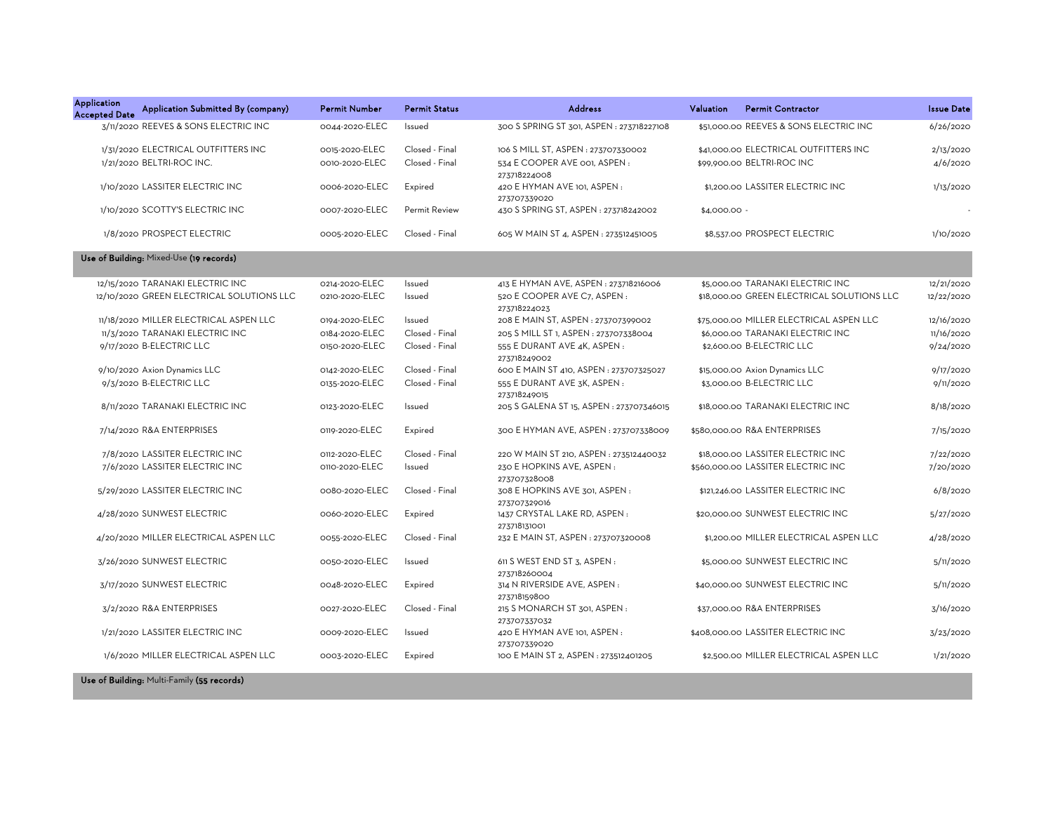| Application Accepted Date | Application Submitted By (company) | Permit Number | Permit Status | Address | Valuation | Permit Contractor | Issue Date |
|---|---|---|---|---|---|---|---|
| 3/11/2020 | REEVES & SONS ELECTRIC INC | 0044-2020-ELEC | Issued | 300 S SPRING ST 301, ASPEN : 273718227108 | $51,000.00 | REEVES & SONS ELECTRIC INC | 6/26/2020 |
| 1/31/2020 | ELECTRICAL OUTFITTERS INC | 0015-2020-ELEC | Closed - Final | 106 S MILL ST, ASPEN : 273707330002 | $41,000.00 | ELECTRICAL OUTFITTERS INC | 2/13/2020 |
| 1/21/2020 | BELTRI-ROC INC. | 0010-2020-ELEC | Closed - Final | 534 E COOPER AVE 001, ASPEN : 273718224008 | $99,900.00 | BELTRI-ROC INC | 4/6/2020 |
| 1/10/2020 | LASSITER ELECTRIC INC | 0006-2020-ELEC | Expired | 420 E HYMAN AVE 101, ASPEN : 273707339020 | $1,200.00 | LASSITER ELECTRIC INC | 1/13/2020 |
| 1/10/2020 | SCOTTY'S ELECTRIC INC | 0007-2020-ELEC | Permit Review | 430 S SPRING ST, ASPEN : 273718242002 | $4,000.00 | - | - |
| 1/8/2020 | PROSPECT ELECTRIC | 0005-2020-ELEC | Closed - Final | 605 W MAIN ST 4, ASPEN : 273512451005 | $8,537.00 | PROSPECT ELECTRIC | 1/10/2020 |

**Use of Building:** Mixed-Use **(19 records)**

| Application Accepted Date | Application Submitted By (company) | Permit Number | Permit Status | Address | Valuation | Permit Contractor | Issue Date |
|---|---|---|---|---|---|---|---|
| 12/15/2020 | TARANAKI ELECTRIC INC | 0214-2020-ELEC | Issued | 413 E HYMAN AVE, ASPEN : 273718216006 | $5,000.00 | TARANAKI ELECTRIC INC | 12/21/2020 |
| 12/10/2020 | GREEN ELECTRICAL SOLUTIONS LLC | 0210-2020-ELEC | Issued | 520 E COOPER AVE C7, ASPEN : 273718224023 | $18,000.00 | GREEN ELECTRICAL SOLUTIONS LLC | 12/22/2020 |
| 11/18/2020 | MILLER ELECTRICAL ASPEN LLC | 0194-2020-ELEC | Issued | 208 E MAIN ST, ASPEN : 273707399002 | $75,000.00 | MILLER ELECTRICAL ASPEN LLC | 12/16/2020 |
| 11/3/2020 | TARANAKI ELECTRIC INC | 0184-2020-ELEC | Closed - Final | 205 S MILL ST 1, ASPEN : 273707338004 | $6,000.00 | TARANAKI ELECTRIC INC | 11/16/2020 |
| 9/17/2020 | B-ELECTRIC LLC | 0150-2020-ELEC | Closed - Final | 555 E DURANT AVE 4K, ASPEN : 273718249002 | $2,600.00 | B-ELECTRIC LLC | 9/24/2020 |
| 9/10/2020 | Axion Dynamics LLC | 0142-2020-ELEC | Closed - Final | 600 E MAIN ST 410, ASPEN : 273707325027 | $15,000.00 | Axion Dynamics LLC | 9/17/2020 |
| 9/3/2020 | B-ELECTRIC LLC | 0135-2020-ELEC | Closed - Final | 555 E DURANT AVE 3K, ASPEN : 273718249015 | $3,000.00 | B-ELECTRIC LLC | 9/11/2020 |
| 8/11/2020 | TARANAKI ELECTRIC INC | 0123-2020-ELEC | Issued | 205 S GALENA ST 15, ASPEN : 273707346015 | $18,000.00 | TARANAKI ELECTRIC INC | 8/18/2020 |
| 7/14/2020 | R&A ENTERPRISES | 0119-2020-ELEC | Expired | 300 E HYMAN AVE, ASPEN : 273707338009 | $580,000.00 | R&A ENTERPRISES | 7/15/2020 |
| 7/8/2020 | LASSITER ELECTRIC INC | 0112-2020-ELEC | Closed - Final | 220 W MAIN ST 210, ASPEN : 273512440032 | $18,000.00 | LASSITER ELECTRIC INC | 7/22/2020 |
| 7/6/2020 | LASSITER ELECTRIC INC | 0110-2020-ELEC | Issued | 230 E HOPKINS AVE, ASPEN : 273707328008 | $560,000.00 | LASSITER ELECTRIC INC | 7/20/2020 |
| 5/29/2020 | LASSITER ELECTRIC INC | 0080-2020-ELEC | Closed - Final | 308 E HOPKINS AVE 301, ASPEN : 273707329016 | $121,246.00 | LASSITER ELECTRIC INC | 6/8/2020 |
| 4/28/2020 | SUNWEST ELECTRIC | 0060-2020-ELEC | Expired | 1437 CRYSTAL LAKE RD, ASPEN : 273718131001 | $20,000.00 | SUNWEST ELECTRIC INC | 5/27/2020 |
| 4/20/2020 | MILLER ELECTRICAL ASPEN LLC | 0055-2020-ELEC | Closed - Final | 232 E MAIN ST, ASPEN : 273707320008 | $1,200.00 | MILLER ELECTRICAL ASPEN LLC | 4/28/2020 |
| 3/26/2020 | SUNWEST ELECTRIC | 0050-2020-ELEC | Issued | 611 S WEST END ST 3, ASPEN : 273718260004 | $5,000.00 | SUNWEST ELECTRIC INC | 5/11/2020 |
| 3/17/2020 | SUNWEST ELECTRIC | 0048-2020-ELEC | Expired | 314 N RIVERSIDE AVE, ASPEN : 273718159800 | $40,000.00 | SUNWEST ELECTRIC INC | 5/11/2020 |
| 3/2/2020 | R&A ENTERPRISES | 0027-2020-ELEC | Closed - Final | 215 S MONARCH ST 301, ASPEN : 273707337032 | $37,000.00 | R&A ENTERPRISES | 3/16/2020 |
| 1/21/2020 | LASSITER ELECTRIC INC | 0009-2020-ELEC | Issued | 420 E HYMAN AVE 101, ASPEN : 273707339020 | $408,000.00 | LASSITER ELECTRIC INC | 3/23/2020 |
| 1/6/2020 | MILLER ELECTRICAL ASPEN LLC | 0003-2020-ELEC | Expired | 100 E MAIN ST 2, ASPEN : 273512401205 | $2,500.00 | MILLER ELECTRICAL ASPEN LLC | 1/21/2020 |

**Use of Building:** Multi-Family **(55 records)**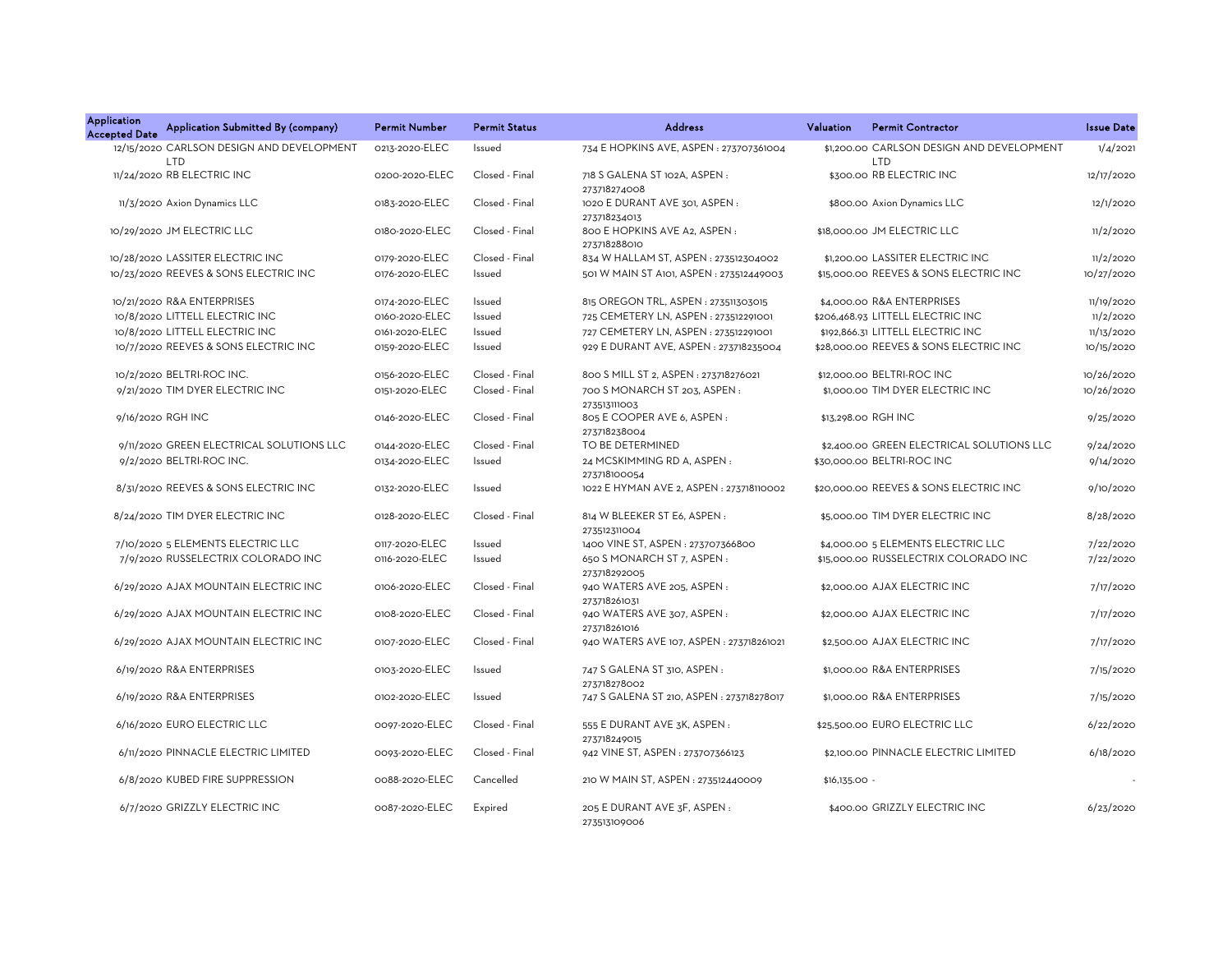| Application Accepted Date | Application Submitted By (company) | Permit Number | Permit Status | Address | Valuation | Permit Contractor | Issue Date |
|---|---|---|---|---|---|---|---|
| 12/15/2020 | CARLSON DESIGN AND DEVELOPMENT LTD | 0213-2020-ELEC | Issued | 734 E HOPKINS AVE, ASPEN : 273707361004 | $1,200.00 | CARLSON DESIGN AND DEVELOPMENT LTD | 1/4/2021 |
| 11/24/2020 | RB ELECTRIC INC | 0200-2020-ELEC | Closed - Final | 718 S GALENA ST 102A, ASPEN : 273718274008 | $300.00 | RB ELECTRIC INC | 12/17/2020 |
| 11/3/2020 | Axion Dynamics LLC | 0183-2020-ELEC | Closed - Final | 1020 E DURANT AVE 301, ASPEN : 273718234013 | $800.00 | Axion Dynamics LLC | 12/1/2020 |
| 10/29/2020 | JM ELECTRIC LLC | 0180-2020-ELEC | Closed - Final | 800 E HOPKINS AVE A2, ASPEN : 273718288010 | $18,000.00 | JM ELECTRIC LLC | 11/2/2020 |
| 10/28/2020 | LASSITER ELECTRIC INC | 0179-2020-ELEC | Closed - Final | 834 W HALLAM ST, ASPEN : 273512304002 | $1,200.00 | LASSITER ELECTRIC INC | 11/2/2020 |
| 10/23/2020 | REEVES & SONS ELECTRIC INC | 0176-2020-ELEC | Issued | 501 W MAIN ST A101, ASPEN : 273512449003 | $15,000.00 | REEVES & SONS ELECTRIC INC | 10/27/2020 |
| 10/21/2020 | R&A ENTERPRISES | 0174-2020-ELEC | Issued | 815 OREGON TRL, ASPEN : 273511303015 | $4,000.00 | R&A ENTERPRISES | 11/19/2020 |
| 10/8/2020 | LITTELL ELECTRIC INC | 0160-2020-ELEC | Issued | 725 CEMETERY LN, ASPEN : 273512291001 | $206,468.93 | LITTELL ELECTRIC INC | 11/2/2020 |
| 10/8/2020 | LITTELL ELECTRIC INC | 0161-2020-ELEC | Issued | 727 CEMETERY LN, ASPEN : 273512291001 | $192,866.31 | LITTELL ELECTRIC INC | 11/13/2020 |
| 10/7/2020 | REEVES & SONS ELECTRIC INC | 0159-2020-ELEC | Issued | 929 E DURANT AVE, ASPEN : 273718235004 | $28,000.00 | REEVES & SONS ELECTRIC INC | 10/15/2020 |
| 10/2/2020 | BELTRI-ROC INC. | 0156-2020-ELEC | Closed - Final | 800 S MILL ST 2, ASPEN : 273718276021 | $12,000.00 | BELTRI-ROC INC | 10/26/2020 |
| 9/21/2020 | TIM DYER ELECTRIC INC | 0151-2020-ELEC | Closed - Final | 700 S MONARCH ST 203, ASPEN : 273513111003 | $1,000.00 | TIM DYER ELECTRIC INC | 10/26/2020 |
| 9/16/2020 | RGH INC | 0146-2020-ELEC | Closed - Final | 805 E COOPER AVE 6, ASPEN : 273718238004 | $13,298.00 | RGH INC | 9/25/2020 |
| 9/11/2020 | GREEN ELECTRICAL SOLUTIONS LLC | 0144-2020-ELEC | Closed - Final | TO BE DETERMINED | $2,400.00 | GREEN ELECTRICAL SOLUTIONS LLC | 9/24/2020 |
| 9/2/2020 | BELTRI-ROC INC. | 0134-2020-ELEC | Issued | 24 MCSKIMMING RD A, ASPEN : 273718100054 | $30,000.00 | BELTRI-ROC INC | 9/14/2020 |
| 8/31/2020 | REEVES & SONS ELECTRIC INC | 0132-2020-ELEC | Issued | 1022 E HYMAN AVE 2, ASPEN : 273718110002 | $20,000.00 | REEVES & SONS ELECTRIC INC | 9/10/2020 |
| 8/24/2020 | TIM DYER ELECTRIC INC | 0128-2020-ELEC | Closed - Final | 814 W BLEEKER ST E6, ASPEN : 273512311004 | $5,000.00 | TIM DYER ELECTRIC INC | 8/28/2020 |
| 7/10/2020 | 5 ELEMENTS ELECTRIC LLC | 0117-2020-ELEC | Issued | 1400 VINE ST, ASPEN : 273707366800 | $4,000.00 | 5 ELEMENTS ELECTRIC LLC | 7/22/2020 |
| 7/9/2020 | RUSSELECTRIX COLORADO INC | 0116-2020-ELEC | Issued | 650 S MONARCH ST 7, ASPEN : 273718292005 | $15,000.00 | RUSSELECTRIX COLORADO INC | 7/22/2020 |
| 6/29/2020 | AJAX MOUNTAIN ELECTRIC INC | 0106-2020-ELEC | Closed - Final | 940 WATERS AVE 205, ASPEN : 273718261031 | $2,000.00 | AJAX ELECTRIC INC | 7/17/2020 |
| 6/29/2020 | AJAX MOUNTAIN ELECTRIC INC | 0108-2020-ELEC | Closed - Final | 940 WATERS AVE 307, ASPEN : 273718261016 | $2,000.00 | AJAX ELECTRIC INC | 7/17/2020 |
| 6/29/2020 | AJAX MOUNTAIN ELECTRIC INC | 0107-2020-ELEC | Closed - Final | 940 WATERS AVE 107, ASPEN : 273718261021 | $2,500.00 | AJAX ELECTRIC INC | 7/17/2020 |
| 6/19/2020 | R&A ENTERPRISES | 0103-2020-ELEC | Issued | 747 S GALENA ST 310, ASPEN : 273718278002 | $1,000.00 | R&A ENTERPRISES | 7/15/2020 |
| 6/19/2020 | R&A ENTERPRISES | 0102-2020-ELEC | Issued | 747 S GALENA ST 210, ASPEN : 273718278017 | $1,000.00 | R&A ENTERPRISES | 7/15/2020 |
| 6/16/2020 | EURO ELECTRIC LLC | 0097-2020-ELEC | Closed - Final | 555 E DURANT AVE 3K, ASPEN : 273718249015 | $25,500.00 | EURO ELECTRIC LLC | 6/22/2020 |
| 6/11/2020 | PINNACLE ELECTRIC LIMITED | 0093-2020-ELEC | Closed - Final | 942 VINE ST, ASPEN : 273707366123 | $2,100.00 | PINNACLE ELECTRIC LIMITED | 6/18/2020 |
| 6/8/2020 | KUBED FIRE SUPPRESSION | 0088-2020-ELEC | Cancelled | 210 W MAIN ST, ASPEN : 273512440009 | $16,135.00 | - | - |
| 6/7/2020 | GRIZZLY ELECTRIC INC | 0087-2020-ELEC | Expired | 205 E DURANT AVE 3F, ASPEN : 273513109006 | $400.00 | GRIZZLY ELECTRIC INC | 6/23/2020 |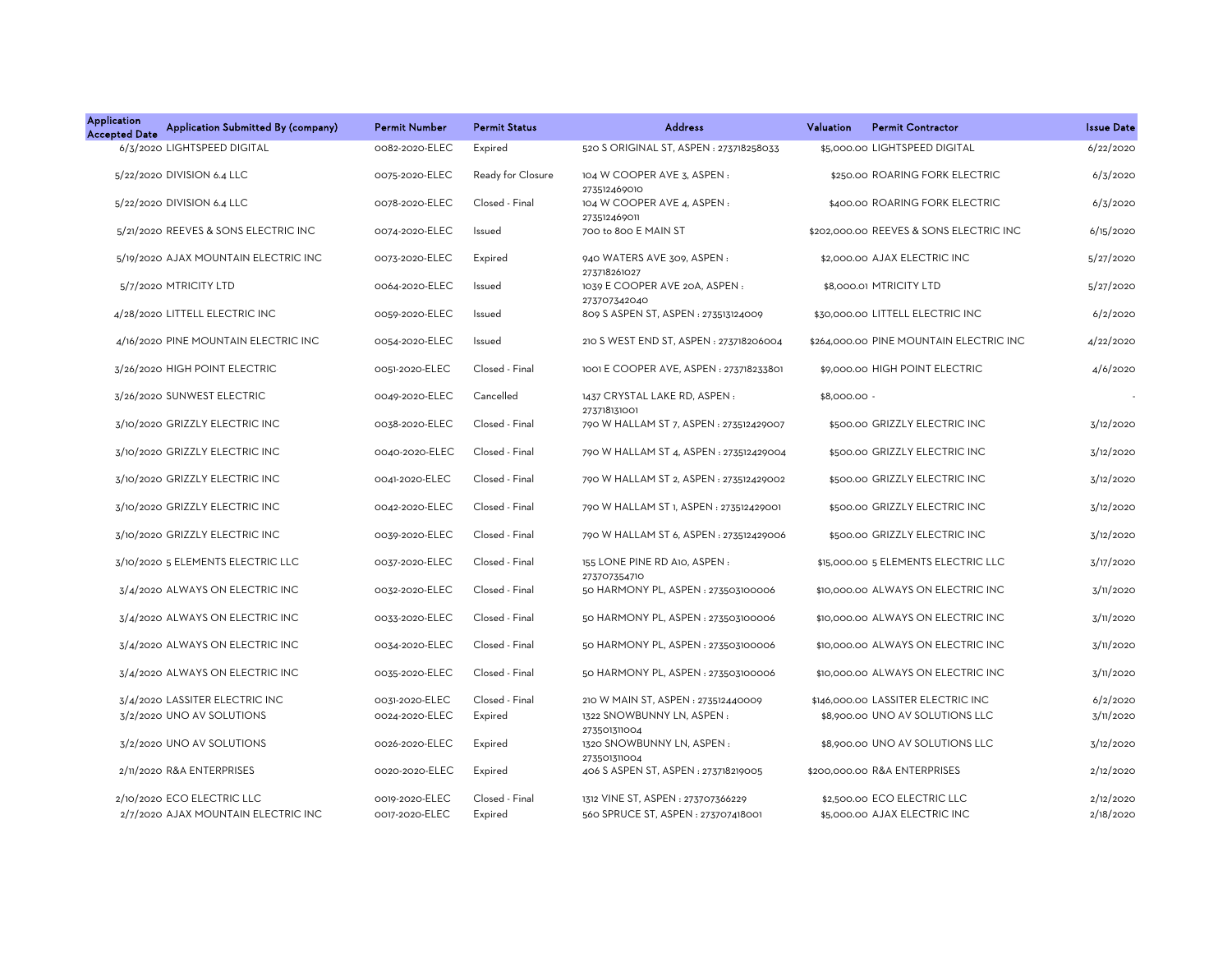| Application Accepted Date | Application Submitted By (company) | Permit Number | Permit Status | Address | Valuation | Permit Contractor | Issue Date |
|---|---|---|---|---|---|---|---|
| 6/3/2020 | LIGHTSPEED DIGITAL | 0082-2020-ELEC | Expired | 520 S ORIGINAL ST, ASPEN : 273718258033 | $5,000.00 | LIGHTSPEED DIGITAL | 6/22/2020 |
| 5/22/2020 | DIVISION 6.4 LLC | 0075-2020-ELEC | Ready for Closure | 104 W COOPER AVE 3, ASPEN : 273512469010 | $250.00 | ROARING FORK ELECTRIC | 6/3/2020 |
| 5/22/2020 | DIVISION 6.4 LLC | 0078-2020-ELEC | Closed - Final | 104 W COOPER AVE 4, ASPEN : 273512469011 | $400.00 | ROARING FORK ELECTRIC | 6/3/2020 |
| 5/21/2020 | REEVES & SONS ELECTRIC INC | 0074-2020-ELEC | Issued | 700 to 800 E MAIN ST | $202,000.00 | REEVES & SONS ELECTRIC INC | 6/15/2020 |
| 5/19/2020 | AJAX MOUNTAIN ELECTRIC INC | 0073-2020-ELEC | Expired | 940 WATERS AVE 309, ASPEN : 273718261027 | $2,000.00 | AJAX ELECTRIC INC | 5/27/2020 |
| 5/7/2020 | MTRICITY LTD | 0064-2020-ELEC | Issued | 1039 E COOPER AVE 20A, ASPEN : 273707342040 | $8,000.01 | MTRICITY LTD | 5/27/2020 |
| 4/28/2020 | LITTELL ELECTRIC INC | 0059-2020-ELEC | Issued | 809 S ASPEN ST, ASPEN : 273513124009 | $30,000.00 | LITTELL ELECTRIC INC | 6/2/2020 |
| 4/16/2020 | PINE MOUNTAIN ELECTRIC INC | 0054-2020-ELEC | Issued | 210 S WEST END ST, ASPEN : 273718206004 | $264,000.00 | PINE MOUNTAIN ELECTRIC INC | 4/22/2020 |
| 3/26/2020 | HIGH POINT ELECTRIC | 0051-2020-ELEC | Closed - Final | 1001 E COOPER AVE, ASPEN : 273718233801 | $9,000.00 | HIGH POINT ELECTRIC | 4/6/2020 |
| 3/26/2020 | SUNWEST ELECTRIC | 0049-2020-ELEC | Cancelled | 1437 CRYSTAL LAKE RD, ASPEN : 273718131001 | $8,000.00 | - | - |
| 3/10/2020 | GRIZZLY ELECTRIC INC | 0038-2020-ELEC | Closed - Final | 790 W HALLAM ST 7, ASPEN : 273512429007 | $500.00 | GRIZZLY ELECTRIC INC | 3/12/2020 |
| 3/10/2020 | GRIZZLY ELECTRIC INC | 0040-2020-ELEC | Closed - Final | 790 W HALLAM ST 4, ASPEN : 273512429004 | $500.00 | GRIZZLY ELECTRIC INC | 3/12/2020 |
| 3/10/2020 | GRIZZLY ELECTRIC INC | 0041-2020-ELEC | Closed - Final | 790 W HALLAM ST 2, ASPEN : 273512429002 | $500.00 | GRIZZLY ELECTRIC INC | 3/12/2020 |
| 3/10/2020 | GRIZZLY ELECTRIC INC | 0042-2020-ELEC | Closed - Final | 790 W HALLAM ST 1, ASPEN : 273512429001 | $500.00 | GRIZZLY ELECTRIC INC | 3/12/2020 |
| 3/10/2020 | GRIZZLY ELECTRIC INC | 0039-2020-ELEC | Closed - Final | 790 W HALLAM ST 6, ASPEN : 273512429006 | $500.00 | GRIZZLY ELECTRIC INC | 3/12/2020 |
| 3/10/2020 | 5 ELEMENTS ELECTRIC LLC | 0037-2020-ELEC | Closed - Final | 155 LONE PINE RD A10, ASPEN : 273707354710 | $15,000.00 | 5 ELEMENTS ELECTRIC LLC | 3/17/2020 |
| 3/4/2020 | ALWAYS ON ELECTRIC INC | 0032-2020-ELEC | Closed - Final | 50 HARMONY PL, ASPEN : 273503100006 | $10,000.00 | ALWAYS ON ELECTRIC INC | 3/11/2020 |
| 3/4/2020 | ALWAYS ON ELECTRIC INC | 0033-2020-ELEC | Closed - Final | 50 HARMONY PL, ASPEN : 273503100006 | $10,000.00 | ALWAYS ON ELECTRIC INC | 3/11/2020 |
| 3/4/2020 | ALWAYS ON ELECTRIC INC | 0034-2020-ELEC | Closed - Final | 50 HARMONY PL, ASPEN : 273503100006 | $10,000.00 | ALWAYS ON ELECTRIC INC | 3/11/2020 |
| 3/4/2020 | ALWAYS ON ELECTRIC INC | 0035-2020-ELEC | Closed - Final | 50 HARMONY PL, ASPEN : 273503100006 | $10,000.00 | ALWAYS ON ELECTRIC INC | 3/11/2020 |
| 3/4/2020 | LASSITER ELECTRIC INC | 0031-2020-ELEC | Closed - Final | 210 W MAIN ST, ASPEN : 273512440009 | $146,000.00 | LASSITER ELECTRIC INC | 6/2/2020 |
| 3/2/2020 | UNO AV SOLUTIONS | 0024-2020-ELEC | Expired | 1322 SNOWBUNNY LN, ASPEN : 273501311004 | $8,900.00 | UNO AV SOLUTIONS LLC | 3/11/2020 |
| 3/2/2020 | UNO AV SOLUTIONS | 0026-2020-ELEC | Expired | 1320 SNOWBUNNY LN, ASPEN : 273501311004 | $8,900.00 | UNO AV SOLUTIONS LLC | 3/12/2020 |
| 2/11/2020 | R&A ENTERPRISES | 0020-2020-ELEC | Expired | 406 S ASPEN ST, ASPEN : 273718219005 | $200,000.00 | R&A ENTERPRISES | 2/12/2020 |
| 2/10/2020 | ECO ELECTRIC LLC | 0019-2020-ELEC | Closed - Final | 1312 VINE ST, ASPEN : 273707366229 | $2,500.00 | ECO ELECTRIC LLC | 2/12/2020 |
| 2/7/2020 | AJAX MOUNTAIN ELECTRIC INC | 0017-2020-ELEC | Expired | 560 SPRUCE ST, ASPEN : 273707418001 | $5,000.00 | AJAX ELECTRIC INC | 2/18/2020 |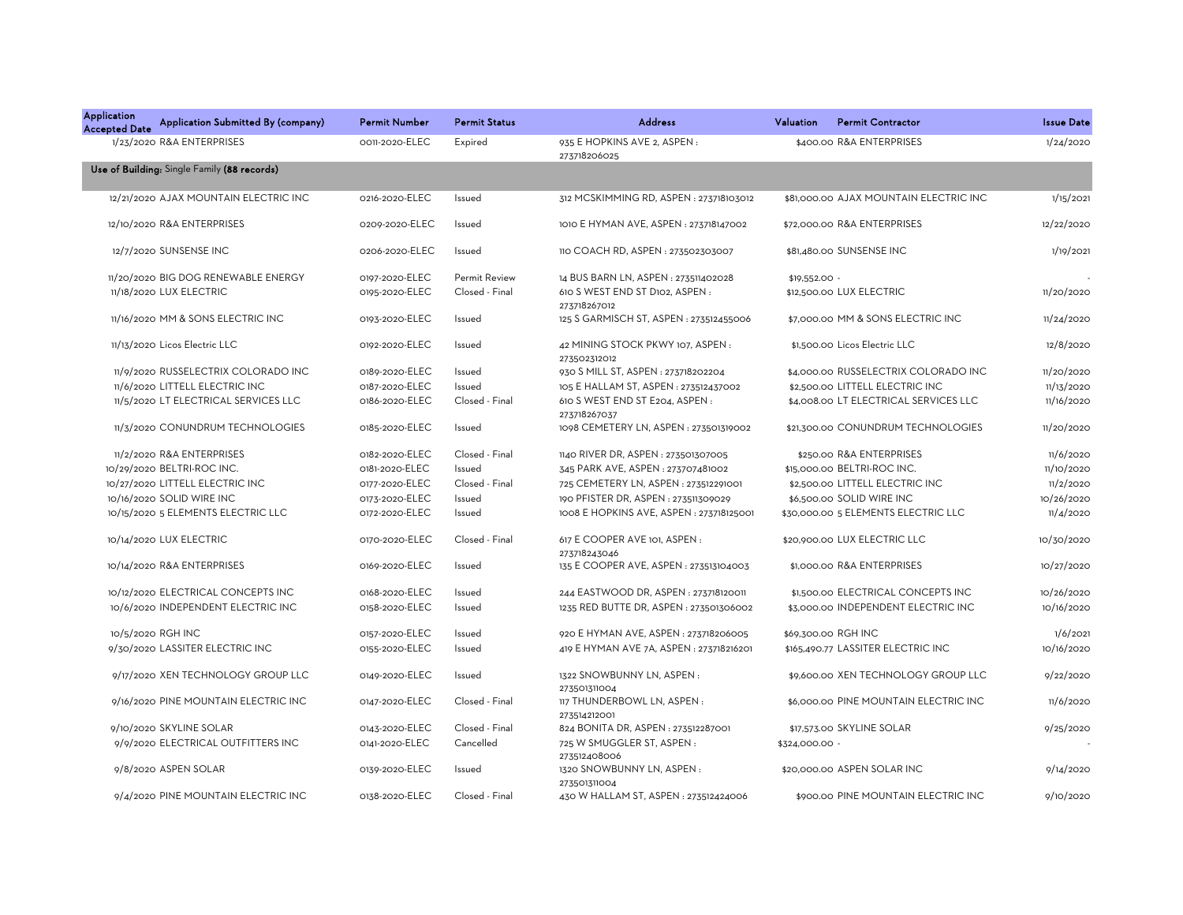| Application Accepted Date | Application Submitted By (company) | Permit Number | Permit Status | Address | Valuation | Permit Contractor | Issue Date |
|---|---|---|---|---|---|---|---|
| 1/23/2020 | R&A ENTERPRISES | 0011-2020-ELEC | Expired | 935 E HOPKINS AVE 2, ASPEN : 273718206025 | $400.00 | R&A ENTERPRISES | 1/24/2020 |
| **Use of Building:** Single Family **(88 records)** | | | | | | | |
| 12/21/2020 | AJAX MOUNTAIN ELECTRIC INC | 0216-2020-ELEC | Issued | 312 MCSKIMMING RD, ASPEN : 273718103012 | $81,000.00 | AJAX MOUNTAIN ELECTRIC INC | 1/15/2021 |
| 12/10/2020 | R&A ENTERPRISES | 0209-2020-ELEC | Issued | 1010 E HYMAN AVE, ASPEN : 273718147002 | $72,000.00 | R&A ENTERPRISES | 12/22/2020 |
| 12/7/2020 | SUNSENSE INC | 0206-2020-ELEC | Issued | 110 COACH RD, ASPEN : 273502303007 | $81,480.00 | SUNSENSE INC | 1/19/2021 |
| 11/20/2020 | BIG DOG RENEWABLE ENERGY | 0197-2020-ELEC | Permit Review | 14 BUS BARN LN, ASPEN : 273511402028 | $19,552.00 | - | - |
| 11/18/2020 | LUX ELECTRIC | 0195-2020-ELEC | Closed - Final | 610 S WEST END ST D102, ASPEN : 273718267012 | $12,500.00 | LUX ELECTRIC | 11/20/2020 |
| 11/16/2020 | MM & SONS ELECTRIC INC | 0193-2020-ELEC | Issued | 125 S GARMISCH ST, ASPEN : 273512455006 | $7,000.00 | MM & SONS ELECTRIC INC | 11/24/2020 |
| 11/13/2020 | Licos Electric LLC | 0192-2020-ELEC | Issued | 42 MINING STOCK PKWY 107, ASPEN : 273502312012 | $1,500.00 | Licos Electric LLC | 12/8/2020 |
| 11/9/2020 | RUSSELECTRIX COLORADO INC | 0189-2020-ELEC | Issued | 930 S MILL ST, ASPEN : 273718202204 | $4,000.00 | RUSSELECTRIX COLORADO INC | 11/20/2020 |
| 11/6/2020 | LITTELL ELECTRIC INC | 0187-2020-ELEC | Issued | 105 E HALLAM ST, ASPEN : 273512437002 | $2,500.00 | LITTELL ELECTRIC INC | 11/13/2020 |
| 11/5/2020 | LT ELECTRICAL SERVICES LLC | 0186-2020-ELEC | Closed - Final | 610 S WEST END ST E204, ASPEN : 273718267037 | $4,008.00 | LT ELECTRICAL SERVICES LLC | 11/16/2020 |
| 11/3/2020 | CONUNDRUM TECHNOLOGIES | 0185-2020-ELEC | Issued | 1098 CEMETERY LN, ASPEN : 273501319002 | $21,300.00 | CONUNDRUM TECHNOLOGIES | 11/20/2020 |
| 11/2/2020 | R&A ENTERPRISES | 0182-2020-ELEC | Closed - Final | 1140 RIVER DR, ASPEN : 273501307005 | $250.00 | R&A ENTERPRISES | 11/6/2020 |
| 10/29/2020 | BELTRI-ROC INC. | 0181-2020-ELEC | Issued | 345 PARK AVE, ASPEN : 273707481002 | $15,000.00 | BELTRI-ROC INC. | 11/10/2020 |
| 10/27/2020 | LITTELL ELECTRIC INC | 0177-2020-ELEC | Closed - Final | 725 CEMETERY LN, ASPEN : 273512291001 | $2,500.00 | LITTELL ELECTRIC INC | 11/2/2020 |
| 10/16/2020 | SOLID WIRE INC | 0173-2020-ELEC | Issued | 190 PFISTER DR, ASPEN : 273511309029 | $6,500.00 | SOLID WIRE INC | 10/26/2020 |
| 10/15/2020 | 5 ELEMENTS ELECTRIC LLC | 0172-2020-ELEC | Issued | 1008 E HOPKINS AVE, ASPEN : 273718125001 | $30,000.00 | 5 ELEMENTS ELECTRIC LLC | 11/4/2020 |
| 10/14/2020 | LUX ELECTRIC | 0170-2020-ELEC | Closed - Final | 617 E COOPER AVE 101, ASPEN : 273718243046 | $20,900.00 | LUX ELECTRIC LLC | 10/30/2020 |
| 10/14/2020 | R&A ENTERPRISES | 0169-2020-ELEC | Issued | 135 E COOPER AVE, ASPEN : 273513104003 | $1,000.00 | R&A ENTERPRISES | 10/27/2020 |
| 10/12/2020 | ELECTRICAL CONCEPTS INC | 0168-2020-ELEC | Issued | 244 EASTWOOD DR, ASPEN : 273718120011 | $1,500.00 | ELECTRICAL CONCEPTS INC | 10/26/2020 |
| 10/6/2020 | INDEPENDENT ELECTRIC INC | 0158-2020-ELEC | Issued | 1235 RED BUTTE DR, ASPEN : 273501306002 | $3,000.00 | INDEPENDENT ELECTRIC INC | 10/16/2020 |
| 10/5/2020 | RGH INC | 0157-2020-ELEC | Issued | 920 E HYMAN AVE, ASPEN : 273718206005 | $69,300.00 | RGH INC | 1/6/2021 |
| 9/30/2020 | LASSITER ELECTRIC INC | 0155-2020-ELEC | Issued | 419 E HYMAN AVE 7A, ASPEN : 273718216201 | $165,490.77 | LASSITER ELECTRIC INC | 10/16/2020 |
| 9/17/2020 | XEN TECHNOLOGY GROUP LLC | 0149-2020-ELEC | Issued | 1322 SNOWBUNNY LN, ASPEN : 273501311004 | $9,600.00 | XEN TECHNOLOGY GROUP LLC | 9/22/2020 |
| 9/16/2020 | PINE MOUNTAIN ELECTRIC INC | 0147-2020-ELEC | Closed - Final | 117 THUNDERBOWL LN, ASPEN : 273514212001 | $6,000.00 | PINE MOUNTAIN ELECTRIC INC | 11/6/2020 |
| 9/10/2020 | SKYLINE SOLAR | 0143-2020-ELEC | Closed - Final | 824 BONITA DR, ASPEN : 273512287001 | $17,573.00 | SKYLINE SOLAR | 9/25/2020 |
| 9/9/2020 | ELECTRICAL OUTFITTERS INC | 0141-2020-ELEC | Cancelled | 725 W SMUGGLER ST, ASPEN : 273512408006 | $324,000.00 | - | - |
| 9/8/2020 | ASPEN SOLAR | 0139-2020-ELEC | Issued | 1320 SNOWBUNNY LN, ASPEN : 273501311004 | $20,000.00 | ASPEN SOLAR INC | 9/14/2020 |
| 9/4/2020 | PINE MOUNTAIN ELECTRIC INC | 0138-2020-ELEC | Closed - Final | 430 W HALLAM ST, ASPEN : 273512424006 | $900.00 | PINE MOUNTAIN ELECTRIC INC | 9/10/2020 |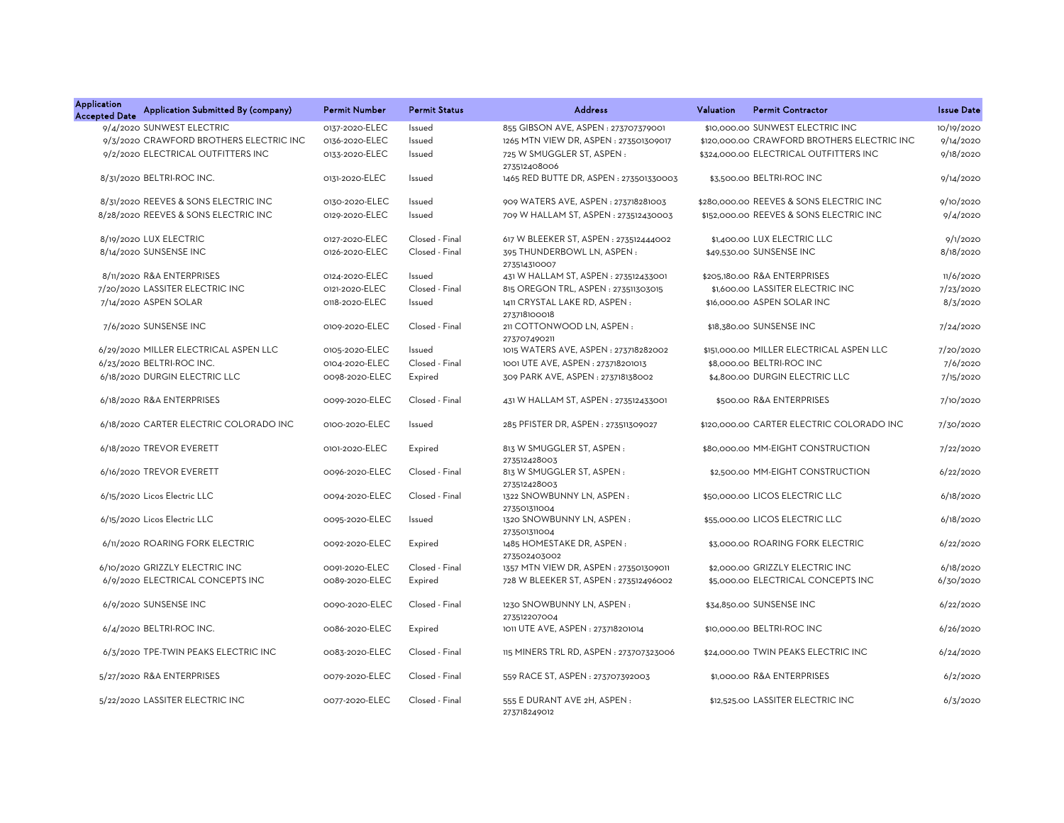| Application Accepted Date | Application Submitted By (company) | Permit Number | Permit Status | Address | Valuation | Permit Contractor | Issue Date |
|---|---|---|---|---|---|---|---|
| 9/4/2020 | SUNWEST ELECTRIC | 0137-2020-ELEC | Issued | 855 GIBSON AVE, ASPEN : 273707379001 | $10,000.00 | SUNWEST ELECTRIC INC | 10/19/2020 |
| 9/3/2020 | CRAWFORD BROTHERS ELECTRIC INC | 0136-2020-ELEC | Issued | 1265 MTN VIEW DR, ASPEN : 273501309017 | $120,000.00 | CRAWFORD BROTHERS ELECTRIC INC | 9/14/2020 |
| 9/2/2020 | ELECTRICAL OUTFITTERS INC | 0133-2020-ELEC | Issued | 725 W SMUGGLER ST, ASPEN : 273512408006 | $324,000.00 | ELECTRICAL OUTFITTERS INC | 9/18/2020 |
| 8/31/2020 | BELTRI-ROC INC. | 0131-2020-ELEC | Issued | 1465 RED BUTTE DR, ASPEN : 273501330003 | $3,500.00 | BELTRI-ROC INC | 9/14/2020 |
| 8/31/2020 | REEVES & SONS ELECTRIC INC | 0130-2020-ELEC | Issued | 909 WATERS AVE, ASPEN : 273718281003 | $280,000.00 | REEVES & SONS ELECTRIC INC | 9/10/2020 |
| 8/28/2020 | REEVES & SONS ELECTRIC INC | 0129-2020-ELEC | Issued | 709 W HALLAM ST, ASPEN : 273512430003 | $152,000.00 | REEVES & SONS ELECTRIC INC | 9/4/2020 |
| 8/19/2020 | LUX ELECTRIC | 0127-2020-ELEC | Closed - Final | 617 W BLEEKER ST, ASPEN : 273512444002 | $1,400.00 | LUX ELECTRIC LLC | 9/1/2020 |
| 8/14/2020 | SUNSENSE INC | 0126-2020-ELEC | Closed - Final | 395 THUNDERBOWL LN, ASPEN : 273514310007 | $49,530.00 | SUNSENSE INC | 8/18/2020 |
| 8/11/2020 | R&A ENTERPRISES | 0124-2020-ELEC | Issued | 431 W HALLAM ST, ASPEN : 273512433001 | $205,180.00 | R&A ENTERPRISES | 11/6/2020 |
| 7/20/2020 | LASSITER ELECTRIC INC | 0121-2020-ELEC | Closed - Final | 815 OREGON TRL, ASPEN : 273511303015 | $1,600.00 | LASSITER ELECTRIC INC | 7/23/2020 |
| 7/14/2020 | ASPEN SOLAR | 0118-2020-ELEC | Issued | 1411 CRYSTAL LAKE RD, ASPEN : 273718100018 | $16,000.00 | ASPEN SOLAR INC | 8/3/2020 |
| 7/6/2020 | SUNSENSE INC | 0109-2020-ELEC | Closed - Final | 211 COTTONWOOD LN, ASPEN : 273707490211 | $18,380.00 | SUNSENSE INC | 7/24/2020 |
| 6/29/2020 | MILLER ELECTRICAL ASPEN LLC | 0105-2020-ELEC | Issued | 1015 WATERS AVE, ASPEN : 273718282002 | $151,000.00 | MILLER ELECTRICAL ASPEN LLC | 7/20/2020 |
| 6/23/2020 | BELTRI-ROC INC. | 0104-2020-ELEC | Closed - Final | 1001 UTE AVE, ASPEN : 273718201013 | $8,000.00 | BELTRI-ROC INC | 7/6/2020 |
| 6/18/2020 | DURGIN ELECTRIC LLC | 0098-2020-ELEC | Expired | 309 PARK AVE, ASPEN : 273718138002 | $4,800.00 | DURGIN ELECTRIC LLC | 7/15/2020 |
| 6/18/2020 | R&A ENTERPRISES | 0099-2020-ELEC | Closed - Final | 431 W HALLAM ST, ASPEN : 273512433001 | $500.00 | R&A ENTERPRISES | 7/10/2020 |
| 6/18/2020 | CARTER ELECTRIC COLORADO INC | 0100-2020-ELEC | Issued | 285 PFISTER DR, ASPEN : 273511309027 | $120,000.00 | CARTER ELECTRIC COLORADO INC | 7/30/2020 |
| 6/18/2020 | TREVOR EVERETT | 0101-2020-ELEC | Expired | 813 W SMUGGLER ST, ASPEN : 273512428003 | $80,000.00 | MM-EIGHT CONSTRUCTION | 7/22/2020 |
| 6/16/2020 | TREVOR EVERETT | 0096-2020-ELEC | Closed - Final | 813 W SMUGGLER ST, ASPEN : 273512428003 | $2,500.00 | MM-EIGHT CONSTRUCTION | 6/22/2020 |
| 6/15/2020 | Licos Electric LLC | 0094-2020-ELEC | Closed - Final | 1322 SNOWBUNNY LN, ASPEN : 273501311004 | $50,000.00 | LICOS ELECTRIC LLC | 6/18/2020 |
| 6/15/2020 | Licos Electric LLC | 0095-2020-ELEC | Issued | 1320 SNOWBUNNY LN, ASPEN : 273501311004 | $55,000.00 | LICOS ELECTRIC LLC | 6/18/2020 |
| 6/11/2020 | ROARING FORK ELECTRIC | 0092-2020-ELEC | Expired | 1485 HOMESTAKE DR, ASPEN : 273502403002 | $3,000.00 | ROARING FORK ELECTRIC | 6/22/2020 |
| 6/10/2020 | GRIZZLY ELECTRIC INC | 0091-2020-ELEC | Closed - Final | 1357 MTN VIEW DR, ASPEN : 273501309011 | $2,000.00 | GRIZZLY ELECTRIC INC | 6/18/2020 |
| 6/9/2020 | ELECTRICAL CONCEPTS INC | 0089-2020-ELEC | Expired | 728 W BLEEKER ST, ASPEN : 273512496002 | $5,000.00 | ELECTRICAL CONCEPTS INC | 6/30/2020 |
| 6/9/2020 | SUNSENSE INC | 0090-2020-ELEC | Closed - Final | 1230 SNOWBUNNY LN, ASPEN : 273512207004 | $34,850.00 | SUNSENSE INC | 6/22/2020 |
| 6/4/2020 | BELTRI-ROC INC. | 0086-2020-ELEC | Expired | 1011 UTE AVE, ASPEN : 273718201014 | $10,000.00 | BELTRI-ROC INC | 6/26/2020 |
| 6/3/2020 | TPE-TWIN PEAKS ELECTRIC INC | 0083-2020-ELEC | Closed - Final | 115 MINERS TRL RD, ASPEN : 273707323006 | $24,000.00 | TWIN PEAKS ELECTRIC INC | 6/24/2020 |
| 5/27/2020 | R&A ENTERPRISES | 0079-2020-ELEC | Closed - Final | 559 RACE ST, ASPEN : 273707392003 | $1,000.00 | R&A ENTERPRISES | 6/2/2020 |
| 5/22/2020 | LASSITER ELECTRIC INC | 0077-2020-ELEC | Closed - Final | 555 E DURANT AVE 2H, ASPEN : 273718249012 | $12,525.00 | LASSITER ELECTRIC INC | 6/3/2020 |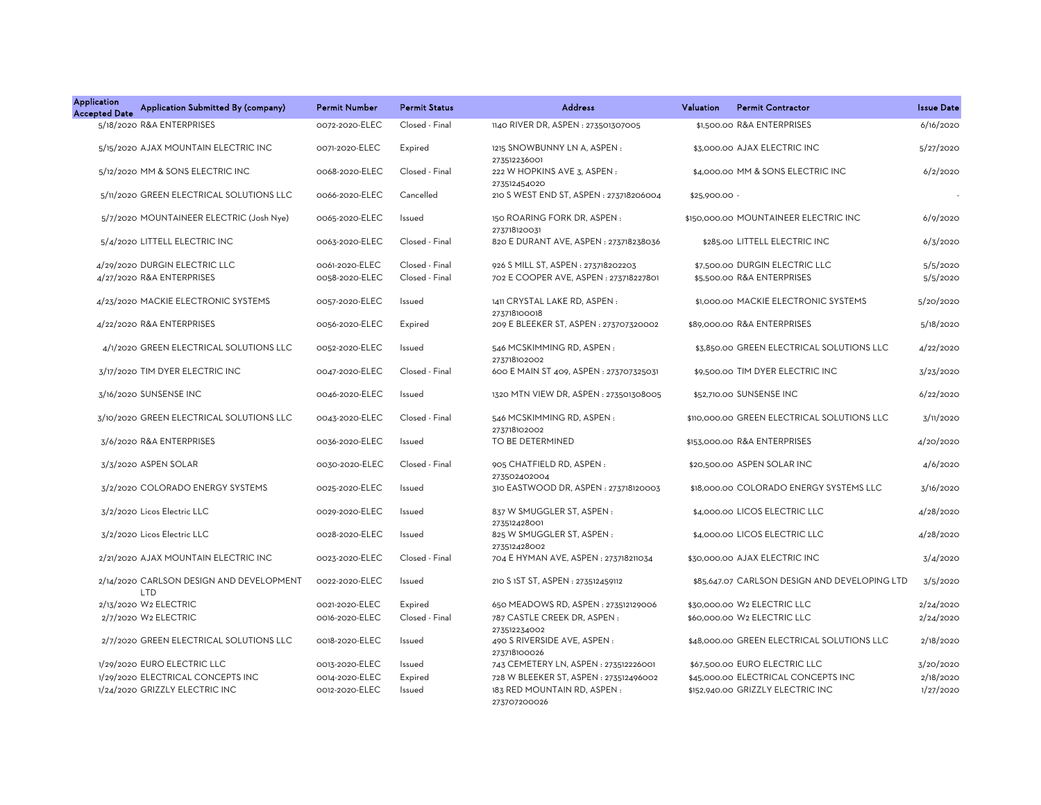| Application Accepted Date | Application Submitted By (company) | Permit Number | Permit Status | Address | Valuation | Permit Contractor | Issue Date |
|---|---|---|---|---|---|---|---|
| 5/18/2020 | R&A ENTERPRISES | 0072-2020-ELEC | Closed - Final | 1140 RIVER DR, ASPEN : 273501307005 | $1,500.00 | R&A ENTERPRISES | 6/16/2020 |
| 5/15/2020 | AJAX MOUNTAIN ELECTRIC INC | 0071-2020-ELEC | Expired | 1215 SNOWBUNNY LN A, ASPEN : 273512236001 | $3,000.00 | AJAX ELECTRIC INC | 5/27/2020 |
| 5/12/2020 | MM & SONS ELECTRIC INC | 0068-2020-ELEC | Closed - Final | 222 W HOPKINS AVE 3, ASPEN : 273512454020 | $4,000.00 | MM & SONS ELECTRIC INC | 6/2/2020 |
| 5/11/2020 | GREEN ELECTRICAL SOLUTIONS LLC | 0066-2020-ELEC | Cancelled | 210 S WEST END ST, ASPEN : 273718206004 | $25,900.00 | - | - |
| 5/7/2020 | MOUNTAINEER ELECTRIC (Josh Nye) | 0065-2020-ELEC | Issued | 150 ROARING FORK DR, ASPEN : 273718120031 | $150,000.00 | MOUNTAINEER ELECTRIC INC | 6/9/2020 |
| 5/4/2020 | LITTELL ELECTRIC INC | 0063-2020-ELEC | Closed - Final | 820 E DURANT AVE, ASPEN : 273718238036 | $285.00 | LITTELL ELECTRIC INC | 6/3/2020 |
| 4/29/2020 | DURGIN ELECTRIC LLC | 0061-2020-ELEC | Closed - Final | 926 S MILL ST, ASPEN : 273718202203 | $7,500.00 | DURGIN ELECTRIC LLC | 5/5/2020 |
| 4/27/2020 | R&A ENTERPRISES | 0058-2020-ELEC | Closed - Final | 702 E COOPER AVE, ASPEN : 273718227801 | $5,500.00 | R&A ENTERPRISES | 5/5/2020 |
| 4/23/2020 | MACKIE ELECTRONIC SYSTEMS | 0057-2020-ELEC | Issued | 1411 CRYSTAL LAKE RD, ASPEN : 273718100018 | $1,000.00 | MACKIE ELECTRONIC SYSTEMS | 5/20/2020 |
| 4/22/2020 | R&A ENTERPRISES | 0056-2020-ELEC | Expired | 209 E BLEEKER ST, ASPEN : 273707320002 | $89,000.00 | R&A ENTERPRISES | 5/18/2020 |
| 4/1/2020 | GREEN ELECTRICAL SOLUTIONS LLC | 0052-2020-ELEC | Issued | 546 MCSKIMMING RD, ASPEN : 273718102002 | $3,850.00 | GREEN ELECTRICAL SOLUTIONS LLC | 4/22/2020 |
| 3/17/2020 | TIM DYER ELECTRIC INC | 0047-2020-ELEC | Closed - Final | 600 E MAIN ST 409, ASPEN : 273707325031 | $9,500.00 | TIM DYER ELECTRIC INC | 3/23/2020 |
| 3/16/2020 | SUNSENSE INC | 0046-2020-ELEC | Issued | 1320 MTN VIEW DR, ASPEN : 273501308005 | $52,710.00 | SUNSENSE INC | 6/22/2020 |
| 3/10/2020 | GREEN ELECTRICAL SOLUTIONS LLC | 0043-2020-ELEC | Closed - Final | 546 MCSKIMMING RD, ASPEN : 273718102002 | $110,000.00 | GREEN ELECTRICAL SOLUTIONS LLC | 3/11/2020 |
| 3/6/2020 | R&A ENTERPRISES | 0036-2020-ELEC | Issued | TO BE DETERMINED | $153,000.00 | R&A ENTERPRISES | 4/20/2020 |
| 3/3/2020 | ASPEN SOLAR | 0030-2020-ELEC | Closed - Final | 905 CHATFIELD RD, ASPEN : 273502402004 | $20,500.00 | ASPEN SOLAR INC | 4/6/2020 |
| 3/2/2020 | COLORADO ENERGY SYSTEMS | 0025-2020-ELEC | Issued | 310 EASTWOOD DR, ASPEN : 273718120003 | $18,000.00 | COLORADO ENERGY SYSTEMS LLC | 3/16/2020 |
| 3/2/2020 | Licos Electric LLC | 0029-2020-ELEC | Issued | 837 W SMUGGLER ST, ASPEN : 273512428001 | $4,000.00 | LICOS ELECTRIC LLC | 4/28/2020 |
| 3/2/2020 | Licos Electric LLC | 0028-2020-ELEC | Issued | 825 W SMUGGLER ST, ASPEN : 273512428002 | $4,000.00 | LICOS ELECTRIC LLC | 4/28/2020 |
| 2/21/2020 | AJAX MOUNTAIN ELECTRIC INC | 0023-2020-ELEC | Closed - Final | 704 E HYMAN AVE, ASPEN : 273718211034 | $30,000.00 | AJAX ELECTRIC INC | 3/4/2020 |
| 2/14/2020 | CARLSON DESIGN AND DEVELOPMENT LTD | 0022-2020-ELEC | Issued | 210 S 1ST ST, ASPEN : 273512459112 | $85,647.07 | CARLSON DESIGN AND DEVELOPING LTD | 3/5/2020 |
| 2/13/2020 | W2 ELECTRIC | 0021-2020-ELEC | Expired | 650 MEADOWS RD, ASPEN : 273512129006 | $30,000.00 | W2 ELECTRIC LLC | 2/24/2020 |
| 2/7/2020 | W2 ELECTRIC | 0016-2020-ELEC | Closed - Final | 787 CASTLE CREEK DR, ASPEN : 273512234002 | $60,000.00 | W2 ELECTRIC LLC | 2/24/2020 |
| 2/7/2020 | GREEN ELECTRICAL SOLUTIONS LLC | 0018-2020-ELEC | Issued | 490 S RIVERSIDE AVE, ASPEN : 273718100026 | $48,000.00 | GREEN ELECTRICAL SOLUTIONS LLC | 2/18/2020 |
| 1/29/2020 | EURO ELECTRIC LLC | 0013-2020-ELEC | Issued | 743 CEMETERY LN, ASPEN : 273512226001 | $67,500.00 | EURO ELECTRIC LLC | 3/20/2020 |
| 1/29/2020 | ELECTRICAL CONCEPTS INC | 0014-2020-ELEC | Expired | 728 W BLEEKER ST, ASPEN : 273512496002 | $45,000.00 | ELECTRICAL CONCEPTS INC | 2/18/2020 |
| 1/24/2020 | GRIZZLY ELECTRIC INC | 0012-2020-ELEC | Issued | 183 RED MOUNTAIN RD, ASPEN : 273707200026 | $152,940.00 | GRIZZLY ELECTRIC INC | 1/27/2020 |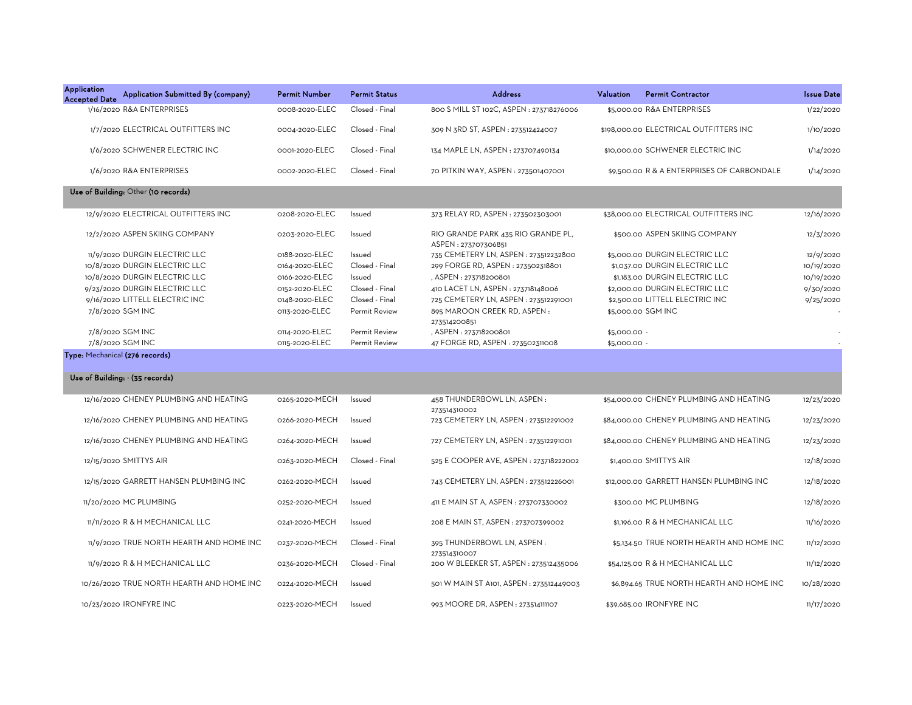| Application Accepted Date | Application Submitted By (company) | Permit Number | Permit Status | Address | Valuation | Permit Contractor | Issue Date |
|---|---|---|---|---|---|---|---|
| 1/16/2020 | R&A ENTERPRISES | 0008-2020-ELEC | Closed - Final | 800 S MILL ST 102C, ASPEN : 273718276006 | $5,000.00 | R&A ENTERPRISES | 1/22/2020 |
| 1/7/2020 | ELECTRICAL OUTFITTERS INC | 0004-2020-ELEC | Closed - Final | 309 N 3RD ST, ASPEN : 273512424007 | $198,000.00 | ELECTRICAL OUTFITTERS INC | 1/10/2020 |
| 1/6/2020 | SCHWENER ELECTRIC INC | 0001-2020-ELEC | Closed - Final | 134 MAPLE LN, ASPEN : 273707490134 | $10,000.00 | SCHWENER ELECTRIC INC | 1/14/2020 |
| 1/6/2020 | R&A ENTERPRISES | 0002-2020-ELEC | Closed - Final | 70 PITKIN WAY, ASPEN : 273501407001 | $9,500.00 | R & A ENTERPRISES OF CARBONDALE | 1/14/2020 |
| **Use of Building:** Other **(10 records)** | | | | | | | |
| 12/9/2020 | ELECTRICAL OUTFITTERS INC | 0208-2020-ELEC | Issued | 373 RELAY RD, ASPEN : 273502303001 | $38,000.00 | ELECTRICAL OUTFITTERS INC | 12/16/2020 |
| 12/2/2020 | ASPEN SKIING COMPANY | 0203-2020-ELEC | Issued | RIO GRANDE PARK 435 RIO GRANDE PL, ASPEN : 273707306851 | $500.00 | ASPEN SKIING COMPANY | 12/3/2020 |
| 11/9/2020 | DURGIN ELECTRIC LLC | 0188-2020-ELEC | Issued | 735 CEMETERY LN, ASPEN : 273512232800 | $5,000.00 | DURGIN ELECTRIC LLC | 12/9/2020 |
| 10/8/2020 | DURGIN ELECTRIC LLC | 0164-2020-ELEC | Closed - Final | 299 FORGE RD, ASPEN : 273502318801 | $1,037.00 | DURGIN ELECTRIC LLC | 10/19/2020 |
| 10/8/2020 | DURGIN ELECTRIC LLC | 0166-2020-ELEC | Issued | , ASPEN : 273718200801 | $1,183.00 | DURGIN ELECTRIC LLC | 10/19/2020 |
| 9/23/2020 | DURGIN ELECTRIC LLC | 0152-2020-ELEC | Closed - Final | 410 LACET LN, ASPEN : 273718148006 | $2,000.00 | DURGIN ELECTRIC LLC | 9/30/2020 |
| 9/16/2020 | LITTELL ELECTRIC INC | 0148-2020-ELEC | Closed - Final | 725 CEMETERY LN, ASPEN : 273512291001 | $2,500.00 | LITTELL ELECTRIC INC | 9/25/2020 |
| 7/8/2020 | SGM INC | 0113-2020-ELEC | Permit Review | 895 MAROON CREEK RD, ASPEN : 273514200851 | $5,000.00 | SGM INC | - |
| 7/8/2020 | SGM INC | 0114-2020-ELEC | Permit Review | , ASPEN : 273718200801 | $5,000.00 | - | - |
| 7/8/2020 | SGM INC | 0115-2020-ELEC | Permit Review | 47 FORGE RD, ASPEN : 273502311008 | $5,000.00 | - | - |
| **Type:** Mechanical **(276 records)** | | | | | | | |
| **Use of Building:** - **(35 records)** | | | | | | | |
| 12/16/2020 | CHENEY PLUMBING AND HEATING | 0265-2020-MECH | Issued | 458 THUNDERBOWL LN, ASPEN : 273514310002 | $54,000.00 | CHENEY PLUMBING AND HEATING | 12/23/2020 |
| 12/16/2020 | CHENEY PLUMBING AND HEATING | 0266-2020-MECH | Issued | 723 CEMETERY LN, ASPEN : 273512291002 | $84,000.00 | CHENEY PLUMBING AND HEATING | 12/23/2020 |
| 12/16/2020 | CHENEY PLUMBING AND HEATING | 0264-2020-MECH | Issued | 727 CEMETERY LN, ASPEN : 273512291001 | $84,000.00 | CHENEY PLUMBING AND HEATING | 12/23/2020 |
| 12/15/2020 | SMITTYS AIR | 0263-2020-MECH | Closed - Final | 525 E COOPER AVE, ASPEN : 273718222002 | $1,400.00 | SMITTYS AIR | 12/18/2020 |
| 12/15/2020 | GARRETT HANSEN PLUMBING INC | 0262-2020-MECH | Issued | 743 CEMETERY LN, ASPEN : 273512226001 | $12,000.00 | GARRETT HANSEN PLUMBING INC | 12/18/2020 |
| 11/20/2020 | MC PLUMBING | 0252-2020-MECH | Issued | 411 E MAIN ST A, ASPEN : 273707330002 | $300.00 | MC PLUMBING | 12/18/2020 |
| 11/11/2020 | R & H MECHANICAL LLC | 0241-2020-MECH | Issued | 208 E MAIN ST, ASPEN : 273707399002 | $1,196.00 | R & H MECHANICAL LLC | 11/16/2020 |
| 11/9/2020 | TRUE NORTH HEARTH AND HOME INC | 0237-2020-MECH | Closed - Final | 395 THUNDERBOWL LN, ASPEN : 273514310007 | $5,134.50 | TRUE NORTH HEARTH AND HOME INC | 11/12/2020 |
| 11/9/2020 | R & H MECHANICAL LLC | 0236-2020-MECH | Closed - Final | 200 W BLEEKER ST, ASPEN : 273512435006 | $54,125.00 | R & H MECHANICAL LLC | 11/12/2020 |
| 10/26/2020 | TRUE NORTH HEARTH AND HOME INC | 0224-2020-MECH | Issued | 501 W MAIN ST A101, ASPEN : 273512449003 | $6,894.65 | TRUE NORTH HEARTH AND HOME INC | 10/28/2020 |
| 10/23/2020 | IRONFYRE INC | 0223-2020-MECH | Issued | 993 MOORE DR, ASPEN : 273514111107 | $39,685.00 | IRONFYRE INC | 11/17/2020 |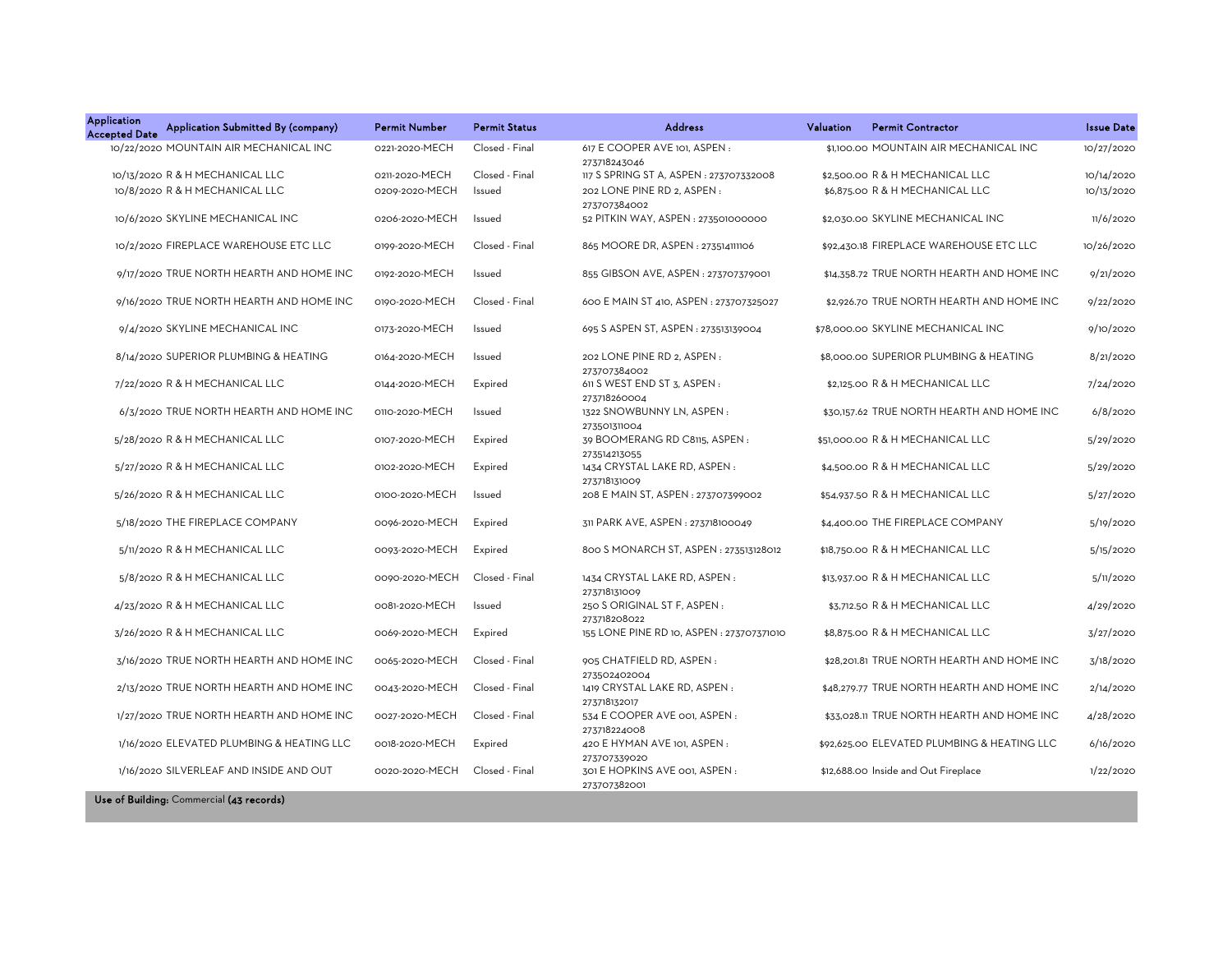| Application Accepted Date | Application Submitted By (company) | Permit Number | Permit Status | Address | Valuation | Permit Contractor | Issue Date |
|---|---|---|---|---|---|---|---|
| 10/22/2020 | MOUNTAIN AIR MECHANICAL INC | 0221-2020-MECH | Closed - Final | 617 E COOPER AVE 101, ASPEN : 273718243046 | $1,100.00 | MOUNTAIN AIR MECHANICAL INC | 10/27/2020 |
| 10/13/2020 | R & H MECHANICAL LLC | 0211-2020-MECH | Closed - Final | 117 S SPRING ST A, ASPEN : 273707332008 | $2,500.00 | R & H MECHANICAL LLC | 10/14/2020 |
| 10/8/2020 | R & H MECHANICAL LLC | 0209-2020-MECH | Issued | 202 LONE PINE RD 2, ASPEN : 273707384002 | $6,875.00 | R & H MECHANICAL LLC | 10/13/2020 |
| 10/6/2020 | SKYLINE MECHANICAL INC | 0206-2020-MECH | Issued | 52 PITKIN WAY, ASPEN : 273501000000 | $2,030.00 | SKYLINE MECHANICAL INC | 11/6/2020 |
| 10/2/2020 | FIREPLACE WAREHOUSE ETC LLC | 0199-2020-MECH | Closed - Final | 865 MOORE DR, ASPEN : 273514111106 | $92,430.18 | FIREPLACE WAREHOUSE ETC LLC | 10/26/2020 |
| 9/17/2020 | TRUE NORTH HEARTH AND HOME INC | 0192-2020-MECH | Issued | 855 GIBSON AVE, ASPEN : 273707379001 | $14,358.72 | TRUE NORTH HEARTH AND HOME INC | 9/21/2020 |
| 9/16/2020 | TRUE NORTH HEARTH AND HOME INC | 0190-2020-MECH | Closed - Final | 600 E MAIN ST 410, ASPEN : 273707325027 | $2,926.70 | TRUE NORTH HEARTH AND HOME INC | 9/22/2020 |
| 9/4/2020 | SKYLINE MECHANICAL INC | 0173-2020-MECH | Issued | 695 S ASPEN ST, ASPEN : 273513139004 | $78,000.00 | SKYLINE MECHANICAL INC | 9/10/2020 |
| 8/14/2020 | SUPERIOR PLUMBING & HEATING | 0164-2020-MECH | Issued | 202 LONE PINE RD 2, ASPEN : 273707384002 | $8,000.00 | SUPERIOR PLUMBING & HEATING | 8/21/2020 |
| 7/22/2020 | R & H MECHANICAL LLC | 0144-2020-MECH | Expired | 611 S WEST END ST 3, ASPEN : 273718260004 | $2,125.00 | R & H MECHANICAL LLC | 7/24/2020 |
| 6/3/2020 | TRUE NORTH HEARTH AND HOME INC | 0110-2020-MECH | Issued | 1322 SNOWBUNNY LN, ASPEN : 273501311004 | $30,157.62 | TRUE NORTH HEARTH AND HOME INC | 6/8/2020 |
| 5/28/2020 | R & H MECHANICAL LLC | 0107-2020-MECH | Expired | 39 BOOMERANG RD C8115, ASPEN : 273514213055 | $51,000.00 | R & H MECHANICAL LLC | 5/29/2020 |
| 5/27/2020 | R & H MECHANICAL LLC | 0102-2020-MECH | Expired | 1434 CRYSTAL LAKE RD, ASPEN : 273718131009 | $4,500.00 | R & H MECHANICAL LLC | 5/29/2020 |
| 5/26/2020 | R & H MECHANICAL LLC | 0100-2020-MECH | Issued | 208 E MAIN ST, ASPEN : 273707399002 | $54,937.50 | R & H MECHANICAL LLC | 5/27/2020 |
| 5/18/2020 | THE FIREPLACE COMPANY | 0096-2020-MECH | Expired | 311 PARK AVE, ASPEN : 273718100049 | $4,400.00 | THE FIREPLACE COMPANY | 5/19/2020 |
| 5/11/2020 | R & H MECHANICAL LLC | 0093-2020-MECH | Expired | 800 S MONARCH ST, ASPEN : 273513128012 | $18,750.00 | R & H MECHANICAL LLC | 5/15/2020 |
| 5/8/2020 | R & H MECHANICAL LLC | 0090-2020-MECH | Closed - Final | 1434 CRYSTAL LAKE RD, ASPEN : 273718131009 | $13,937.00 | R & H MECHANICAL LLC | 5/11/2020 |
| 4/23/2020 | R & H MECHANICAL LLC | 0081-2020-MECH | Issued | 250 S ORIGINAL ST F, ASPEN : 273718208022 | $3,712.50 | R & H MECHANICAL LLC | 4/29/2020 |
| 3/26/2020 | R & H MECHANICAL LLC | 0069-2020-MECH | Expired | 155 LONE PINE RD 10, ASPEN : 273707371010 | $8,875.00 | R & H MECHANICAL LLC | 3/27/2020 |
| 3/16/2020 | TRUE NORTH HEARTH AND HOME INC | 0065-2020-MECH | Closed - Final | 905 CHATFIELD RD, ASPEN : 273502402004 | $28,201.81 | TRUE NORTH HEARTH AND HOME INC | 3/18/2020 |
| 2/13/2020 | TRUE NORTH HEARTH AND HOME INC | 0043-2020-MECH | Closed - Final | 1419 CRYSTAL LAKE RD, ASPEN : 273718132017 | $48,279.77 | TRUE NORTH HEARTH AND HOME INC | 2/14/2020 |
| 1/27/2020 | TRUE NORTH HEARTH AND HOME INC | 0027-2020-MECH | Closed - Final | 534 E COOPER AVE 001, ASPEN : 273718224008 | $33,028.11 | TRUE NORTH HEARTH AND HOME INC | 4/28/2020 |
| 1/16/2020 | ELEVATED PLUMBING & HEATING LLC | 0018-2020-MECH | Expired | 420 E HYMAN AVE 101, ASPEN : 273707339020 | $92,625.00 | ELEVATED PLUMBING & HEATING LLC | 6/16/2020 |
| 1/16/2020 | SILVERLEAF AND INSIDE AND OUT | 0020-2020-MECH | Closed - Final | 301 E HOPKINS AVE 001, ASPEN : 273707382001 | $12,688.00 | Inside and Out Fireplace | 1/22/2020 |

**Use of Building:** Commercial **(43 records)**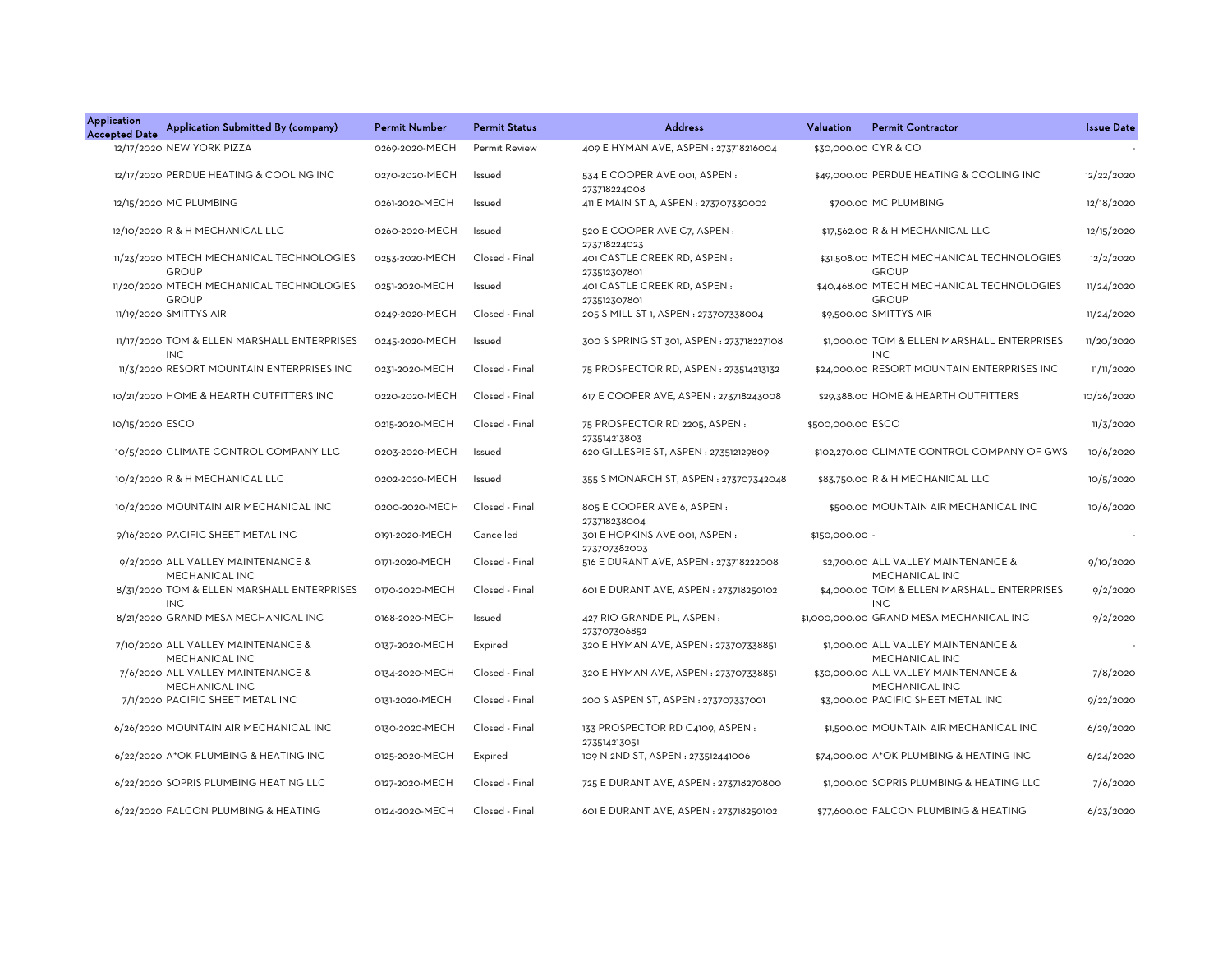| Application Accepted Date | Application Submitted By (company) | Permit Number | Permit Status | Address | Valuation | Permit Contractor | Issue Date |
|---|---|---|---|---|---|---|---|
| 12/17/2020 | NEW YORK PIZZA | 0269-2020-MECH | Permit Review | 409 E HYMAN AVE, ASPEN : 273718216004 | $30,000.00 | CYR & CO | - |
| 12/17/2020 | PERDUE HEATING & COOLING INC | 0270-2020-MECH | Issued | 534 E COOPER AVE 001, ASPEN : 273718224008 | $49,000.00 | PERDUE HEATING & COOLING INC | 12/22/2020 |
| 12/15/2020 | MC PLUMBING | 0261-2020-MECH | Issued | 411 E MAIN ST A, ASPEN : 273707330002 | $700.00 | MC PLUMBING | 12/18/2020 |
| 12/10/2020 | R & H MECHANICAL LLC | 0260-2020-MECH | Issued | 520 E COOPER AVE C7, ASPEN : 273718224023 | $17,562.00 | R & H MECHANICAL LLC | 12/15/2020 |
| 11/23/2020 | MTECH MECHANICAL TECHNOLOGIES GROUP | 0253-2020-MECH | Closed - Final | 401 CASTLE CREEK RD, ASPEN : 273512307801 | $31,508.00 | MTECH MECHANICAL TECHNOLOGIES GROUP | 12/2/2020 |
| 11/20/2020 | MTECH MECHANICAL TECHNOLOGIES GROUP | 0251-2020-MECH | Issued | 401 CASTLE CREEK RD, ASPEN : 273512307801 | $40,468.00 | MTECH MECHANICAL TECHNOLOGIES GROUP | 11/24/2020 |
| 11/19/2020 | SMITTYS AIR | 0249-2020-MECH | Closed - Final | 205 S MILL ST 1, ASPEN : 273707338004 | $9,500.00 | SMITTYS AIR | 11/24/2020 |
| 11/17/2020 | TOM & ELLEN MARSHALL ENTERPRISES INC | 0245-2020-MECH | Issued | 300 S SPRING ST 301, ASPEN : 273718227108 | $1,000.00 | TOM & ELLEN MARSHALL ENTERPRISES INC | 11/20/2020 |
| 11/3/2020 | RESORT MOUNTAIN ENTERPRISES INC | 0231-2020-MECH | Closed - Final | 75 PROSPECTOR RD, ASPEN : 273514213132 | $24,000.00 | RESORT MOUNTAIN ENTERPRISES INC | 11/11/2020 |
| 10/21/2020 | HOME & HEARTH OUTFITTERS INC | 0220-2020-MECH | Closed - Final | 617 E COOPER AVE, ASPEN : 273718243008 | $29,388.00 | HOME & HEARTH OUTFITTERS | 10/26/2020 |
| 10/15/2020 | ESCO | 0215-2020-MECH | Closed - Final | 75 PROSPECTOR RD 2205, ASPEN : 273514213803 | $500,000.00 | ESCO | 11/3/2020 |
| 10/5/2020 | CLIMATE CONTROL COMPANY LLC | 0203-2020-MECH | Issued | 620 GILLESPIE ST, ASPEN : 273512129809 | $102,270.00 | CLIMATE CONTROL COMPANY OF GWS | 10/6/2020 |
| 10/2/2020 | R & H MECHANICAL LLC | 0202-2020-MECH | Issued | 355 S MONARCH ST, ASPEN : 273707342048 | $83,750.00 | R & H MECHANICAL LLC | 10/5/2020 |
| 10/2/2020 | MOUNTAIN AIR MECHANICAL INC | 0200-2020-MECH | Closed - Final | 805 E COOPER AVE 6, ASPEN : 273718238004 | $500.00 | MOUNTAIN AIR MECHANICAL INC | 10/6/2020 |
| 9/16/2020 | PACIFIC SHEET METAL INC | 0191-2020-MECH | Cancelled | 301 E HOPKINS AVE 001, ASPEN : 273707382003 | $150,000.00 | - | - |
| 9/2/2020 | ALL VALLEY MAINTENANCE & MECHANICAL INC | 0171-2020-MECH | Closed - Final | 516 E DURANT AVE, ASPEN : 273718222008 | $2,700.00 | ALL VALLEY MAINTENANCE & MECHANICAL INC | 9/10/2020 |
| 8/31/2020 | TOM & ELLEN MARSHALL ENTERPRISES INC | 0170-2020-MECH | Closed - Final | 601 E DURANT AVE, ASPEN : 273718250102 | $4,000.00 | TOM & ELLEN MARSHALL ENTERPRISES INC | 9/2/2020 |
| 8/21/2020 | GRAND MESA MECHANICAL INC | 0168-2020-MECH | Issued | 427 RIO GRANDE PL, ASPEN : 273707306852 | $1,000,000.00 | GRAND MESA MECHANICAL INC | 9/2/2020 |
| 7/10/2020 | ALL VALLEY MAINTENANCE & MECHANICAL INC | 0137-2020-MECH | Expired | 320 E HYMAN AVE, ASPEN : 273707338851 | $1,000.00 | ALL VALLEY MAINTENANCE & MECHANICAL INC | - |
| 7/6/2020 | ALL VALLEY MAINTENANCE & MECHANICAL INC | 0134-2020-MECH | Closed - Final | 320 E HYMAN AVE, ASPEN : 273707338851 | $30,000.00 | ALL VALLEY MAINTENANCE & MECHANICAL INC | 7/8/2020 |
| 7/1/2020 | PACIFIC SHEET METAL INC | 0131-2020-MECH | Closed - Final | 200 S ASPEN ST, ASPEN : 273707337001 | $3,000.00 | PACIFIC SHEET METAL INC | 9/22/2020 |
| 6/26/2020 | MOUNTAIN AIR MECHANICAL INC | 0130-2020-MECH | Closed - Final | 133 PROSPECTOR RD C4109, ASPEN : 273514213051 | $1,500.00 | MOUNTAIN AIR MECHANICAL INC | 6/29/2020 |
| 6/22/2020 | A*OK PLUMBING & HEATING INC | 0125-2020-MECH | Expired | 109 N 2ND ST, ASPEN : 273512441006 | $74,000.00 | A*OK PLUMBING & HEATING INC | 6/24/2020 |
| 6/22/2020 | SOPRIS PLUMBING HEATING LLC | 0127-2020-MECH | Closed - Final | 725 E DURANT AVE, ASPEN : 273718270800 | $1,000.00 | SOPRIS PLUMBING & HEATING LLC | 7/6/2020 |
| 6/22/2020 | FALCON PLUMBING & HEATING | 0124-2020-MECH | Closed - Final | 601 E DURANT AVE, ASPEN : 273718250102 | $77,600.00 | FALCON PLUMBING & HEATING | 6/23/2020 |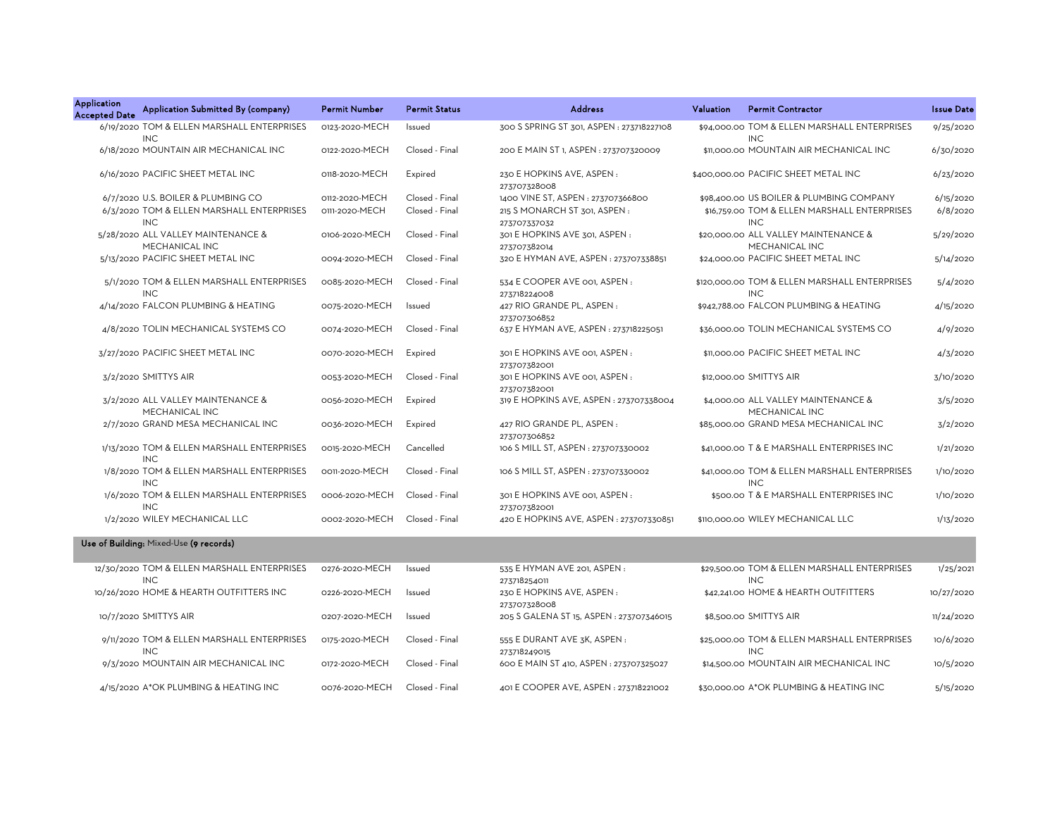| Application Accepted Date | Application Submitted By (company) | Permit Number | Permit Status | Address | Valuation | Permit Contractor | Issue Date |
|---|---|---|---|---|---|---|---|
| 6/19/2020 | TOM & ELLEN MARSHALL ENTERPRISES INC | 0123-2020-MECH | Issued | 300 S SPRING ST 301, ASPEN : 273718227108 | $94,000.00 | TOM & ELLEN MARSHALL ENTERPRISES INC | 9/25/2020 |
| 6/18/2020 | MOUNTAIN AIR MECHANICAL INC | 0122-2020-MECH | Closed - Final | 200 E MAIN ST 1, ASPEN : 273707320009 | $11,000.00 | MOUNTAIN AIR MECHANICAL INC | 6/30/2020 |
| 6/16/2020 | PACIFIC SHEET METAL INC | 0118-2020-MECH | Expired | 230 E HOPKINS AVE, ASPEN : 273707328008 | $400,000.00 | PACIFIC SHEET METAL INC | 6/23/2020 |
| 6/7/2020 | U.S. BOILER & PLUMBING CO | 0112-2020-MECH | Closed - Final | 1400 VINE ST, ASPEN : 273707366800 | $98,400.00 | US BOILER & PLUMBING COMPANY | 6/15/2020 |
| 6/3/2020 | TOM & ELLEN MARSHALL ENTERPRISES INC | 0111-2020-MECH | Closed - Final | 215 S MONARCH ST 301, ASPEN : 273707337032 | $16,759.00 | TOM & ELLEN MARSHALL ENTERPRISES INC | 6/8/2020 |
| 5/28/2020 | ALL VALLEY MAINTENANCE & MECHANICAL INC | 0106-2020-MECH | Closed - Final | 301 E HOPKINS AVE 301, ASPEN : 273707382014 | $20,000.00 | ALL VALLEY MAINTENANCE & MECHANICAL INC | 5/29/2020 |
| 5/13/2020 | PACIFIC SHEET METAL INC | 0094-2020-MECH | Closed - Final | 320 E HYMAN AVE, ASPEN : 273707338851 | $24,000.00 | PACIFIC SHEET METAL INC | 5/14/2020 |
| 5/1/2020 | TOM & ELLEN MARSHALL ENTERPRISES INC | 0085-2020-MECH | Closed - Final | 534 E COOPER AVE 001, ASPEN : 273718224008 | $120,000.00 | TOM & ELLEN MARSHALL ENTERPRISES INC | 5/4/2020 |
| 4/14/2020 | FALCON PLUMBING & HEATING | 0075-2020-MECH | Issued | 427 RIO GRANDE PL, ASPEN : 273707306852 | $942,788.00 | FALCON PLUMBING & HEATING | 4/15/2020 |
| 4/8/2020 | TOLIN MECHANICAL SYSTEMS CO | 0074-2020-MECH | Closed - Final | 637 E HYMAN AVE, ASPEN : 273718225051 | $36,000.00 | TOLIN MECHANICAL SYSTEMS CO | 4/9/2020 |
| 3/27/2020 | PACIFIC SHEET METAL INC | 0070-2020-MECH | Expired | 301 E HOPKINS AVE 001, ASPEN : 273707382001 | $11,000.00 | PACIFIC SHEET METAL INC | 4/3/2020 |
| 3/2/2020 | SMITTYS AIR | 0053-2020-MECH | Closed - Final | 301 E HOPKINS AVE 001, ASPEN : 273707382001 | $12,000.00 | SMITTYS AIR | 3/10/2020 |
| 3/2/2020 | ALL VALLEY MAINTENANCE & MECHANICAL INC | 0056-2020-MECH | Expired | 319 E HOPKINS AVE, ASPEN : 273707338004 | $4,000.00 | ALL VALLEY MAINTENANCE & MECHANICAL INC | 3/5/2020 |
| 2/7/2020 | GRAND MESA MECHANICAL INC | 0036-2020-MECH | Expired | 427 RIO GRANDE PL, ASPEN : 273707306852 | $85,000.00 | GRAND MESA MECHANICAL INC | 3/2/2020 |
| 1/13/2020 | TOM & ELLEN MARSHALL ENTERPRISES INC | 0015-2020-MECH | Cancelled | 106 S MILL ST, ASPEN : 273707330002 | $41,000.00 | T & E MARSHALL ENTERPRISES INC | 1/21/2020 |
| 1/8/2020 | TOM & ELLEN MARSHALL ENTERPRISES INC | 0011-2020-MECH | Closed - Final | 106 S MILL ST, ASPEN : 273707330002 | $41,000.00 | TOM & ELLEN MARSHALL ENTERPRISES INC | 1/10/2020 |
| 1/6/2020 | TOM & ELLEN MARSHALL ENTERPRISES INC | 0006-2020-MECH | Closed - Final | 301 E HOPKINS AVE 001, ASPEN : 273707382001 | $500.00 | T & E MARSHALL ENTERPRISES INC | 1/10/2020 |
| 1/2/2020 | WILEY MECHANICAL LLC | 0002-2020-MECH | Closed - Final | 420 E HOPKINS AVE, ASPEN : 273707330851 | $110,000.00 | WILEY MECHANICAL LLC | 1/13/2020 |

**Use of Building:** Mixed-Use **(9 records)**

| Application Accepted Date | Application Submitted By (company) | Permit Number | Permit Status | Address | Valuation | Permit Contractor | Issue Date |
|---|---|---|---|---|---|---|---|
| 12/30/2020 | TOM & ELLEN MARSHALL ENTERPRISES INC | 0276-2020-MECH | Issued | 535 E HYMAN AVE 201, ASPEN : 273718254011 | $29,500.00 | TOM & ELLEN MARSHALL ENTERPRISES INC | 1/25/2021 |
| 10/26/2020 | HOME & HEARTH OUTFITTERS INC | 0226-2020-MECH | Issued | 230 E HOPKINS AVE, ASPEN : 273707328008 | $42,241.00 | HOME & HEARTH OUTFITTERS | 10/27/2020 |
| 10/7/2020 | SMITTYS AIR | 0207-2020-MECH | Issued | 205 S GALENA ST 15, ASPEN : 273707346015 | $8,500.00 | SMITTYS AIR | 11/24/2020 |
| 9/11/2020 | TOM & ELLEN MARSHALL ENTERPRISES INC | 0175-2020-MECH | Closed - Final | 555 E DURANT AVE 3K, ASPEN : 273718249015 | $25,000.00 | TOM & ELLEN MARSHALL ENTERPRISES INC | 10/6/2020 |
| 9/3/2020 | MOUNTAIN AIR MECHANICAL INC | 0172-2020-MECH | Closed - Final | 600 E MAIN ST 410, ASPEN : 273707325027 | $14,500.00 | MOUNTAIN AIR MECHANICAL INC | 10/5/2020 |
| 4/15/2020 | A*OK PLUMBING & HEATING INC | 0076-2020-MECH | Closed - Final | 401 E COOPER AVE, ASPEN : 273718221002 | $30,000.00 | A*OK PLUMBING & HEATING INC | 5/15/2020 |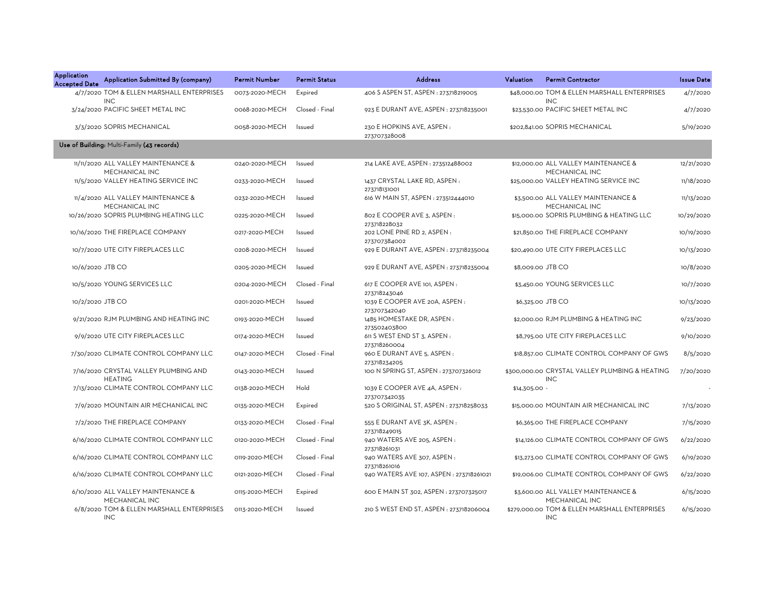| Application Accepted Date | Application Submitted By (company) | Permit Number | Permit Status | Address | Valuation | Permit Contractor | Issue Date |
|---|---|---|---|---|---|---|---|
| 4/7/2020 | TOM & ELLEN MARSHALL ENTERPRISES INC | 0073-2020-MECH | Expired | 406 S ASPEN ST, ASPEN : 273718219005 | $48,000.00 | TOM & ELLEN MARSHALL ENTERPRISES INC | 4/7/2020 |
| 3/24/2020 | PACIFIC SHEET METAL INC | 0068-2020-MECH | Closed - Final | 923 E DURANT AVE, ASPEN : 273718235001 | $23,530.00 | PACIFIC SHEET METAL INC | 4/7/2020 |
| 3/3/2020 | SOPRIS MECHANICAL | 0058-2020-MECH | Issued | 230 E HOPKINS AVE, ASPEN : 273707328008 | $202,841.00 | SOPRIS MECHANICAL | 5/19/2020 |
| **Use of Building:** Multi-Family **(43 records)** | | | | | | | |
| 11/11/2020 | ALL VALLEY MAINTENANCE & MECHANICAL INC | 0240-2020-MECH | Issued | 214 LAKE AVE, ASPEN : 273512488002 | $12,000.00 | ALL VALLEY MAINTENANCE & MECHANICAL INC | 12/21/2020 |
| 11/5/2020 | VALLEY HEATING SERVICE INC | 0233-2020-MECH | Issued | 1437 CRYSTAL LAKE RD, ASPEN : 273718131001 | $25,000.00 | VALLEY HEATING SERVICE INC | 11/18/2020 |
| 11/4/2020 | ALL VALLEY MAINTENANCE & MECHANICAL INC | 0232-2020-MECH | Issued | 616 W MAIN ST, ASPEN : 273512444010 | $3,500.00 | ALL VALLEY MAINTENANCE & MECHANICAL INC | 11/13/2020 |
| 10/26/2020 | SOPRIS PLUMBING HEATING LLC | 0225-2020-MECH | Issued | 802 E COOPER AVE 3, ASPEN : 273718228032 | $15,000.00 | SOPRIS PLUMBING & HEATING LLC | 10/29/2020 |
| 10/16/2020 | THE FIREPLACE COMPANY | 0217-2020-MECH | Issued | 202 LONE PINE RD 2, ASPEN : 273707384002 | $21,850.00 | THE FIREPLACE COMPANY | 10/19/2020 |
| 10/7/2020 | UTE CITY FIREPLACES LLC | 0208-2020-MECH | Issued | 929 E DURANT AVE, ASPEN : 273718235004 | $20,490.00 | UTE CITY FIREPLACES LLC | 10/13/2020 |
| 10/6/2020 | JTB CO | 0205-2020-MECH | Issued | 929 E DURANT AVE, ASPEN : 273718235004 | $8,009.00 | JTB CO | 10/8/2020 |
| 10/5/2020 | YOUNG SERVICES LLC | 0204-2020-MECH | Closed - Final | 617 E COOPER AVE 101, ASPEN : 273718243046 | $3,450.00 | YOUNG SERVICES LLC | 10/7/2020 |
| 10/2/2020 | JTB CO | 0201-2020-MECH | Issued | 1039 E COOPER AVE 20A, ASPEN : 273707342040 | $6,325.00 | JTB CO | 10/13/2020 |
| 9/21/2020 | RJM PLUMBING AND HEATING INC | 0193-2020-MECH | Issued | 1485 HOMESTAKE DR, ASPEN : 273502403800 | $2,000.00 | RJM PLUMBING & HEATING INC | 9/23/2020 |
| 9/9/2020 | UTE CITY FIREPLACES LLC | 0174-2020-MECH | Issued | 611 S WEST END ST 3, ASPEN : 273718260004 | $8,795.00 | UTE CITY FIREPLACES LLC | 9/10/2020 |
| 7/30/2020 | CLIMATE CONTROL COMPANY LLC | 0147-2020-MECH | Closed - Final | 960 E DURANT AVE 5, ASPEN : 273718234205 | $18,857.00 | CLIMATE CONTROL COMPANY OF GWS | 8/5/2020 |
| 7/16/2020 | CRYSTAL VALLEY PLUMBING AND HEATING | 0143-2020-MECH | Issued | 100 N SPRING ST, ASPEN : 273707326012 | $300,000.00 | CRYSTAL VALLEY PLUMBING & HEATING INC | 7/20/2020 |
| 7/13/2020 | CLIMATE CONTROL COMPANY LLC | 0138-2020-MECH | Hold | 1039 E COOPER AVE 4A, ASPEN : 273707342035 | $14,305.00 | - | - |
| 7/9/2020 | MOUNTAIN AIR MECHANICAL INC | 0135-2020-MECH | Expired | 520 S ORIGINAL ST, ASPEN : 273718258033 | $15,000.00 | MOUNTAIN AIR MECHANICAL INC | 7/13/2020 |
| 7/2/2020 | THE FIREPLACE COMPANY | 0133-2020-MECH | Closed - Final | 555 E DURANT AVE 3K, ASPEN : 273718249015 | $6,365.00 | THE FIREPLACE COMPANY | 7/15/2020 |
| 6/16/2020 | CLIMATE CONTROL COMPANY LLC | 0120-2020-MECH | Closed - Final | 940 WATERS AVE 205, ASPEN : 273718261031 | $14,126.00 | CLIMATE CONTROL COMPANY OF GWS | 6/22/2020 |
| 6/16/2020 | CLIMATE CONTROL COMPANY LLC | 0119-2020-MECH | Closed - Final | 940 WATERS AVE 307, ASPEN : 273718261016 | $13,273.00 | CLIMATE CONTROL COMPANY OF GWS | 6/19/2020 |
| 6/16/2020 | CLIMATE CONTROL COMPANY LLC | 0121-2020-MECH | Closed - Final | 940 WATERS AVE 107, ASPEN : 273718261021 | $19,006.00 | CLIMATE CONTROL COMPANY OF GWS | 6/22/2020 |
| 6/10/2020 | ALL VALLEY MAINTENANCE & MECHANICAL INC | 0115-2020-MECH | Expired | 600 E MAIN ST 302, ASPEN : 273707325017 | $3,600.00 | ALL VALLEY MAINTENANCE & MECHANICAL INC | 6/15/2020 |
| 6/8/2020 | TOM & ELLEN MARSHALL ENTERPRISES INC | 0113-2020-MECH | Issued | 210 S WEST END ST, ASPEN : 273718206004 | $279,000.00 | TOM & ELLEN MARSHALL ENTERPRISES INC | 6/15/2020 |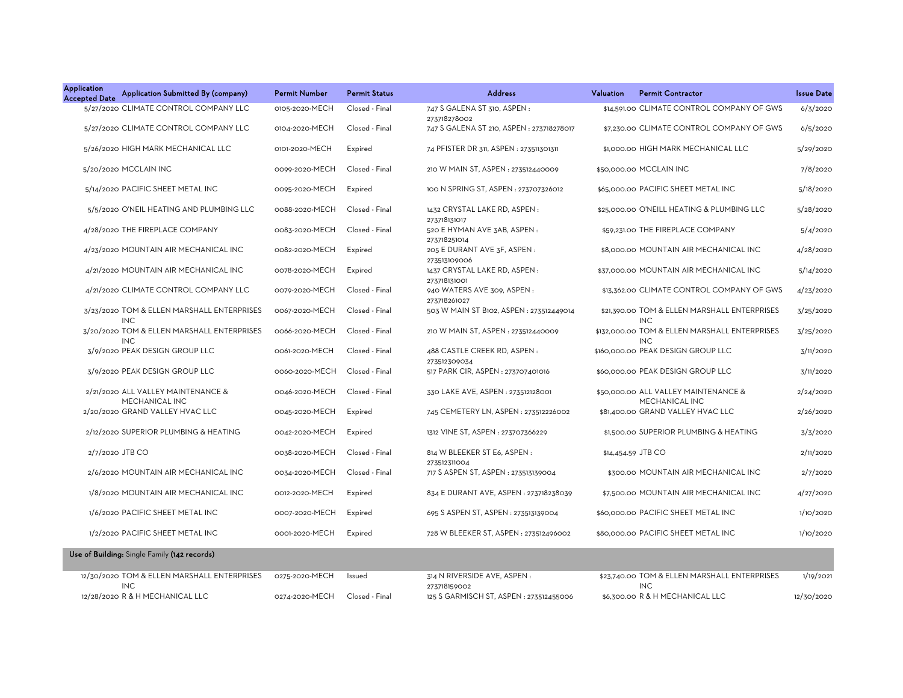| Application Accepted Date | Application Submitted By (company) | Permit Number | Permit Status | Address | Valuation | Permit Contractor | Issue Date |
|---|---|---|---|---|---|---|---|
| 5/27/2020 | CLIMATE CONTROL COMPANY LLC | 0105-2020-MECH | Closed - Final | 747 S GALENA ST 310, ASPEN : 273718278002 | $14,591.00 | CLIMATE CONTROL COMPANY OF GWS | 6/3/2020 |
| 5/27/2020 | CLIMATE CONTROL COMPANY LLC | 0104-2020-MECH | Closed - Final | 747 S GALENA ST 210, ASPEN : 273718278017 | $7,230.00 | CLIMATE CONTROL COMPANY OF GWS | 6/5/2020 |
| 5/26/2020 | HIGH MARK MECHANICAL LLC | 0101-2020-MECH | Expired | 74 PFISTER DR 311, ASPEN : 273511301311 | $1,000.00 | HIGH MARK MECHANICAL LLC | 5/29/2020 |
| 5/20/2020 | MCCLAIN INC | 0099-2020-MECH | Closed - Final | 210 W MAIN ST, ASPEN : 273512440009 | $50,000.00 | MCCLAIN INC | 7/8/2020 |
| 5/14/2020 | PACIFIC SHEET METAL INC | 0095-2020-MECH | Expired | 100 N SPRING ST, ASPEN : 273707326012 | $65,000.00 | PACIFIC SHEET METAL INC | 5/18/2020 |
| 5/5/2020 | O'NEIL HEATING AND PLUMBING LLC | 0088-2020-MECH | Closed - Final | 1432 CRYSTAL LAKE RD, ASPEN : 273718131017 | $25,000.00 | O'NEILL HEATING & PLUMBING LLC | 5/28/2020 |
| 4/28/2020 | THE FIREPLACE COMPANY | 0083-2020-MECH | Closed - Final | 520 E HYMAN AVE 3AB, ASPEN : 273718251014 | $59,231.00 | THE FIREPLACE COMPANY | 5/4/2020 |
| 4/23/2020 | MOUNTAIN AIR MECHANICAL INC | 0082-2020-MECH | Expired | 205 E DURANT AVE 3F, ASPEN : 273513109006 | $8,000.00 | MOUNTAIN AIR MECHANICAL INC | 4/28/2020 |
| 4/21/2020 | MOUNTAIN AIR MECHANICAL INC | 0078-2020-MECH | Expired | 1437 CRYSTAL LAKE RD, ASPEN : 273718131001 | $37,000.00 | MOUNTAIN AIR MECHANICAL INC | 5/14/2020 |
| 4/21/2020 | CLIMATE CONTROL COMPANY LLC | 0079-2020-MECH | Closed - Final | 940 WATERS AVE 309, ASPEN : 273718261027 | $13,362.00 | CLIMATE CONTROL COMPANY OF GWS | 4/23/2020 |
| 3/23/2020 | TOM & ELLEN MARSHALL ENTERPRISES INC | 0067-2020-MECH | Closed - Final | 503 W MAIN ST B102, ASPEN : 273512449014 | $21,390.00 | TOM & ELLEN MARSHALL ENTERPRISES INC | 3/25/2020 |
| 3/20/2020 | TOM & ELLEN MARSHALL ENTERPRISES INC | 0066-2020-MECH | Closed - Final | 210 W MAIN ST, ASPEN : 273512440009 | $132,000.00 | TOM & ELLEN MARSHALL ENTERPRISES INC | 3/25/2020 |
| 3/9/2020 | PEAK DESIGN GROUP LLC | 0061-2020-MECH | Closed - Final | 488 CASTLE CREEK RD, ASPEN : 273512309034 | $160,000.00 | PEAK DESIGN GROUP LLC | 3/11/2020 |
| 3/9/2020 | PEAK DESIGN GROUP LLC | 0060-2020-MECH | Closed - Final | 517 PARK CIR, ASPEN : 273707401016 | $60,000.00 | PEAK DESIGN GROUP LLC | 3/11/2020 |
| 2/21/2020 | ALL VALLEY MAINTENANCE & MECHANICAL INC | 0046-2020-MECH | Closed - Final | 330 LAKE AVE, ASPEN : 273512128001 | $50,000.00 | ALL VALLEY MAINTENANCE & MECHANICAL INC | 2/24/2020 |
| 2/20/2020 | GRAND VALLEY HVAC LLC | 0045-2020-MECH | Expired | 745 CEMETERY LN, ASPEN : 273512226002 | $81,400.00 | GRAND VALLEY HVAC LLC | 2/26/2020 |
| 2/12/2020 | SUPERIOR PLUMBING & HEATING | 0042-2020-MECH | Expired | 1312 VINE ST, ASPEN : 273707366229 | $1,500.00 | SUPERIOR PLUMBING & HEATING | 3/3/2020 |
| 2/7/2020 | JTB CO | 0038-2020-MECH | Closed - Final | 814 W BLEEKER ST E6, ASPEN : 273512311004 | $14,454.59 | JTB CO | 2/11/2020 |
| 2/6/2020 | MOUNTAIN AIR MECHANICAL INC | 0034-2020-MECH | Closed - Final | 717 S ASPEN ST, ASPEN : 273513139004 | $300.00 | MOUNTAIN AIR MECHANICAL INC | 2/7/2020 |
| 1/8/2020 | MOUNTAIN AIR MECHANICAL INC | 0012-2020-MECH | Expired | 834 E DURANT AVE, ASPEN : 273718238039 | $7,500.00 | MOUNTAIN AIR MECHANICAL INC | 4/27/2020 |
| 1/6/2020 | PACIFIC SHEET METAL INC | 0007-2020-MECH | Expired | 695 S ASPEN ST, ASPEN : 273513139004 | $60,000.00 | PACIFIC SHEET METAL INC | 1/10/2020 |
| 1/2/2020 | PACIFIC SHEET METAL INC | 0001-2020-MECH | Expired | 728 W BLEEKER ST, ASPEN : 273512496002 | $80,000.00 | PACIFIC SHEET METAL INC | 1/10/2020 |
| **Use of Building:** Single Family **(142 records)** | | | | | | | |
| 12/30/2020 | TOM & ELLEN MARSHALL ENTERPRISES INC | 0275-2020-MECH | Issued | 314 N RIVERSIDE AVE, ASPEN : 273718159002 | $23,740.00 | TOM & ELLEN MARSHALL ENTERPRISES INC | 1/19/2021 |
| 12/28/2020 | R & H MECHANICAL LLC | 0274-2020-MECH | Closed - Final | 125 S GARMISCH ST, ASPEN : 273512455006 | $6,300.00 | R & H MECHANICAL LLC | 12/30/2020 |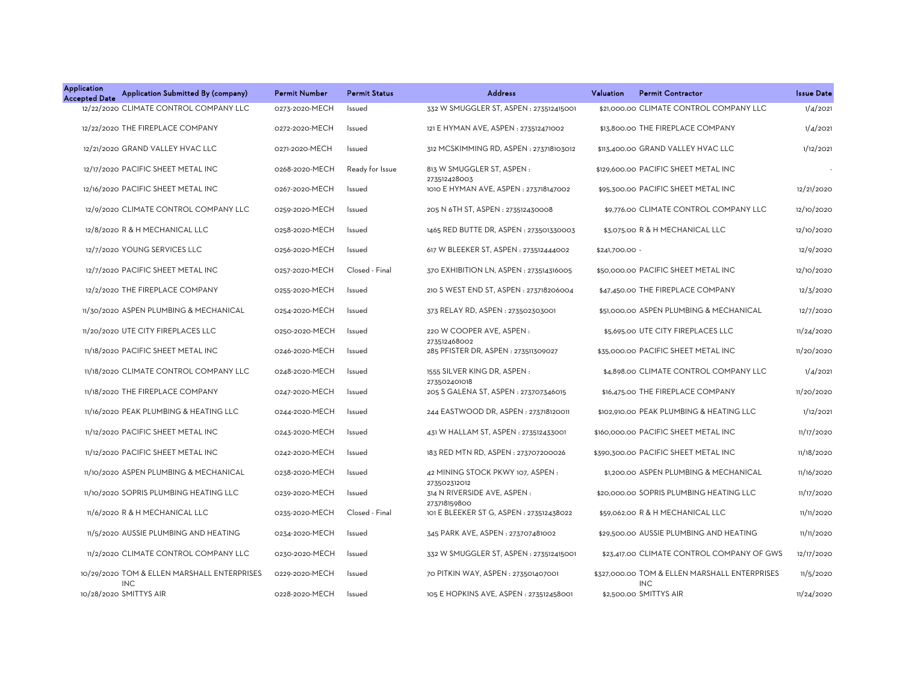| Application Accepted Date | Application Submitted By (company) | Permit Number | Permit Status | Address | Valuation | Permit Contractor | Issue Date |
|---|---|---|---|---|---|---|---|
| 12/22/2020 | CLIMATE CONTROL COMPANY LLC | 0273-2020-MECH | Issued | 332 W SMUGGLER ST, ASPEN : 273512415001 | $21,000.00 | CLIMATE CONTROL COMPANY LLC | 1/4/2021 |
| 12/22/2020 | THE FIREPLACE COMPANY | 0272-2020-MECH | Issued | 121 E HYMAN AVE, ASPEN : 273512471002 | $13,800.00 | THE FIREPLACE COMPANY | 1/4/2021 |
| 12/21/2020 | GRAND VALLEY HVAC LLC | 0271-2020-MECH | Issued | 312 MCSKIMMING RD, ASPEN : 273718103012 | $113,400.00 | GRAND VALLEY HVAC LLC | 1/12/2021 |
| 12/17/2020 | PACIFIC SHEET METAL INC | 0268-2020-MECH | Ready for Issue | 813 W SMUGGLER ST, ASPEN : 273512428003 | $129,600.00 | PACIFIC SHEET METAL INC | - |
| 12/16/2020 | PACIFIC SHEET METAL INC | 0267-2020-MECH | Issued | 1010 E HYMAN AVE, ASPEN : 273718147002 | $95,300.00 | PACIFIC SHEET METAL INC | 12/21/2020 |
| 12/9/2020 | CLIMATE CONTROL COMPANY LLC | 0259-2020-MECH | Issued | 205 N 6TH ST, ASPEN : 273512430008 | $9,776.00 | CLIMATE CONTROL COMPANY LLC | 12/10/2020 |
| 12/8/2020 | R & H MECHANICAL LLC | 0258-2020-MECH | Issued | 1465 RED BUTTE DR, ASPEN : 273501330003 | $3,075.00 | R & H MECHANICAL LLC | 12/10/2020 |
| 12/7/2020 | YOUNG SERVICES LLC | 0256-2020-MECH | Issued | 617 W BLEEKER ST, ASPEN : 273512444002 | $241,700.00 | - | 12/9/2020 |
| 12/7/2020 | PACIFIC SHEET METAL INC | 0257-2020-MECH | Closed - Final | 370 EXHIBITION LN, ASPEN : 273514316005 | $50,000.00 | PACIFIC SHEET METAL INC | 12/10/2020 |
| 12/2/2020 | THE FIREPLACE COMPANY | 0255-2020-MECH | Issued | 210 S WEST END ST, ASPEN : 273718206004 | $47,450.00 | THE FIREPLACE COMPANY | 12/3/2020 |
| 11/30/2020 | ASPEN PLUMBING & MECHANICAL | 0254-2020-MECH | Issued | 373 RELAY RD, ASPEN : 273502303001 | $51,000.00 | ASPEN PLUMBING & MECHANICAL | 12/7/2020 |
| 11/20/2020 | UTE CITY FIREPLACES LLC | 0250-2020-MECH | Issued | 220 W COOPER AVE, ASPEN : 273512468002 | $5,695.00 | UTE CITY FIREPLACES LLC | 11/24/2020 |
| 11/18/2020 | PACIFIC SHEET METAL INC | 0246-2020-MECH | Issued | 285 PFISTER DR, ASPEN : 273511309027 | $35,000.00 | PACIFIC SHEET METAL INC | 11/20/2020 |
| 11/18/2020 | CLIMATE CONTROL COMPANY LLC | 0248-2020-MECH | Issued | 1555 SILVER KING DR, ASPEN : 273502401018 | $4,898.00 | CLIMATE CONTROL COMPANY LLC | 1/4/2021 |
| 11/18/2020 | THE FIREPLACE COMPANY | 0247-2020-MECH | Issued | 205 S GALENA ST, ASPEN : 273707346015 | $16,475.00 | THE FIREPLACE COMPANY | 11/20/2020 |
| 11/16/2020 | PEAK PLUMBING & HEATING LLC | 0244-2020-MECH | Issued | 244 EASTWOOD DR, ASPEN : 273718120011 | $102,910.00 | PEAK PLUMBING & HEATING LLC | 1/12/2021 |
| 11/12/2020 | PACIFIC SHEET METAL INC | 0243-2020-MECH | Issued | 431 W HALLAM ST, ASPEN : 273512433001 | $160,000.00 | PACIFIC SHEET METAL INC | 11/17/2020 |
| 11/12/2020 | PACIFIC SHEET METAL INC | 0242-2020-MECH | Issued | 183 RED MTN RD, ASPEN : 273707200026 | $390,300.00 | PACIFIC SHEET METAL INC | 11/18/2020 |
| 11/10/2020 | ASPEN PLUMBING & MECHANICAL | 0238-2020-MECH | Issued | 42 MINING STOCK PKWY 107, ASPEN : 273502312012 | $1,200.00 | ASPEN PLUMBING & MECHANICAL | 11/16/2020 |
| 11/10/2020 | SOPRIS PLUMBING HEATING LLC | 0239-2020-MECH | Issued | 314 N RIVERSIDE AVE, ASPEN : 273718159800 | $20,000.00 | SOPRIS PLUMBING HEATING LLC | 11/17/2020 |
| 11/6/2020 | R & H MECHANICAL LLC | 0235-2020-MECH | Closed - Final | 101 E BLEEKER ST G, ASPEN : 273512438022 | $59,062.00 | R & H MECHANICAL LLC | 11/11/2020 |
| 11/5/2020 | AUSSIE PLUMBING AND HEATING | 0234-2020-MECH | Issued | 345 PARK AVE, ASPEN : 273707481002 | $29,500.00 | AUSSIE PLUMBING AND HEATING | 11/11/2020 |
| 11/2/2020 | CLIMATE CONTROL COMPANY LLC | 0230-2020-MECH | Issued | 332 W SMUGGLER ST, ASPEN : 273512415001 | $23,417.00 | CLIMATE CONTROL COMPANY OF GWS | 12/17/2020 |
| 10/29/2020 | TOM & ELLEN MARSHALL ENTERPRISES INC | 0229-2020-MECH | Issued | 70 PITKIN WAY, ASPEN : 273501407001 | $327,000.00 | TOM & ELLEN MARSHALL ENTERPRISES INC | 11/5/2020 |
| 10/28/2020 | SMITTYS AIR | 0228-2020-MECH | Issued | 105 E HOPKINS AVE, ASPEN : 273512458001 | $2,500.00 | SMITTYS AIR | 11/24/2020 |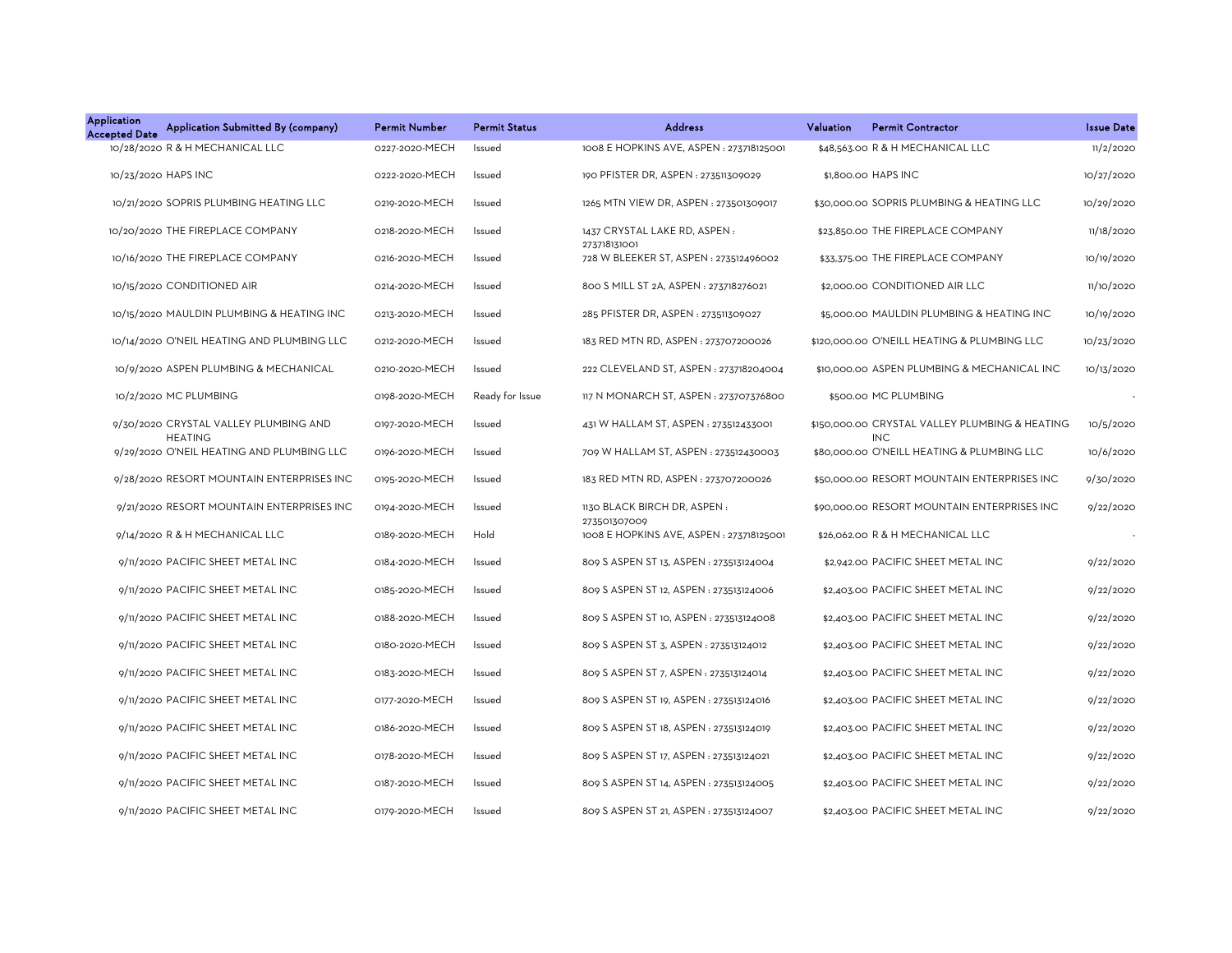| Application Accepted Date | Application Submitted By (company) | Permit Number | Permit Status | Address | Valuation | Permit Contractor | Issue Date |
|---|---|---|---|---|---|---|---|
| 10/28/2020 | R & H MECHANICAL LLC | 0227-2020-MECH | Issued | 1008 E HOPKINS AVE, ASPEN : 273718125001 | $48,563.00 | R & H MECHANICAL LLC | 11/2/2020 |
| 10/23/2020 | HAPS INC | 0222-2020-MECH | Issued | 190 PFISTER DR, ASPEN : 273511309029 | $1,800.00 | HAPS INC | 10/27/2020 |
| 10/21/2020 | SOPRIS PLUMBING HEATING LLC | 0219-2020-MECH | Issued | 1265 MTN VIEW DR, ASPEN : 273501309017 | $30,000.00 | SOPRIS PLUMBING & HEATING LLC | 10/29/2020 |
| 10/20/2020 | THE FIREPLACE COMPANY | 0218-2020-MECH | Issued | 1437 CRYSTAL LAKE RD, ASPEN : 273718131001 | $23,850.00 | THE FIREPLACE COMPANY | 11/18/2020 |
| 10/16/2020 | THE FIREPLACE COMPANY | 0216-2020-MECH | Issued | 728 W BLEEKER ST, ASPEN : 273512496002 | $33,375.00 | THE FIREPLACE COMPANY | 10/19/2020 |
| 10/15/2020 | CONDITIONED AIR | 0214-2020-MECH | Issued | 800 S MILL ST 2A, ASPEN : 273718276021 | $2,000.00 | CONDITIONED AIR LLC | 11/10/2020 |
| 10/15/2020 | MAULDIN PLUMBING & HEATING INC | 0213-2020-MECH | Issued | 285 PFISTER DR, ASPEN : 273511309027 | $5,000.00 | MAULDIN PLUMBING & HEATING INC | 10/19/2020 |
| 10/14/2020 | O'NEIL HEATING AND PLUMBING LLC | 0212-2020-MECH | Issued | 183 RED MTN RD, ASPEN : 273707200026 | $120,000.00 | O'NEILL HEATING & PLUMBING LLC | 10/23/2020 |
| 10/9/2020 | ASPEN PLUMBING & MECHANICAL | 0210-2020-MECH | Issued | 222 CLEVELAND ST, ASPEN : 273718204004 | $10,000.00 | ASPEN PLUMBING & MECHANICAL INC | 10/13/2020 |
| 10/2/2020 | MC PLUMBING | 0198-2020-MECH | Ready for Issue | 117 N MONARCH ST, ASPEN : 273707376800 | $500.00 | MC PLUMBING | - |
| 9/30/2020 | CRYSTAL VALLEY PLUMBING AND HEATING | 0197-2020-MECH | Issued | 431 W HALLAM ST, ASPEN : 273512433001 | $150,000.00 | CRYSTAL VALLEY PLUMBING & HEATING INC | 10/5/2020 |
| 9/29/2020 | O'NEIL HEATING AND PLUMBING LLC | 0196-2020-MECH | Issued | 709 W HALLAM ST, ASPEN : 273512430003 | $80,000.00 | O'NEILL HEATING & PLUMBING LLC | 10/6/2020 |
| 9/28/2020 | RESORT MOUNTAIN ENTERPRISES INC | 0195-2020-MECH | Issued | 183 RED MTN RD, ASPEN : 273707200026 | $50,000.00 | RESORT MOUNTAIN ENTERPRISES INC | 9/30/2020 |
| 9/21/2020 | RESORT MOUNTAIN ENTERPRISES INC | 0194-2020-MECH | Issued | 1130 BLACK BIRCH DR, ASPEN : 273501307009 | $90,000.00 | RESORT MOUNTAIN ENTERPRISES INC | 9/22/2020 |
| 9/14/2020 | R & H MECHANICAL LLC | 0189-2020-MECH | Hold | 1008 E HOPKINS AVE, ASPEN : 273718125001 | $26,062.00 | R & H MECHANICAL LLC | - |
| 9/11/2020 | PACIFIC SHEET METAL INC | 0184-2020-MECH | Issued | 809 S ASPEN ST 13, ASPEN : 273513124004 | $2,942.00 | PACIFIC SHEET METAL INC | 9/22/2020 |
| 9/11/2020 | PACIFIC SHEET METAL INC | 0185-2020-MECH | Issued | 809 S ASPEN ST 12, ASPEN : 273513124006 | $2,403.00 | PACIFIC SHEET METAL INC | 9/22/2020 |
| 9/11/2020 | PACIFIC SHEET METAL INC | 0188-2020-MECH | Issued | 809 S ASPEN ST 10, ASPEN : 273513124008 | $2,403.00 | PACIFIC SHEET METAL INC | 9/22/2020 |
| 9/11/2020 | PACIFIC SHEET METAL INC | 0180-2020-MECH | Issued | 809 S ASPEN ST 3, ASPEN : 273513124012 | $2,403.00 | PACIFIC SHEET METAL INC | 9/22/2020 |
| 9/11/2020 | PACIFIC SHEET METAL INC | 0183-2020-MECH | Issued | 809 S ASPEN ST 7, ASPEN : 273513124014 | $2,403.00 | PACIFIC SHEET METAL INC | 9/22/2020 |
| 9/11/2020 | PACIFIC SHEET METAL INC | 0177-2020-MECH | Issued | 809 S ASPEN ST 19, ASPEN : 273513124016 | $2,403.00 | PACIFIC SHEET METAL INC | 9/22/2020 |
| 9/11/2020 | PACIFIC SHEET METAL INC | 0186-2020-MECH | Issued | 809 S ASPEN ST 18, ASPEN : 273513124019 | $2,403.00 | PACIFIC SHEET METAL INC | 9/22/2020 |
| 9/11/2020 | PACIFIC SHEET METAL INC | 0178-2020-MECH | Issued | 809 S ASPEN ST 17, ASPEN : 273513124021 | $2,403.00 | PACIFIC SHEET METAL INC | 9/22/2020 |
| 9/11/2020 | PACIFIC SHEET METAL INC | 0187-2020-MECH | Issued | 809 S ASPEN ST 14, ASPEN : 273513124005 | $2,403.00 | PACIFIC SHEET METAL INC | 9/22/2020 |
| 9/11/2020 | PACIFIC SHEET METAL INC | 0179-2020-MECH | Issued | 809 S ASPEN ST 21, ASPEN : 273513124007 | $2,403.00 | PACIFIC SHEET METAL INC | 9/22/2020 |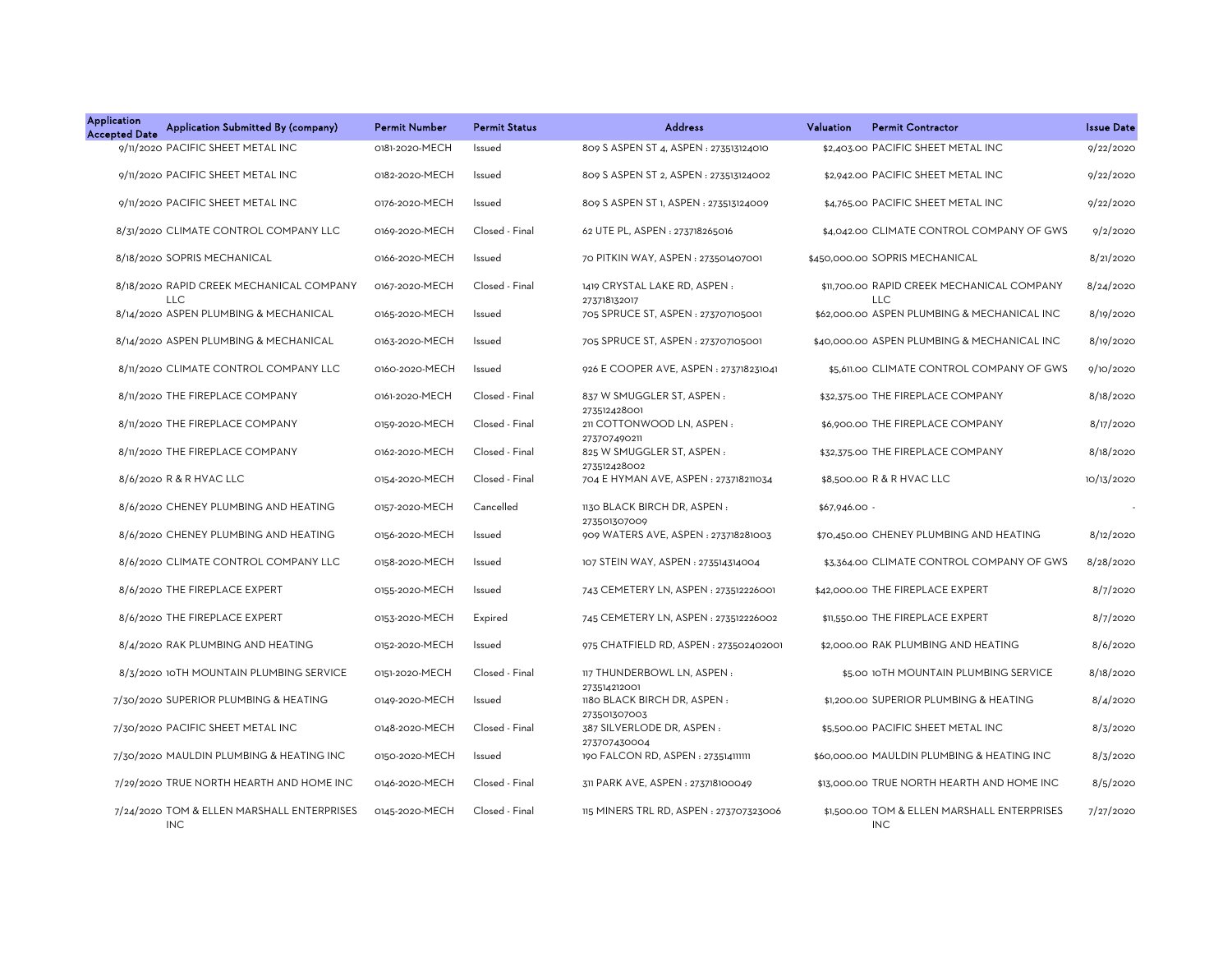| Application Accepted Date | Application Submitted By (company) | Permit Number | Permit Status | Address | Valuation | Permit Contractor | Issue Date |
|---|---|---|---|---|---|---|---|
| 9/11/2020 | PACIFIC SHEET METAL INC | 0181-2020-MECH | Issued | 809 S ASPEN ST 4, ASPEN : 273513124010 | $2,403.00 | PACIFIC SHEET METAL INC | 9/22/2020 |
| 9/11/2020 | PACIFIC SHEET METAL INC | 0182-2020-MECH | Issued | 809 S ASPEN ST 2, ASPEN : 273513124002 | $2,942.00 | PACIFIC SHEET METAL INC | 9/22/2020 |
| 9/11/2020 | PACIFIC SHEET METAL INC | 0176-2020-MECH | Issued | 809 S ASPEN ST 1, ASPEN : 273513124009 | $4,765.00 | PACIFIC SHEET METAL INC | 9/22/2020 |
| 8/31/2020 | CLIMATE CONTROL COMPANY LLC | 0169-2020-MECH | Closed - Final | 62 UTE PL, ASPEN : 273718265016 | $4,042.00 | CLIMATE CONTROL COMPANY OF GWS | 9/2/2020 |
| 8/18/2020 | SOPRIS MECHANICAL | 0166-2020-MECH | Issued | 70 PITKIN WAY, ASPEN : 273501407001 | $450,000.00 | SOPRIS MECHANICAL | 8/21/2020 |
| 8/18/2020 | RAPID CREEK MECHANICAL COMPANY LLC | 0167-2020-MECH | Closed - Final | 1419 CRYSTAL LAKE RD, ASPEN : 273718132017 | $11,700.00 | RAPID CREEK MECHANICAL COMPANY LLC | 8/24/2020 |
| 8/14/2020 | ASPEN PLUMBING & MECHANICAL | 0165-2020-MECH | Issued | 705 SPRUCE ST, ASPEN : 273707105001 | $62,000.00 | ASPEN PLUMBING & MECHANICAL INC | 8/19/2020 |
| 8/14/2020 | ASPEN PLUMBING & MECHANICAL | 0163-2020-MECH | Issued | 705 SPRUCE ST, ASPEN : 273707105001 | $40,000.00 | ASPEN PLUMBING & MECHANICAL INC | 8/19/2020 |
| 8/11/2020 | CLIMATE CONTROL COMPANY LLC | 0160-2020-MECH | Issued | 926 E COOPER AVE, ASPEN : 273718231041 | $5,611.00 | CLIMATE CONTROL COMPANY OF GWS | 9/10/2020 |
| 8/11/2020 | THE FIREPLACE COMPANY | 0161-2020-MECH | Closed - Final | 837 W SMUGGLER ST, ASPEN : 273512428001 | $32,375.00 | THE FIREPLACE COMPANY | 8/18/2020 |
| 8/11/2020 | THE FIREPLACE COMPANY | 0159-2020-MECH | Closed - Final | 211 COTTONWOOD LN, ASPEN : 273707490211 | $6,900.00 | THE FIREPLACE COMPANY | 8/17/2020 |
| 8/11/2020 | THE FIREPLACE COMPANY | 0162-2020-MECH | Closed - Final | 825 W SMUGGLER ST, ASPEN : 273512428002 | $32,375.00 | THE FIREPLACE COMPANY | 8/18/2020 |
| 8/6/2020 | R & R HVAC LLC | 0154-2020-MECH | Closed - Final | 704 E HYMAN AVE, ASPEN : 273718211034 | $8,500.00 | R & R HVAC LLC | 10/13/2020 |
| 8/6/2020 | CHENEY PLUMBING AND HEATING | 0157-2020-MECH | Cancelled | 1130 BLACK BIRCH DR, ASPEN : 273501307009 | $67,946.00 | - | - |
| 8/6/2020 | CHENEY PLUMBING AND HEATING | 0156-2020-MECH | Issued | 909 WATERS AVE, ASPEN : 273718281003 | $70,450.00 | CHENEY PLUMBING AND HEATING | 8/12/2020 |
| 8/6/2020 | CLIMATE CONTROL COMPANY LLC | 0158-2020-MECH | Issued | 107 STEIN WAY, ASPEN : 273514314004 | $3,364.00 | CLIMATE CONTROL COMPANY OF GWS | 8/28/2020 |
| 8/6/2020 | THE FIREPLACE EXPERT | 0155-2020-MECH | Issued | 743 CEMETERY LN, ASPEN : 273512226001 | $42,000.00 | THE FIREPLACE EXPERT | 8/7/2020 |
| 8/6/2020 | THE FIREPLACE EXPERT | 0153-2020-MECH | Expired | 745 CEMETERY LN, ASPEN : 273512226002 | $11,550.00 | THE FIREPLACE EXPERT | 8/7/2020 |
| 8/4/2020 | RAK PLUMBING AND HEATING | 0152-2020-MECH | Issued | 975 CHATFIELD RD, ASPEN : 273502402001 | $2,000.00 | RAK PLUMBING AND HEATING | 8/6/2020 |
| 8/3/2020 | 10TH MOUNTAIN PLUMBING SERVICE | 0151-2020-MECH | Closed - Final | 117 THUNDERBOWL LN, ASPEN : 273514212001 | $5.00 | 10TH MOUNTAIN PLUMBING SERVICE | 8/18/2020 |
| 7/30/2020 | SUPERIOR PLUMBING & HEATING | 0149-2020-MECH | Issued | 1180 BLACK BIRCH DR, ASPEN : 273501307003 | $1,200.00 | SUPERIOR PLUMBING & HEATING | 8/4/2020 |
| 7/30/2020 | PACIFIC SHEET METAL INC | 0148-2020-MECH | Closed - Final | 387 SILVERLODE DR, ASPEN : 273707430004 | $5,500.00 | PACIFIC SHEET METAL INC | 8/3/2020 |
| 7/30/2020 | MAULDIN PLUMBING & HEATING INC | 0150-2020-MECH | Issued | 190 FALCON RD, ASPEN : 273514111111 | $60,000.00 | MAULDIN PLUMBING & HEATING INC | 8/3/2020 |
| 7/29/2020 | TRUE NORTH HEARTH AND HOME INC | 0146-2020-MECH | Closed - Final | 311 PARK AVE, ASPEN : 273718100049 | $13,000.00 | TRUE NORTH HEARTH AND HOME INC | 8/5/2020 |
| 7/24/2020 | TOM & ELLEN MARSHALL ENTERPRISES INC | 0145-2020-MECH | Closed - Final | 115 MINERS TRL RD, ASPEN : 273707323006 | $1,500.00 | TOM & ELLEN MARSHALL ENTERPRISES INC | 7/27/2020 |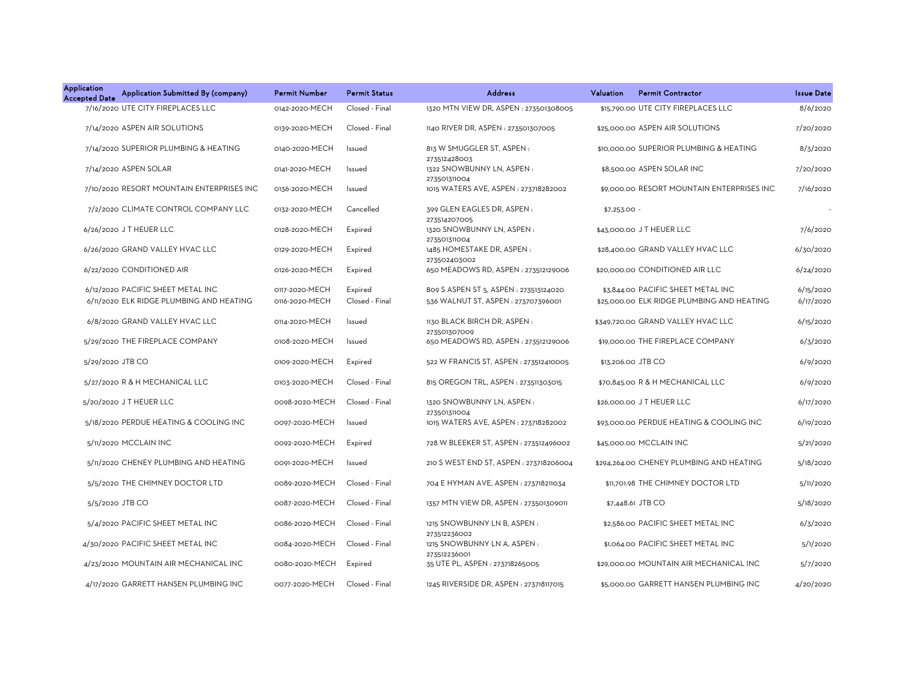| Application Accepted Date | Application Submitted By (company) | Permit Number | Permit Status | Address | Valuation | Permit Contractor | Issue Date |
|---|---|---|---|---|---|---|---|
| 7/16/2020 | UTE CITY FIREPLACES LLC | 0142-2020-MECH | Closed - Final | 1320 MTN VIEW DR, ASPEN : 273501308005 | $15,790.00 | UTE CITY FIREPLACES LLC | 8/6/2020 |
| 7/14/2020 | ASPEN AIR SOLUTIONS | 0139-2020-MECH | Closed - Final | 1140 RIVER DR, ASPEN : 273501307005 | $25,000.00 | ASPEN AIR SOLUTIONS | 7/20/2020 |
| 7/14/2020 | SUPERIOR PLUMBING & HEATING | 0140-2020-MECH | Issued | 813 W SMUGGLER ST, ASPEN : 273512428003 | $10,000.00 | SUPERIOR PLUMBING & HEATING | 8/3/2020 |
| 7/14/2020 | ASPEN SOLAR | 0141-2020-MECH | Issued | 1322 SNOWBUNNY LN, ASPEN : 273501311004 | $8,500.00 | ASPEN SOLAR INC | 7/20/2020 |
| 7/10/2020 | RESORT MOUNTAIN ENTERPRISES INC | 0136-2020-MECH | Issued | 1015 WATERS AVE, ASPEN : 273718282002 | $9,000.00 | RESORT MOUNTAIN ENTERPRISES INC | 7/16/2020 |
| 7/2/2020 | CLIMATE CONTROL COMPANY LLC | 0132-2020-MECH | Cancelled | 399 GLEN EAGLES DR, ASPEN : 273514207005 | $7,253.00 | - | - |
| 6/26/2020 | J T HEUER LLC | 0128-2020-MECH | Expired | 1320 SNOWBUNNY LN, ASPEN : 273501311004 | $43,000.00 | J T HEUER LLC | 7/6/2020 |
| 6/26/2020 | GRAND VALLEY HVAC LLC | 0129-2020-MECH | Expired | 1485 HOMESTAKE DR, ASPEN : 273502403002 | $28,400.00 | GRAND VALLEY HVAC LLC | 6/30/2020 |
| 6/22/2020 | CONDITIONED AIR | 0126-2020-MECH | Expired | 650 MEADOWS RD, ASPEN : 273512129006 | $20,000.00 | CONDITIONED AIR LLC | 6/24/2020 |
| 6/12/2020 | PACIFIC SHEET METAL INC | 0117-2020-MECH | Expired | 809 S ASPEN ST 5, ASPEN : 273513124020 | $3,844.00 | PACIFIC SHEET METAL INC | 6/15/2020 |
| 6/11/2020 | ELK RIDGE PLUMBING AND HEATING | 0116-2020-MECH | Closed - Final | 536 WALNUT ST, ASPEN : 273707396001 | $25,000.00 | ELK RIDGE PLUMBING AND HEATING | 6/17/2020 |
| 6/8/2020 | GRAND VALLEY HVAC LLC | 0114-2020-MECH | Issued | 1130 BLACK BIRCH DR, ASPEN : 273501307009 | $349,720.00 | GRAND VALLEY HVAC LLC | 6/15/2020 |
| 5/29/2020 | THE FIREPLACE COMPANY | 0108-2020-MECH | Issued | 650 MEADOWS RD, ASPEN : 273512129006 | $19,000.00 | THE FIREPLACE COMPANY | 6/3/2020 |
| 5/29/2020 | JTB CO | 0109-2020-MECH | Expired | 522 W FRANCIS ST, ASPEN : 273512410005 | $13,206.00 | JTB CO | 6/9/2020 |
| 5/27/2020 | R & H MECHANICAL LLC | 0103-2020-MECH | Closed - Final | 815 OREGON TRL, ASPEN : 273511303015 | $70,845.00 | R & H MECHANICAL LLC | 6/9/2020 |
| 5/20/2020 | J T HEUER LLC | 0098-2020-MECH | Closed - Final | 1320 SNOWBUNNY LN, ASPEN : 273501311004 | $26,000.00 | J T HEUER LLC | 6/17/2020 |
| 5/18/2020 | PERDUE HEATING & COOLING INC | 0097-2020-MECH | Issued | 1015 WATERS AVE, ASPEN : 273718282002 | $93,000.00 | PERDUE HEATING & COOLING INC | 6/19/2020 |
| 5/11/2020 | MCCLAIN INC | 0092-2020-MECH | Expired | 728 W BLEEKER ST, ASPEN : 273512496002 | $45,000.00 | MCCLAIN INC | 5/21/2020 |
| 5/11/2020 | CHENEY PLUMBING AND HEATING | 0091-2020-MECH | Issued | 210 S WEST END ST, ASPEN : 273718206004 | $294,264.00 | CHENEY PLUMBING AND HEATING | 5/18/2020 |
| 5/5/2020 | THE CHIMNEY DOCTOR LTD | 0089-2020-MECH | Closed - Final | 704 E HYMAN AVE, ASPEN : 273718211034 | $11,701.98 | THE CHIMNEY DOCTOR LTD | 5/11/2020 |
| 5/5/2020 | JTB CO | 0087-2020-MECH | Closed - Final | 1357 MTN VIEW DR, ASPEN : 273501309011 | $7,448.61 | JTB CO | 5/18/2020 |
| 5/4/2020 | PACIFIC SHEET METAL INC | 0086-2020-MECH | Closed - Final | 1215 SNOWBUNNY LN B, ASPEN : 273512236002 | $2,586.00 | PACIFIC SHEET METAL INC | 6/3/2020 |
| 4/30/2020 | PACIFIC SHEET METAL INC | 0084-2020-MECH | Closed - Final | 1215 SNOWBUNNY LN A, ASPEN : 273512236001 | $1,064.00 | PACIFIC SHEET METAL INC | 5/1/2020 |
| 4/23/2020 | MOUNTAIN AIR MECHANICAL INC | 0080-2020-MECH | Expired | 35 UTE PL, ASPEN : 273718265005 | $29,000.00 | MOUNTAIN AIR MECHANICAL INC | 5/7/2020 |
| 4/17/2020 | GARRETT HANSEN PLUMBING INC | 0077-2020-MECH | Closed - Final | 1245 RIVERSIDE DR, ASPEN : 273718117015 | $5,000.00 | GARRETT HANSEN PLUMBING INC | 4/20/2020 |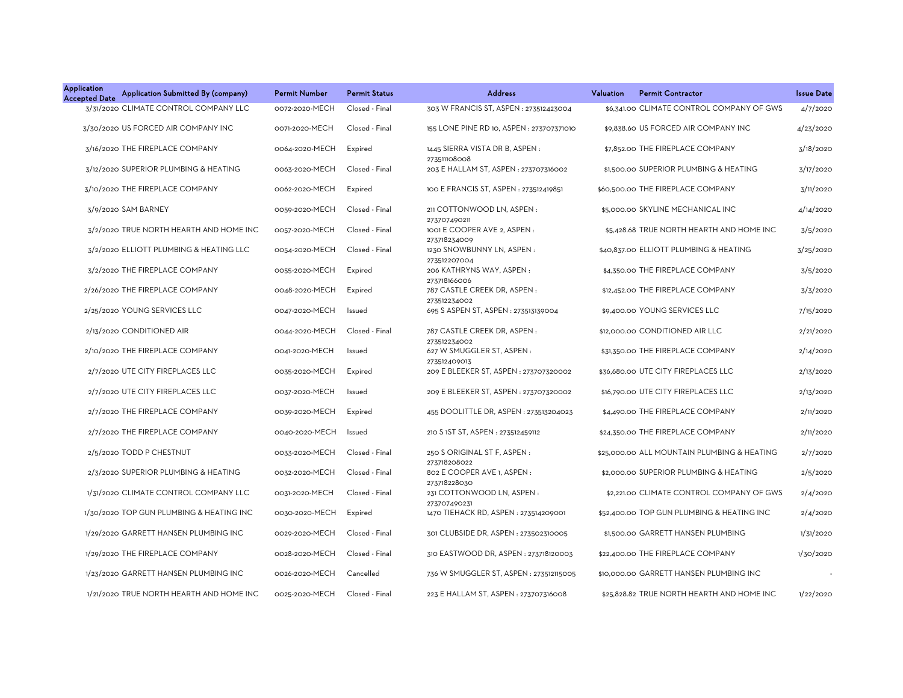| Application Accepted Date | Application Submitted By (company) | Permit Number | Permit Status | Address | Valuation | Permit Contractor | Issue Date |
|---|---|---|---|---|---|---|---|
| 3/31/2020 | CLIMATE CONTROL COMPANY LLC | 0072-2020-MECH | Closed - Final | 303 W FRANCIS ST, ASPEN : 273512423004 | $6,341.00 | CLIMATE CONTROL COMPANY OF GWS | 4/7/2020 |
| 3/30/2020 | US FORCED AIR COMPANY INC | 0071-2020-MECH | Closed - Final | 155 LONE PINE RD 10, ASPEN : 273707371010 | $9,838.60 | US FORCED AIR COMPANY INC | 4/23/2020 |
| 3/16/2020 | THE FIREPLACE COMPANY | 0064-2020-MECH | Expired | 1445 SIERRA VISTA DR B, ASPEN : 273511108008 | $7,852.00 | THE FIREPLACE COMPANY | 3/18/2020 |
| 3/12/2020 | SUPERIOR PLUMBING & HEATING | 0063-2020-MECH | Closed - Final | 203 E HALLAM ST, ASPEN : 273707316002 | $1,500.00 | SUPERIOR PLUMBING & HEATING | 3/17/2020 |
| 3/10/2020 | THE FIREPLACE COMPANY | 0062-2020-MECH | Expired | 100 E FRANCIS ST, ASPEN : 273512419851 | $60,500.00 | THE FIREPLACE COMPANY | 3/11/2020 |
| 3/9/2020 | SAM BARNEY | 0059-2020-MECH | Closed - Final | 211 COTTONWOOD LN, ASPEN : 273707490211 | $5,000.00 | SKYLINE MECHANICAL INC | 4/14/2020 |
| 3/2/2020 | TRUE NORTH HEARTH AND HOME INC | 0057-2020-MECH | Closed - Final | 1001 E COOPER AVE 2, ASPEN : 273718234009 | $5,428.68 | TRUE NORTH HEARTH AND HOME INC | 3/5/2020 |
| 3/2/2020 | ELLIOTT PLUMBING & HEATING LLC | 0054-2020-MECH | Closed - Final | 1230 SNOWBUNNY LN, ASPEN : 273512207004 | $40,837.00 | ELLIOTT PLUMBING & HEATING | 3/25/2020 |
| 3/2/2020 | THE FIREPLACE COMPANY | 0055-2020-MECH | Expired | 206 KATHRYNS WAY, ASPEN : 273718166006 | $4,350.00 | THE FIREPLACE COMPANY | 3/5/2020 |
| 2/26/2020 | THE FIREPLACE COMPANY | 0048-2020-MECH | Expired | 787 CASTLE CREEK DR, ASPEN : 273512234002 | $12,452.00 | THE FIREPLACE COMPANY | 3/3/2020 |
| 2/25/2020 | YOUNG SERVICES LLC | 0047-2020-MECH | Issued | 695 S ASPEN ST, ASPEN : 273513139004 | $9,400.00 | YOUNG SERVICES LLC | 7/15/2020 |
| 2/13/2020 | CONDITIONED AIR | 0044-2020-MECH | Closed - Final | 787 CASTLE CREEK DR, ASPEN : 273512234002 | $12,000.00 | CONDITIONED AIR LLC | 2/21/2020 |
| 2/10/2020 | THE FIREPLACE COMPANY | 0041-2020-MECH | Issued | 627 W SMUGGLER ST, ASPEN : 273512409013 | $31,350.00 | THE FIREPLACE COMPANY | 2/14/2020 |
| 2/7/2020 | UTE CITY FIREPLACES LLC | 0035-2020-MECH | Expired | 209 E BLEEKER ST, ASPEN : 273707320002 | $36,680.00 | UTE CITY FIREPLACES LLC | 2/13/2020 |
| 2/7/2020 | UTE CITY FIREPLACES LLC | 0037-2020-MECH | Issued | 209 E BLEEKER ST, ASPEN : 273707320002 | $16,790.00 | UTE CITY FIREPLACES LLC | 2/13/2020 |
| 2/7/2020 | THE FIREPLACE COMPANY | 0039-2020-MECH | Expired | 455 DOOLITTLE DR, ASPEN : 273513204023 | $4,490.00 | THE FIREPLACE COMPANY | 2/11/2020 |
| 2/7/2020 | THE FIREPLACE COMPANY | 0040-2020-MECH | Issued | 210 S 1ST ST, ASPEN : 273512459112 | $24,350.00 | THE FIREPLACE COMPANY | 2/11/2020 |
| 2/5/2020 | TODD P CHESTNUT | 0033-2020-MECH | Closed - Final | 250 S ORIGINAL ST F, ASPEN : 273718208022 | $25,000.00 | ALL MOUNTAIN PLUMBING & HEATING | 2/7/2020 |
| 2/3/2020 | SUPERIOR PLUMBING & HEATING | 0032-2020-MECH | Closed - Final | 802 E COOPER AVE 1, ASPEN : 273718228030 | $2,000.00 | SUPERIOR PLUMBING & HEATING | 2/5/2020 |
| 1/31/2020 | CLIMATE CONTROL COMPANY LLC | 0031-2020-MECH | Closed - Final | 231 COTTONWOOD LN, ASPEN : 273707490231 | $2,221.00 | CLIMATE CONTROL COMPANY OF GWS | 2/4/2020 |
| 1/30/2020 | TOP GUN PLUMBING & HEATING INC | 0030-2020-MECH | Expired | 1470 TIEHACK RD, ASPEN : 273514209001 | $52,400.00 | TOP GUN PLUMBING & HEATING INC | 2/4/2020 |
| 1/29/2020 | GARRETT HANSEN PLUMBING INC | 0029-2020-MECH | Closed - Final | 301 CLUBSIDE DR, ASPEN : 273502310005 | $1,500.00 | GARRETT HANSEN PLUMBING | 1/31/2020 |
| 1/29/2020 | THE FIREPLACE COMPANY | 0028-2020-MECH | Closed - Final | 310 EASTWOOD DR, ASPEN : 273718120003 | $22,400.00 | THE FIREPLACE COMPANY | 1/30/2020 |
| 1/23/2020 | GARRETT HANSEN PLUMBING INC | 0026-2020-MECH | Cancelled | 736 W SMUGGLER ST, ASPEN : 273512115005 | $10,000.00 | GARRETT HANSEN PLUMBING INC | - |
| 1/21/2020 | TRUE NORTH HEARTH AND HOME INC | 0025-2020-MECH | Closed - Final | 223 E HALLAM ST, ASPEN : 273707316008 | $25,828.82 | TRUE NORTH HEARTH AND HOME INC | 1/22/2020 |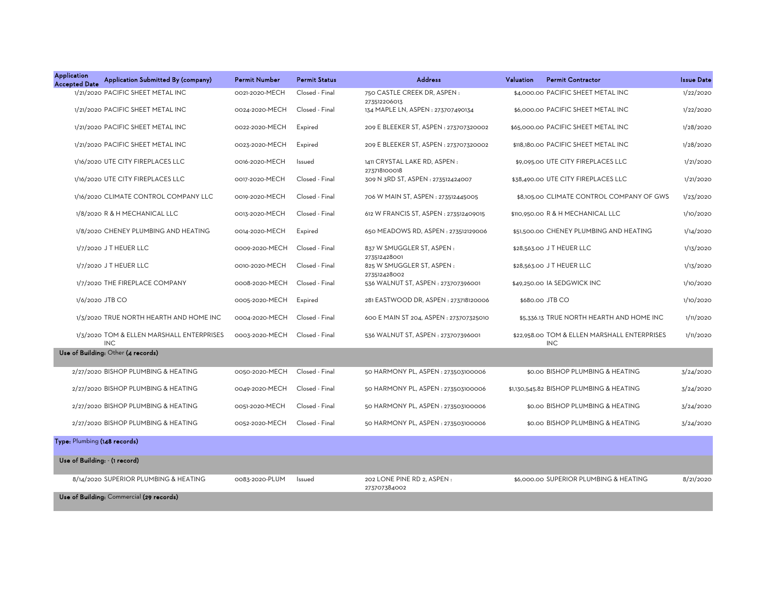| Application Accepted Date | Application Submitted By (company) | Permit Number | Permit Status | Address | Valuation | Permit Contractor | Issue Date |
|---|---|---|---|---|---|---|---|
| 1/21/2020 | PACIFIC SHEET METAL INC | 0021-2020-MECH | Closed - Final | 750 CASTLE CREEK DR, ASPEN : 273512206013 | $4,000.00 | PACIFIC SHEET METAL INC | 1/22/2020 |
| 1/21/2020 | PACIFIC SHEET METAL INC | 0024-2020-MECH | Closed - Final | 134 MAPLE LN, ASPEN : 273707490134 | $6,000.00 | PACIFIC SHEET METAL INC | 1/22/2020 |
| 1/21/2020 | PACIFIC SHEET METAL INC | 0022-2020-MECH | Expired | 209 E BLEEKER ST, ASPEN : 273707320002 | $65,000.00 | PACIFIC SHEET METAL INC | 1/28/2020 |
| 1/21/2020 | PACIFIC SHEET METAL INC | 0023-2020-MECH | Expired | 209 E BLEEKER ST, ASPEN : 273707320002 | $118,180.00 | PACIFIC SHEET METAL INC | 1/28/2020 |
| 1/16/2020 | UTE CITY FIREPLACES LLC | 0016-2020-MECH | Issued | 1411 CRYSTAL LAKE RD, ASPEN : 273718100018 | $9,095.00 | UTE CITY FIREPLACES LLC | 1/21/2020 |
| 1/16/2020 | UTE CITY FIREPLACES LLC | 0017-2020-MECH | Closed - Final | 309 N 3RD ST, ASPEN : 273512424007 | $38,490.00 | UTE CITY FIREPLACES LLC | 1/21/2020 |
| 1/16/2020 | CLIMATE CONTROL COMPANY LLC | 0019-2020-MECH | Closed - Final | 706 W MAIN ST, ASPEN : 273512445005 | $8,105.00 | CLIMATE CONTROL COMPANY OF GWS | 1/23/2020 |
| 1/8/2020 | R & H MECHANICAL LLC | 0013-2020-MECH | Closed - Final | 612 W FRANCIS ST, ASPEN : 273512409015 | $110,950.00 | R & H MECHANICAL LLC | 1/10/2020 |
| 1/8/2020 | CHENEY PLUMBING AND HEATING | 0014-2020-MECH | Expired | 650 MEADOWS RD, ASPEN : 273512129006 | $51,500.00 | CHENEY PLUMBING AND HEATING | 1/14/2020 |
| 1/7/2020 | J T HEUER LLC | 0009-2020-MECH | Closed - Final | 837 W SMUGGLER ST, ASPEN : 273512428001 | $28,563.00 | J T HEUER LLC | 1/13/2020 |
| 1/7/2020 | J T HEUER LLC | 0010-2020-MECH | Closed - Final | 825 W SMUGGLER ST, ASPEN : 273512428002 | $28,563.00 | J T HEUER LLC | 1/13/2020 |
| 1/7/2020 | THE FIREPLACE COMPANY | 0008-2020-MECH | Closed - Final | 536 WALNUT ST, ASPEN : 273707396001 | $49,250.00 | IA SEDGWICK INC | 1/10/2020 |
| 1/6/2020 | JTB CO | 0005-2020-MECH | Expired | 281 EASTWOOD DR, ASPEN : 273718120006 | $680.00 | JTB CO | 1/10/2020 |
| 1/3/2020 | TRUE NORTH HEARTH AND HOME INC | 0004-2020-MECH | Closed - Final | 600 E MAIN ST 204, ASPEN : 273707325010 | $5,336.13 | TRUE NORTH HEARTH AND HOME INC | 1/11/2020 |
| 1/3/2020 | TOM & ELLEN MARSHALL ENTERPRISES INC | 0003-2020-MECH | Closed - Final | 536 WALNUT ST, ASPEN : 273707396001 | $22,958.00 | TOM & ELLEN MARSHALL ENTERPRISES INC | 1/11/2020 |
| **Use of Building:** Other **(4 records)** | | | | | | | |
| 2/27/2020 | BISHOP PLUMBING & HEATING | 0050-2020-MECH | Closed - Final | 50 HARMONY PL, ASPEN : 273503100006 | $0.00 | BISHOP PLUMBING & HEATING | 3/24/2020 |
| 2/27/2020 | BISHOP PLUMBING & HEATING | 0049-2020-MECH | Closed - Final | 50 HARMONY PL, ASPEN : 273503100006 | $1,130,545.82 | BISHOP PLUMBING & HEATING | 3/24/2020 |
| 2/27/2020 | BISHOP PLUMBING & HEATING | 0051-2020-MECH | Closed - Final | 50 HARMONY PL, ASPEN : 273503100006 | $0.00 | BISHOP PLUMBING & HEATING | 3/24/2020 |
| 2/27/2020 | BISHOP PLUMBING & HEATING | 0052-2020-MECH | Closed - Final | 50 HARMONY PL, ASPEN : 273503100006 | $0.00 | BISHOP PLUMBING & HEATING | 3/24/2020 |
| **Type:** Plumbing **(148 records)** | | | | | | | |
| **Use of Building:** - **(1 record)** | | | | | | | |
| 8/14/2020 | SUPERIOR PLUMBING & HEATING | 0083-2020-PLUM | Issued | 202 LONE PINE RD 2, ASPEN : 273707384002 | $6,000.00 | SUPERIOR PLUMBING & HEATING | 8/21/2020 |
| **Use of Building:** Commercial **(29 records)** | | | | | | | |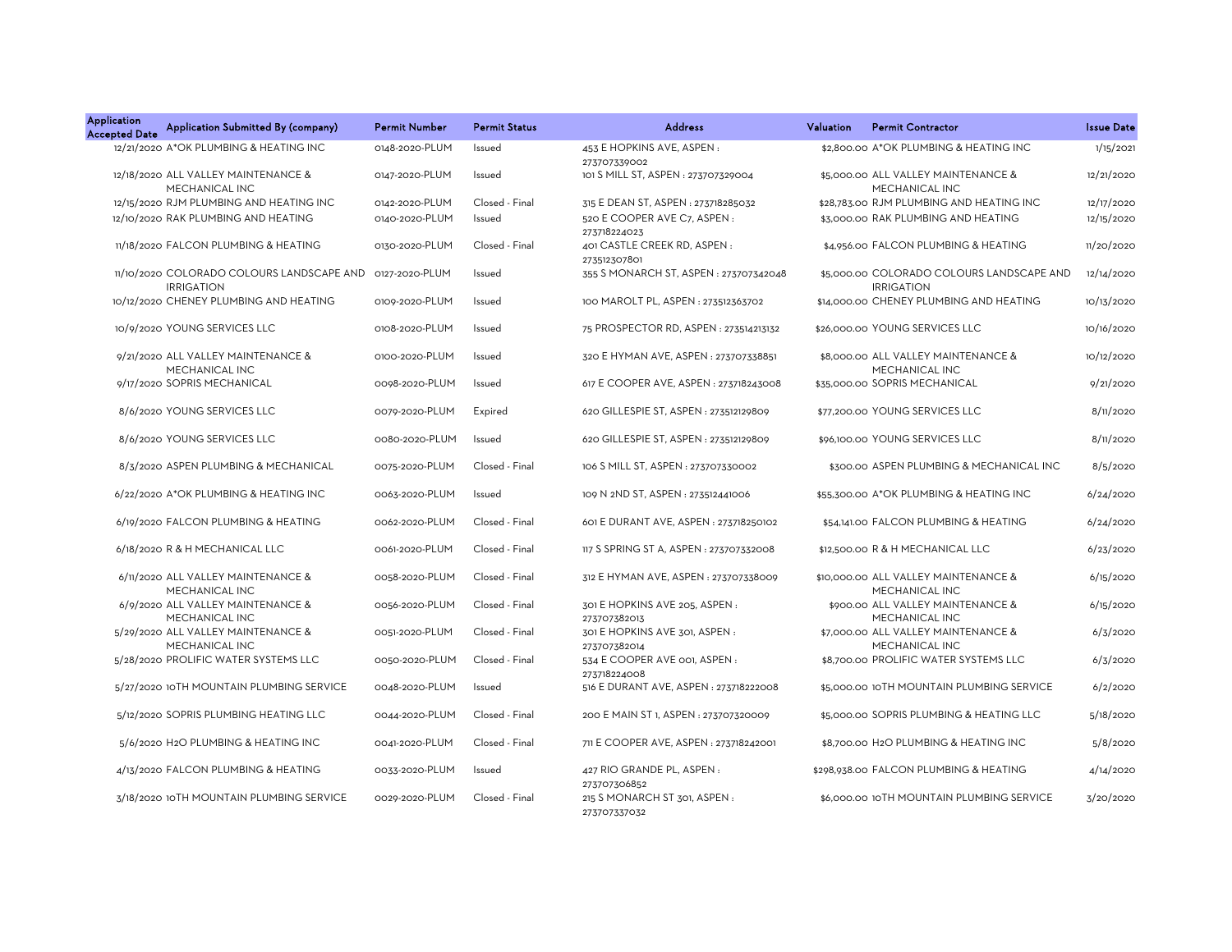| Application Accepted Date | Application Submitted By (company) | Permit Number | Permit Status | Address | Valuation | Permit Contractor | Issue Date |
|---|---|---|---|---|---|---|---|
| 12/21/2020 | A*OK PLUMBING & HEATING INC | 0148-2020-PLUM | Issued | 453 E HOPKINS AVE, ASPEN : 273707339002 | $2,800.00 | A*OK PLUMBING & HEATING INC | 1/15/2021 |
| 12/18/2020 | ALL VALLEY MAINTENANCE & MECHANICAL INC | 0147-2020-PLUM | Issued | 101 S MILL ST, ASPEN : 273707329004 | $5,000.00 | ALL VALLEY MAINTENANCE & MECHANICAL INC | 12/21/2020 |
| 12/15/2020 | RJM PLUMBING AND HEATING INC | 0142-2020-PLUM | Closed - Final | 315 E DEAN ST, ASPEN : 273718285032 | $28,783.00 | RJM PLUMBING AND HEATING INC | 12/17/2020 |
| 12/10/2020 | RAK PLUMBING AND HEATING | 0140-2020-PLUM | Issued | 520 E COOPER AVE C7, ASPEN : 273718224023 | $3,000.00 | RAK PLUMBING AND HEATING | 12/15/2020 |
| 11/18/2020 | FALCON PLUMBING & HEATING | 0130-2020-PLUM | Closed - Final | 401 CASTLE CREEK RD, ASPEN : 273512307801 | $4,956.00 | FALCON PLUMBING & HEATING | 11/20/2020 |
| 11/10/2020 | COLORADO COLOURS LANDSCAPE AND IRRIGATION | 0127-2020-PLUM | Issued | 355 S MONARCH ST, ASPEN : 273707342048 | $5,000.00 | COLORADO COLOURS LANDSCAPE AND IRRIGATION | 12/14/2020 |
| 10/12/2020 | CHENEY PLUMBING AND HEATING | 0109-2020-PLUM | Issued | 100 MAROLT PL, ASPEN : 273512363702 | $14,000.00 | CHENEY PLUMBING AND HEATING | 10/13/2020 |
| 10/9/2020 | YOUNG SERVICES LLC | 0108-2020-PLUM | Issued | 75 PROSPECTOR RD, ASPEN : 273514213132 | $26,000.00 | YOUNG SERVICES LLC | 10/16/2020 |
| 9/21/2020 | ALL VALLEY MAINTENANCE & MECHANICAL INC | 0100-2020-PLUM | Issued | 320 E HYMAN AVE, ASPEN : 273707338851 | $8,000.00 | ALL VALLEY MAINTENANCE & MECHANICAL INC | 10/12/2020 |
| 9/17/2020 | SOPRIS MECHANICAL | 0098-2020-PLUM | Issued | 617 E COOPER AVE, ASPEN : 273718243008 | $35,000.00 | SOPRIS MECHANICAL | 9/21/2020 |
| 8/6/2020 | YOUNG SERVICES LLC | 0079-2020-PLUM | Expired | 620 GILLESPIE ST, ASPEN : 273512129809 | $77,200.00 | YOUNG SERVICES LLC | 8/11/2020 |
| 8/6/2020 | YOUNG SERVICES LLC | 0080-2020-PLUM | Issued | 620 GILLESPIE ST, ASPEN : 273512129809 | $96,100.00 | YOUNG SERVICES LLC | 8/11/2020 |
| 8/3/2020 | ASPEN PLUMBING & MECHANICAL | 0075-2020-PLUM | Closed - Final | 106 S MILL ST, ASPEN : 273707330002 | $300.00 | ASPEN PLUMBING & MECHANICAL INC | 8/5/2020 |
| 6/22/2020 | A*OK PLUMBING & HEATING INC | 0063-2020-PLUM | Issued | 109 N 2ND ST, ASPEN : 273512441006 | $55,300.00 | A*OK PLUMBING & HEATING INC | 6/24/2020 |
| 6/19/2020 | FALCON PLUMBING & HEATING | 0062-2020-PLUM | Closed - Final | 601 E DURANT AVE, ASPEN : 273718250102 | $54,141.00 | FALCON PLUMBING & HEATING | 6/24/2020 |
| 6/18/2020 | R & H MECHANICAL LLC | 0061-2020-PLUM | Closed - Final | 117 S SPRING ST A, ASPEN : 273707332008 | $12,500.00 | R & H MECHANICAL LLC | 6/23/2020 |
| 6/11/2020 | ALL VALLEY MAINTENANCE & MECHANICAL INC | 0058-2020-PLUM | Closed - Final | 312 E HYMAN AVE, ASPEN : 273707338009 | $10,000.00 | ALL VALLEY MAINTENANCE & MECHANICAL INC | 6/15/2020 |
| 6/9/2020 | ALL VALLEY MAINTENANCE & MECHANICAL INC | 0056-2020-PLUM | Closed - Final | 301 E HOPKINS AVE 205, ASPEN : 273707382013 | $900.00 | ALL VALLEY MAINTENANCE & MECHANICAL INC | 6/15/2020 |
| 5/29/2020 | ALL VALLEY MAINTENANCE & MECHANICAL INC | 0051-2020-PLUM | Closed - Final | 301 E HOPKINS AVE 301, ASPEN : 273707382014 | $7,000.00 | ALL VALLEY MAINTENANCE & MECHANICAL INC | 6/3/2020 |
| 5/28/2020 | PROLIFIC WATER SYSTEMS LLC | 0050-2020-PLUM | Closed - Final | 534 E COOPER AVE 001, ASPEN : 273718224008 | $8,700.00 | PROLIFIC WATER SYSTEMS LLC | 6/3/2020 |
| 5/27/2020 | 10TH MOUNTAIN PLUMBING SERVICE | 0048-2020-PLUM | Issued | 516 E DURANT AVE, ASPEN : 273718222008 | $5,000.00 | 10TH MOUNTAIN PLUMBING SERVICE | 6/2/2020 |
| 5/12/2020 | SOPRIS PLUMBING HEATING LLC | 0044-2020-PLUM | Closed - Final | 200 E MAIN ST 1, ASPEN : 273707320009 | $5,000.00 | SOPRIS PLUMBING & HEATING LLC | 5/18/2020 |
| 5/6/2020 | H2O PLUMBING & HEATING INC | 0041-2020-PLUM | Closed - Final | 711 E COOPER AVE, ASPEN : 273718242001 | $8,700.00 | H2O PLUMBING & HEATING INC | 5/8/2020 |
| 4/13/2020 | FALCON PLUMBING & HEATING | 0033-2020-PLUM | Issued | 427 RIO GRANDE PL, ASPEN : 273707306852 | $298,938.00 | FALCON PLUMBING & HEATING | 4/14/2020 |
| 3/18/2020 | 10TH MOUNTAIN PLUMBING SERVICE | 0029-2020-PLUM | Closed - Final | 215 S MONARCH ST 301, ASPEN : 273707337032 | $6,000.00 | 10TH MOUNTAIN PLUMBING SERVICE | 3/20/2020 |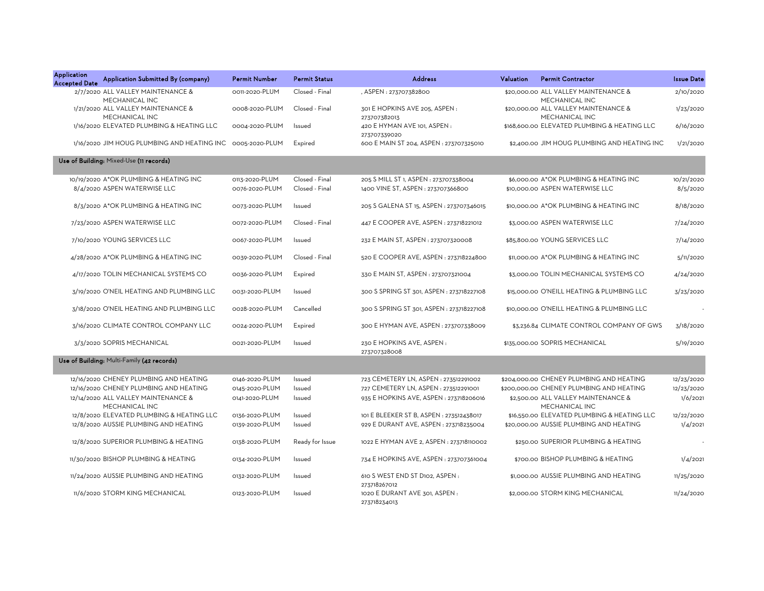| Application Accepted Date | Application Submitted By (company) | Permit Number | Permit Status | Address | Valuation | Permit Contractor | Issue Date |
|---|---|---|---|---|---|---|---|
| 2/7/2020 | ALL VALLEY MAINTENANCE & MECHANICAL INC | 0011-2020-PLUM | Closed - Final | , ASPEN : 273707382800 | $20,000.00 | ALL VALLEY MAINTENANCE & MECHANICAL INC | 2/10/2020 |
| 1/21/2020 | ALL VALLEY MAINTENANCE & MECHANICAL INC | 0008-2020-PLUM | Closed - Final | 301 E HOPKINS AVE 205, ASPEN : 273707382013 | $20,000.00 | ALL VALLEY MAINTENANCE & MECHANICAL INC | 1/23/2020 |
| 1/16/2020 | ELEVATED PLUMBING & HEATING LLC | 0004-2020-PLUM | Issued | 420 E HYMAN AVE 101, ASPEN : 273707339020 | $168,600.00 | ELEVATED PLUMBING & HEATING LLC | 6/16/2020 |
| 1/16/2020 | JIM HOUG PLUMBING AND HEATING INC | 0005-2020-PLUM | Expired | 600 E MAIN ST 204, ASPEN : 273707325010 | $2,400.00 | JIM HOUG PLUMBING AND HEATING INC | 1/21/2020 |
| **Use of Building:** Mixed-Use **(11 records)** | | | | | | | |
| 10/19/2020 | A*OK PLUMBING & HEATING INC | 0113-2020-PLUM | Closed - Final | 205 S MILL ST 1, ASPEN : 273707338004 | $6,000.00 | A*OK PLUMBING & HEATING INC | 10/21/2020 |
| 8/4/2020 | ASPEN WATERWISE LLC | 0076-2020-PLUM | Closed - Final | 1400 VINE ST, ASPEN : 273707366800 | $10,000.00 | ASPEN WATERWISE LLC | 8/5/2020 |
| 8/3/2020 | A*OK PLUMBING & HEATING INC | 0073-2020-PLUM | Issued | 205 S GALENA ST 15, ASPEN : 273707346015 | $10,000.00 | A*OK PLUMBING & HEATING INC | 8/18/2020 |
| 7/23/2020 | ASPEN WATERWISE LLC | 0072-2020-PLUM | Closed - Final | 447 E COOPER AVE, ASPEN : 273718221012 | $3,000.00 | ASPEN WATERWISE LLC | 7/24/2020 |
| 7/10/2020 | YOUNG SERVICES LLC | 0067-2020-PLUM | Issued | 232 E MAIN ST, ASPEN : 273707320008 | $85,800.00 | YOUNG SERVICES LLC | 7/14/2020 |
| 4/28/2020 | A*OK PLUMBING & HEATING INC | 0039-2020-PLUM | Closed - Final | 520 E COOPER AVE, ASPEN : 273718224800 | $11,000.00 | A*OK PLUMBING & HEATING INC | 5/11/2020 |
| 4/17/2020 | TOLIN MECHANICAL SYSTEMS CO | 0036-2020-PLUM | Expired | 330 E MAIN ST, ASPEN : 273707321004 | $3,000.00 | TOLIN MECHANICAL SYSTEMS CO | 4/24/2020 |
| 3/19/2020 | O'NEIL HEATING AND PLUMBING LLC | 0031-2020-PLUM | Issued | 300 S SPRING ST 301, ASPEN : 273718227108 | $15,000.00 | O'NEILL HEATING & PLUMBING LLC | 3/23/2020 |
| 3/18/2020 | O'NEIL HEATING AND PLUMBING LLC | 0028-2020-PLUM | Cancelled | 300 S SPRING ST 301, ASPEN : 273718227108 | $10,000.00 | O'NEILL HEATING & PLUMBING LLC | - |
| 3/16/2020 | CLIMATE CONTROL COMPANY LLC | 0024-2020-PLUM | Expired | 300 E HYMAN AVE, ASPEN : 273707338009 | $3,236.84 | CLIMATE CONTROL COMPANY OF GWS | 3/18/2020 |
| 3/3/2020 | SOPRIS MECHANICAL | 0021-2020-PLUM | Issued | 230 E HOPKINS AVE, ASPEN : 273707328008 | $135,000.00 | SOPRIS MECHANICAL | 5/19/2020 |
| **Use of Building:** Multi-Family **(42 records)** | | | | | | | |
| 12/16/2020 | CHENEY PLUMBING AND HEATING | 0146-2020-PLUM | Issued | 723 CEMETERY LN, ASPEN : 273512291002 | $204,000.00 | CHENEY PLUMBING AND HEATING | 12/23/2020 |
| 12/16/2020 | CHENEY PLUMBING AND HEATING | 0145-2020-PLUM | Issued | 727 CEMETERY LN, ASPEN : 273512291001 | $200,000.00 | CHENEY PLUMBING AND HEATING | 12/23/2020 |
| 12/14/2020 | ALL VALLEY MAINTENANCE & MECHANICAL INC | 0141-2020-PLUM | Issued | 935 E HOPKINS AVE, ASPEN : 273718206016 | $2,500.00 | ALL VALLEY MAINTENANCE & MECHANICAL INC | 1/6/2021 |
| 12/8/2020 | ELEVATED PLUMBING & HEATING LLC | 0136-2020-PLUM | Issued | 101 E BLEEKER ST B, ASPEN : 273512438017 | $16,550.00 | ELEVATED PLUMBING & HEATING LLC | 12/22/2020 |
| 12/8/2020 | AUSSIE PLUMBING AND HEATING | 0139-2020-PLUM | Issued | 929 E DURANT AVE, ASPEN : 273718235004 | $20,000.00 | AUSSIE PLUMBING AND HEATING | 1/4/2021 |
| 12/8/2020 | SUPERIOR PLUMBING & HEATING | 0138-2020-PLUM | Ready for Issue | 1022 E HYMAN AVE 2, ASPEN : 273718110002 | $250.00 | SUPERIOR PLUMBING & HEATING | - |
| 11/30/2020 | BISHOP PLUMBING & HEATING | 0134-2020-PLUM | Issued | 734 E HOPKINS AVE, ASPEN : 273707361004 | $700.00 | BISHOP PLUMBING & HEATING | 1/4/2021 |
| 11/24/2020 | AUSSIE PLUMBING AND HEATING | 0132-2020-PLUM | Issued | 610 S WEST END ST D102, ASPEN : 273718267012 | $1,000.00 | AUSSIE PLUMBING AND HEATING | 11/25/2020 |
| 11/6/2020 | STORM KING MECHANICAL | 0123-2020-PLUM | Issued | 1020 E DURANT AVE 301, ASPEN : 273718234013 | $2,000.00 | STORM KING MECHANICAL | 11/24/2020 |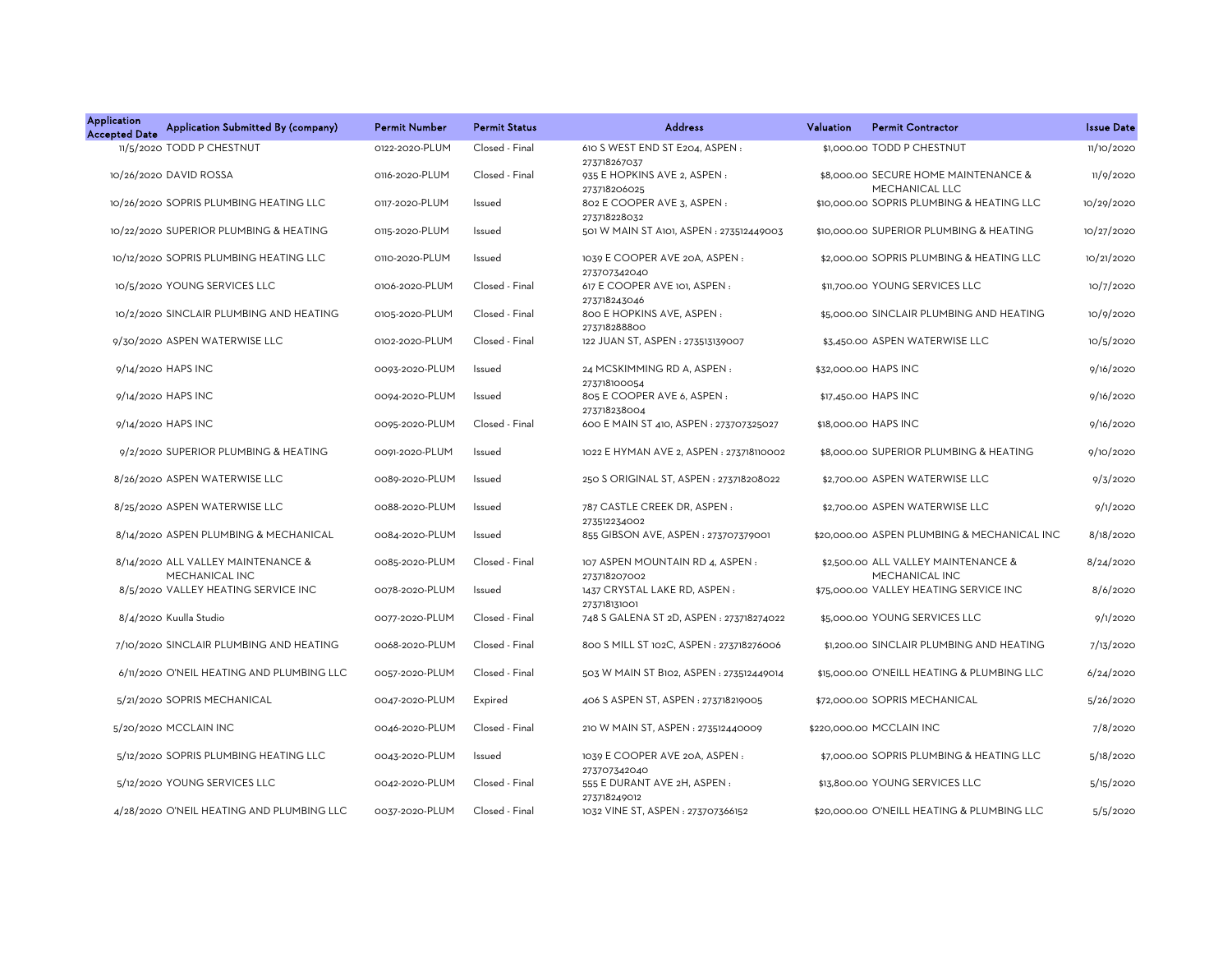| Application Accepted Date | Application Submitted By (company) | Permit Number | Permit Status | Address | Valuation | Permit Contractor | Issue Date |
|---|---|---|---|---|---|---|---|
| 11/5/2020 | TODD P CHESTNUT | 0122-2020-PLUM | Closed - Final | 610 S WEST END ST E204, ASPEN : 273718267037 | $1,000.00 | TODD P CHESTNUT | 11/10/2020 |
| 10/26/2020 | DAVID ROSSA | 0116-2020-PLUM | Closed - Final | 935 E HOPKINS AVE 2, ASPEN : 273718206025 | $8,000.00 | SECURE HOME MAINTENANCE & MECHANICAL LLC | 11/9/2020 |
| 10/26/2020 | SOPRIS PLUMBING HEATING LLC | 0117-2020-PLUM | Issued | 802 E COOPER AVE 3, ASPEN : 273718228032 | $10,000.00 | SOPRIS PLUMBING & HEATING LLC | 10/29/2020 |
| 10/22/2020 | SUPERIOR PLUMBING & HEATING | 0115-2020-PLUM | Issued | 501 W MAIN ST A101, ASPEN : 273512449003 | $10,000.00 | SUPERIOR PLUMBING & HEATING | 10/27/2020 |
| 10/12/2020 | SOPRIS PLUMBING HEATING LLC | 0110-2020-PLUM | Issued | 1039 E COOPER AVE 20A, ASPEN : 273707342040 | $2,000.00 | SOPRIS PLUMBING & HEATING LLC | 10/21/2020 |
| 10/5/2020 | YOUNG SERVICES LLC | 0106-2020-PLUM | Closed - Final | 617 E COOPER AVE 101, ASPEN : 273718243046 | $11,700.00 | YOUNG SERVICES LLC | 10/7/2020 |
| 10/2/2020 | SINCLAIR PLUMBING AND HEATING | 0105-2020-PLUM | Closed - Final | 800 E HOPKINS AVE, ASPEN : 273718288800 | $5,000.00 | SINCLAIR PLUMBING AND HEATING | 10/9/2020 |
| 9/30/2020 | ASPEN WATERWISE LLC | 0102-2020-PLUM | Closed - Final | 122 JUAN ST, ASPEN : 273513139007 | $3,450.00 | ASPEN WATERWISE LLC | 10/5/2020 |
| 9/14/2020 | HAPS INC | 0093-2020-PLUM | Issued | 24 MCSKIMMING RD A, ASPEN : 273718100054 | $32,000.00 | HAPS INC | 9/16/2020 |
| 9/14/2020 | HAPS INC | 0094-2020-PLUM | Issued | 805 E COOPER AVE 6, ASPEN : 273718238004 | $17,450.00 | HAPS INC | 9/16/2020 |
| 9/14/2020 | HAPS INC | 0095-2020-PLUM | Closed - Final | 600 E MAIN ST 410, ASPEN : 273707325027 | $18,000.00 | HAPS INC | 9/16/2020 |
| 9/2/2020 | SUPERIOR PLUMBING & HEATING | 0091-2020-PLUM | Issued | 1022 E HYMAN AVE 2, ASPEN : 273718110002 | $8,000.00 | SUPERIOR PLUMBING & HEATING | 9/10/2020 |
| 8/26/2020 | ASPEN WATERWISE LLC | 0089-2020-PLUM | Issued | 250 S ORIGINAL ST, ASPEN : 273718208022 | $2,700.00 | ASPEN WATERWISE LLC | 9/3/2020 |
| 8/25/2020 | ASPEN WATERWISE LLC | 0088-2020-PLUM | Issued | 787 CASTLE CREEK DR, ASPEN : 273512234002 | $2,700.00 | ASPEN WATERWISE LLC | 9/1/2020 |
| 8/14/2020 | ASPEN PLUMBING & MECHANICAL | 0084-2020-PLUM | Issued | 855 GIBSON AVE, ASPEN : 273707379001 | $20,000.00 | ASPEN PLUMBING & MECHANICAL INC | 8/18/2020 |
| 8/14/2020 | ALL VALLEY MAINTENANCE & MECHANICAL INC | 0085-2020-PLUM | Closed - Final | 107 ASPEN MOUNTAIN RD 4, ASPEN : 273718207002 | $2,500.00 | ALL VALLEY MAINTENANCE & MECHANICAL INC | 8/24/2020 |
| 8/5/2020 | VALLEY HEATING SERVICE INC | 0078-2020-PLUM | Issued | 1437 CRYSTAL LAKE RD, ASPEN : 273718131001 | $75,000.00 | VALLEY HEATING SERVICE INC | 8/6/2020 |
| 8/4/2020 | Kuulla Studio | 0077-2020-PLUM | Closed - Final | 748 S GALENA ST 2D, ASPEN : 273718274022 | $5,000.00 | YOUNG SERVICES LLC | 9/1/2020 |
| 7/10/2020 | SINCLAIR PLUMBING AND HEATING | 0068-2020-PLUM | Closed - Final | 800 S MILL ST 102C, ASPEN : 273718276006 | $1,200.00 | SINCLAIR PLUMBING AND HEATING | 7/13/2020 |
| 6/11/2020 | O'NEIL HEATING AND PLUMBING LLC | 0057-2020-PLUM | Closed - Final | 503 W MAIN ST B102, ASPEN : 273512449014 | $15,000.00 | O'NEILL HEATING & PLUMBING LLC | 6/24/2020 |
| 5/21/2020 | SOPRIS MECHANICAL | 0047-2020-PLUM | Expired | 406 S ASPEN ST, ASPEN : 273718219005 | $72,000.00 | SOPRIS MECHANICAL | 5/26/2020 |
| 5/20/2020 | MCCLAIN INC | 0046-2020-PLUM | Closed - Final | 210 W MAIN ST, ASPEN : 273512440009 | $220,000.00 | MCCLAIN INC | 7/8/2020 |
| 5/12/2020 | SOPRIS PLUMBING HEATING LLC | 0043-2020-PLUM | Issued | 1039 E COOPER AVE 20A, ASPEN : 273707342040 | $7,000.00 | SOPRIS PLUMBING & HEATING LLC | 5/18/2020 |
| 5/12/2020 | YOUNG SERVICES LLC | 0042-2020-PLUM | Closed - Final | 555 E DURANT AVE 2H, ASPEN : 273718249012 | $13,800.00 | YOUNG SERVICES LLC | 5/15/2020 |
| 4/28/2020 | O'NEIL HEATING AND PLUMBING LLC | 0037-2020-PLUM | Closed - Final | 1032 VINE ST, ASPEN : 273707366152 | $20,000.00 | O'NEILL HEATING & PLUMBING LLC | 5/5/2020 |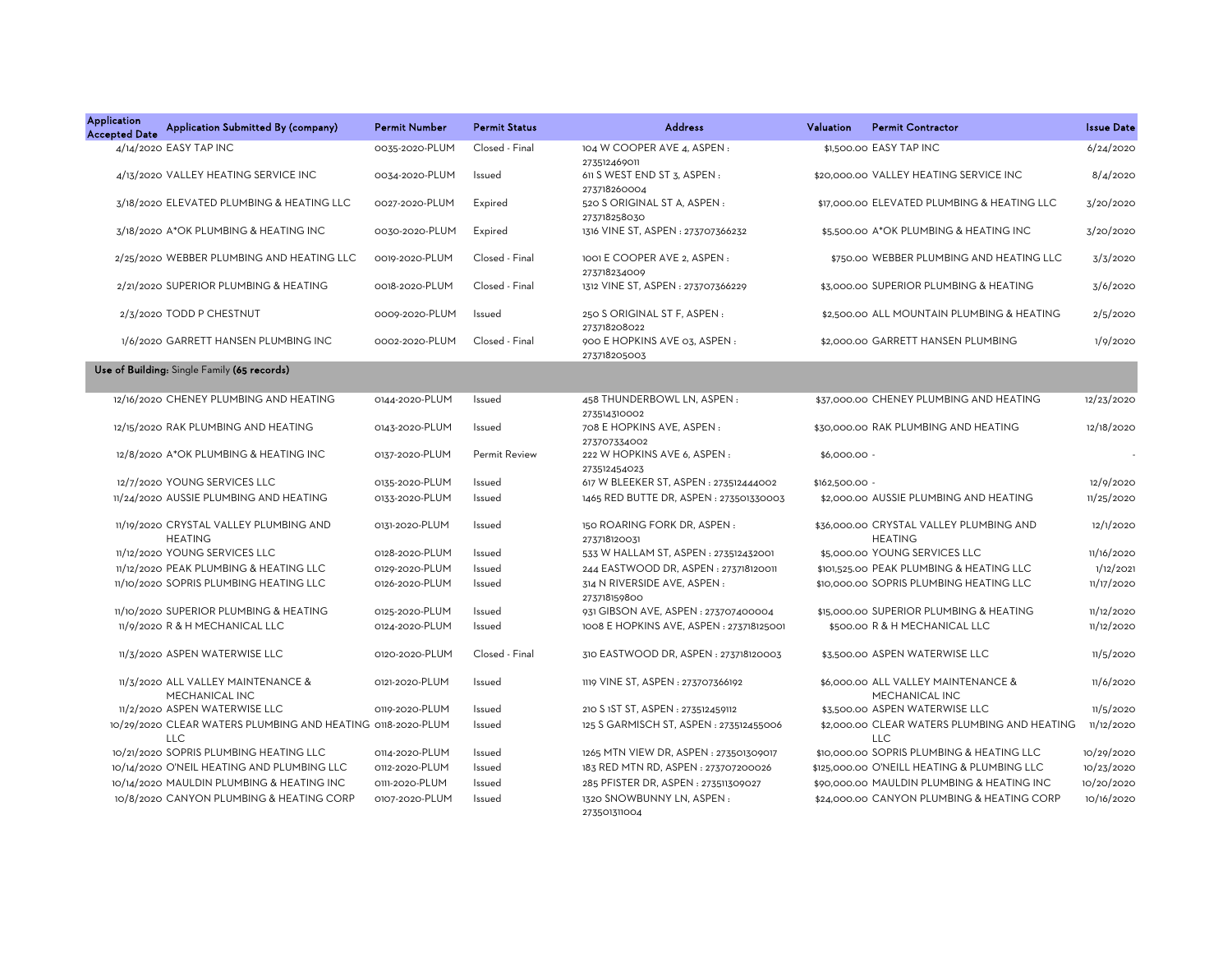| Application Accepted Date | Application Submitted By (company) | Permit Number | Permit Status | Address | Valuation | Permit Contractor | Issue Date |
|---|---|---|---|---|---|---|---|
| 4/14/2020 | EASY TAP INC | 0035-2020-PLUM | Closed - Final | 104 W COOPER AVE 4, ASPEN : 273512469011 | $1,500.00 | EASY TAP INC | 6/24/2020 |
| 4/13/2020 | VALLEY HEATING SERVICE INC | 0034-2020-PLUM | Issued | 611 S WEST END ST 3, ASPEN : 273718260004 | $20,000.00 | VALLEY HEATING SERVICE INC | 8/4/2020 |
| 3/18/2020 | ELEVATED PLUMBING & HEATING LLC | 0027-2020-PLUM | Expired | 520 S ORIGINAL ST A, ASPEN : 273718258030 | $17,000.00 | ELEVATED PLUMBING & HEATING LLC | 3/20/2020 |
| 3/18/2020 | A*OK PLUMBING & HEATING INC | 0030-2020-PLUM | Expired | 1316 VINE ST, ASPEN : 273707366232 | $5,500.00 | A*OK PLUMBING & HEATING INC | 3/20/2020 |
| 2/25/2020 | WEBBER PLUMBING AND HEATING LLC | 0019-2020-PLUM | Closed - Final | 1001 E COOPER AVE 2, ASPEN : 273718234009 | $750.00 | WEBBER PLUMBING AND HEATING LLC | 3/3/2020 |
| 2/21/2020 | SUPERIOR PLUMBING & HEATING | 0018-2020-PLUM | Closed - Final | 1312 VINE ST, ASPEN : 273707366229 | $3,000.00 | SUPERIOR PLUMBING & HEATING | 3/6/2020 |
| 2/3/2020 | TODD P CHESTNUT | 0009-2020-PLUM | Issued | 250 S ORIGINAL ST F, ASPEN : 273718208022 | $2,500.00 | ALL MOUNTAIN PLUMBING & HEATING | 2/5/2020 |
| 1/6/2020 | GARRETT HANSEN PLUMBING INC | 0002-2020-PLUM | Closed - Final | 900 E HOPKINS AVE 03, ASPEN : 273718205003 | $2,000.00 | GARRETT HANSEN PLUMBING | 1/9/2020 |
| **Use of Building:** Single Family **(65 records)** | | | | | | | |
| 12/16/2020 | CHENEY PLUMBING AND HEATING | 0144-2020-PLUM | Issued | 458 THUNDERBOWL LN, ASPEN : 273514310002 | $37,000.00 | CHENEY PLUMBING AND HEATING | 12/23/2020 |
| 12/15/2020 | RAK PLUMBING AND HEATING | 0143-2020-PLUM | Issued | 708 E HOPKINS AVE, ASPEN : 273707334002 | $30,000.00 | RAK PLUMBING AND HEATING | 12/18/2020 |
| 12/8/2020 | A*OK PLUMBING & HEATING INC | 0137-2020-PLUM | Permit Review | 222 W HOPKINS AVE 6, ASPEN : 273512454023 | $6,000.00 | - | - |
| 12/7/2020 | YOUNG SERVICES LLC | 0135-2020-PLUM | Issued | 617 W BLEEKER ST, ASPEN : 273512444002 | $162,500.00 | - | 12/9/2020 |
| 11/24/2020 | AUSSIE PLUMBING AND HEATING | 0133-2020-PLUM | Issued | 1465 RED BUTTE DR, ASPEN : 273501330003 | $2,000.00 | AUSSIE PLUMBING AND HEATING | 11/25/2020 |
| 11/19/2020 | CRYSTAL VALLEY PLUMBING AND HEATING | 0131-2020-PLUM | Issued | 150 ROARING FORK DR, ASPEN : 273718120031 | $36,000.00 | CRYSTAL VALLEY PLUMBING AND HEATING | 12/1/2020 |
| 11/12/2020 | YOUNG SERVICES LLC | 0128-2020-PLUM | Issued | 533 W HALLAM ST, ASPEN : 273512432001 | $5,000.00 | YOUNG SERVICES LLC | 11/16/2020 |
| 11/12/2020 | PEAK PLUMBING & HEATING LLC | 0129-2020-PLUM | Issued | 244 EASTWOOD DR, ASPEN : 273718120011 | $101,525.00 | PEAK PLUMBING & HEATING LLC | 1/12/2021 |
| 11/10/2020 | SOPRIS PLUMBING HEATING LLC | 0126-2020-PLUM | Issued | 314 N RIVERSIDE AVE, ASPEN : 273718159800 | $10,000.00 | SOPRIS PLUMBING HEATING LLC | 11/17/2020 |
| 11/10/2020 | SUPERIOR PLUMBING & HEATING | 0125-2020-PLUM | Issued | 931 GIBSON AVE, ASPEN : 273707400004 | $15,000.00 | SUPERIOR PLUMBING & HEATING | 11/12/2020 |
| 11/9/2020 | R & H MECHANICAL LLC | 0124-2020-PLUM | Issued | 1008 E HOPKINS AVE, ASPEN : 273718125001 | $500.00 | R & H MECHANICAL LLC | 11/12/2020 |
| 11/3/2020 | ASPEN WATERWISE LLC | 0120-2020-PLUM | Closed - Final | 310 EASTWOOD DR, ASPEN : 273718120003 | $3,500.00 | ASPEN WATERWISE LLC | 11/5/2020 |
| 11/3/2020 | ALL VALLEY MAINTENANCE & MECHANICAL INC | 0121-2020-PLUM | Issued | 1119 VINE ST, ASPEN : 273707366192 | $6,000.00 | ALL VALLEY MAINTENANCE & MECHANICAL INC | 11/6/2020 |
| 11/2/2020 | ASPEN WATERWISE LLC | 0119-2020-PLUM | Issued | 210 S 1ST ST, ASPEN : 273512459112 | $3,500.00 | ASPEN WATERWISE LLC | 11/5/2020 |
| 10/29/2020 | CLEAR WATERS PLUMBING AND HEATING LLC | 0118-2020-PLUM | Issued | 125 S GARMISCH ST, ASPEN : 273512455006 | $2,000.00 | CLEAR WATERS PLUMBING AND HEATING LLC | 11/12/2020 |
| 10/21/2020 | SOPRIS PLUMBING HEATING LLC | 0114-2020-PLUM | Issued | 1265 MTN VIEW DR, ASPEN : 273501309017 | $10,000.00 | SOPRIS PLUMBING & HEATING LLC | 10/29/2020 |
| 10/14/2020 | O'NEIL HEATING AND PLUMBING LLC | 0112-2020-PLUM | Issued | 183 RED MTN RD, ASPEN : 273707200026 | $125,000.00 | O'NEILL HEATING & PLUMBING LLC | 10/23/2020 |
| 10/14/2020 | MAULDIN PLUMBING & HEATING INC | 0111-2020-PLUM | Issued | 285 PFISTER DR, ASPEN : 273511309027 | $90,000.00 | MAULDIN PLUMBING & HEATING INC | 10/20/2020 |
| 10/8/2020 | CANYON PLUMBING & HEATING CORP | 0107-2020-PLUM | Issued | 1320 SNOWBUNNY LN, ASPEN : 273501311004 | $24,000.00 | CANYON PLUMBING & HEATING CORP | 10/16/2020 |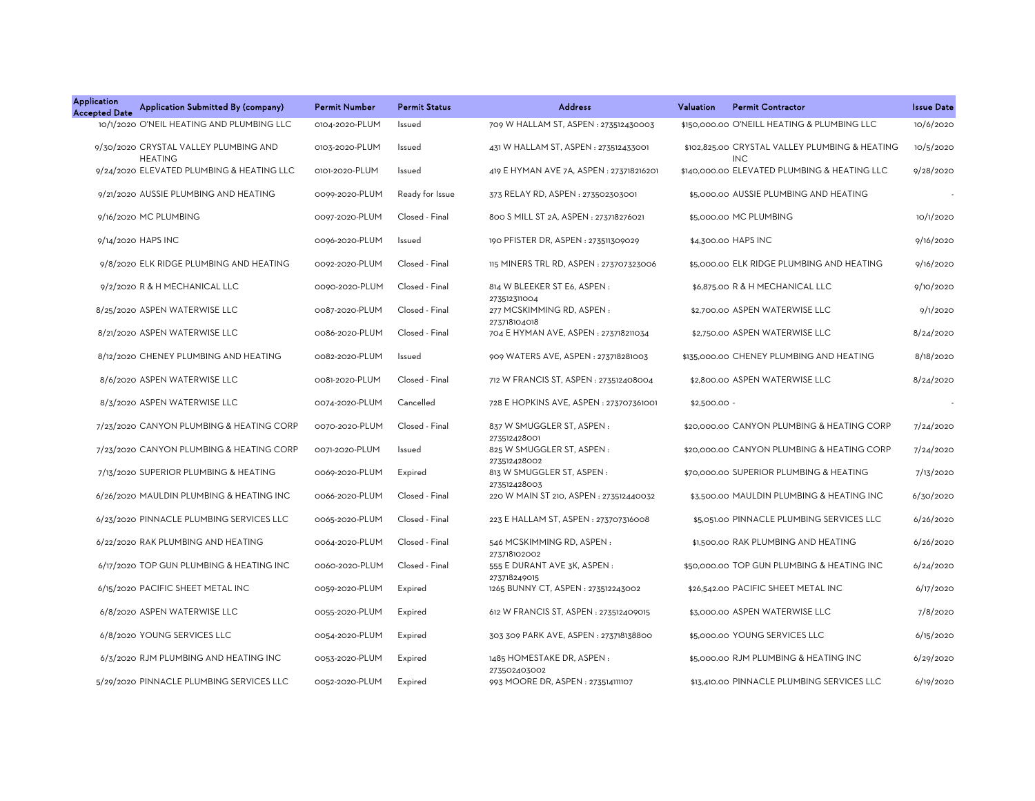| Application Accepted Date | Application Submitted By (company) | Permit Number | Permit Status | Address | Valuation | Permit Contractor | Issue Date |
|---|---|---|---|---|---|---|---|
| 10/1/2020 | O'NEIL HEATING AND PLUMBING LLC | 0104-2020-PLUM | Issued | 709 W HALLAM ST, ASPEN : 273512430003 | $150,000.00 | O'NEILL HEATING & PLUMBING LLC | 10/6/2020 |
| 9/30/2020 | CRYSTAL VALLEY PLUMBING AND HEATING | 0103-2020-PLUM | Issued | 431 W HALLAM ST, ASPEN : 273512433001 | $102,825.00 | CRYSTAL VALLEY PLUMBING & HEATING INC | 10/5/2020 |
| 9/24/2020 | ELEVATED PLUMBING & HEATING LLC | 0101-2020-PLUM | Issued | 419 E HYMAN AVE 7A, ASPEN : 273718216201 | $140,000.00 | ELEVATED PLUMBING & HEATING LLC | 9/28/2020 |
| 9/21/2020 | AUSSIE PLUMBING AND HEATING | 0099-2020-PLUM | Ready for Issue | 373 RELAY RD, ASPEN : 273502303001 | $5,000.00 | AUSSIE PLUMBING AND HEATING | - |
| 9/16/2020 | MC PLUMBING | 0097-2020-PLUM | Closed - Final | 800 S MILL ST 2A, ASPEN : 273718276021 | $5,000.00 | MC PLUMBING | 10/1/2020 |
| 9/14/2020 | HAPS INC | 0096-2020-PLUM | Issued | 190 PFISTER DR, ASPEN : 273511309029 | $4,300.00 | HAPS INC | 9/16/2020 |
| 9/8/2020 | ELK RIDGE PLUMBING AND HEATING | 0092-2020-PLUM | Closed - Final | 115 MINERS TRL RD, ASPEN : 273707323006 | $5,000.00 | ELK RIDGE PLUMBING AND HEATING | 9/16/2020 |
| 9/2/2020 | R & H MECHANICAL LLC | 0090-2020-PLUM | Closed - Final | 814 W BLEEKER ST E6, ASPEN : 273512311004 | $6,875.00 | R & H MECHANICAL LLC | 9/10/2020 |
| 8/25/2020 | ASPEN WATERWISE LLC | 0087-2020-PLUM | Closed - Final | 277 MCSKIMMING RD, ASPEN : 273718104018 | $2,700.00 | ASPEN WATERWISE LLC | 9/1/2020 |
| 8/21/2020 | ASPEN WATERWISE LLC | 0086-2020-PLUM | Closed - Final | 704 E HYMAN AVE, ASPEN : 273718211034 | $2,750.00 | ASPEN WATERWISE LLC | 8/24/2020 |
| 8/12/2020 | CHENEY PLUMBING AND HEATING | 0082-2020-PLUM | Issued | 909 WATERS AVE, ASPEN : 273718281003 | $135,000.00 | CHENEY PLUMBING AND HEATING | 8/18/2020 |
| 8/6/2020 | ASPEN WATERWISE LLC | 0081-2020-PLUM | Closed - Final | 712 W FRANCIS ST, ASPEN : 273512408004 | $2,800.00 | ASPEN WATERWISE LLC | 8/24/2020 |
| 8/3/2020 | ASPEN WATERWISE LLC | 0074-2020-PLUM | Cancelled | 728 E HOPKINS AVE, ASPEN : 273707361001 | $2,500.00 | - | - |
| 7/23/2020 | CANYON PLUMBING & HEATING CORP | 0070-2020-PLUM | Closed - Final | 837 W SMUGGLER ST, ASPEN : 273512428001 | $20,000.00 | CANYON PLUMBING & HEATING CORP | 7/24/2020 |
| 7/23/2020 | CANYON PLUMBING & HEATING CORP | 0071-2020-PLUM | Issued | 825 W SMUGGLER ST, ASPEN : 273512428002 | $20,000.00 | CANYON PLUMBING & HEATING CORP | 7/24/2020 |
| 7/13/2020 | SUPERIOR PLUMBING & HEATING | 0069-2020-PLUM | Expired | 813 W SMUGGLER ST, ASPEN : 273512428003 | $70,000.00 | SUPERIOR PLUMBING & HEATING | 7/13/2020 |
| 6/26/2020 | MAULDIN PLUMBING & HEATING INC | 0066-2020-PLUM | Closed - Final | 220 W MAIN ST 210, ASPEN : 273512440032 | $3,500.00 | MAULDIN PLUMBING & HEATING INC | 6/30/2020 |
| 6/23/2020 | PINNACLE PLUMBING SERVICES LLC | 0065-2020-PLUM | Closed - Final | 223 E HALLAM ST, ASPEN : 273707316008 | $5,051.00 | PINNACLE PLUMBING SERVICES LLC | 6/26/2020 |
| 6/22/2020 | RAK PLUMBING AND HEATING | 0064-2020-PLUM | Closed - Final | 546 MCSKIMMING RD, ASPEN : 273718102002 | $1,500.00 | RAK PLUMBING AND HEATING | 6/26/2020 |
| 6/17/2020 | TOP GUN PLUMBING & HEATING INC | 0060-2020-PLUM | Closed - Final | 555 E DURANT AVE 3K, ASPEN : 273718249015 | $50,000.00 | TOP GUN PLUMBING & HEATING INC | 6/24/2020 |
| 6/15/2020 | PACIFIC SHEET METAL INC | 0059-2020-PLUM | Expired | 1265 BUNNY CT, ASPEN : 273512243002 | $26,542.00 | PACIFIC SHEET METAL INC | 6/17/2020 |
| 6/8/2020 | ASPEN WATERWISE LLC | 0055-2020-PLUM | Expired | 612 W FRANCIS ST, ASPEN : 273512409015 | $3,000.00 | ASPEN WATERWISE LLC | 7/8/2020 |
| 6/8/2020 | YOUNG SERVICES LLC | 0054-2020-PLUM | Expired | 303 309 PARK AVE, ASPEN : 273718138800 | $5,000.00 | YOUNG SERVICES LLC | 6/15/2020 |
| 6/3/2020 | RJM PLUMBING AND HEATING INC | 0053-2020-PLUM | Expired | 1485 HOMESTAKE DR, ASPEN : 273502403002 | $5,000.00 | RJM PLUMBING & HEATING INC | 6/29/2020 |
| 5/29/2020 | PINNACLE PLUMBING SERVICES LLC | 0052-2020-PLUM | Expired | 993 MOORE DR, ASPEN : 273514111107 | $13,410.00 | PINNACLE PLUMBING SERVICES LLC | 6/19/2020 |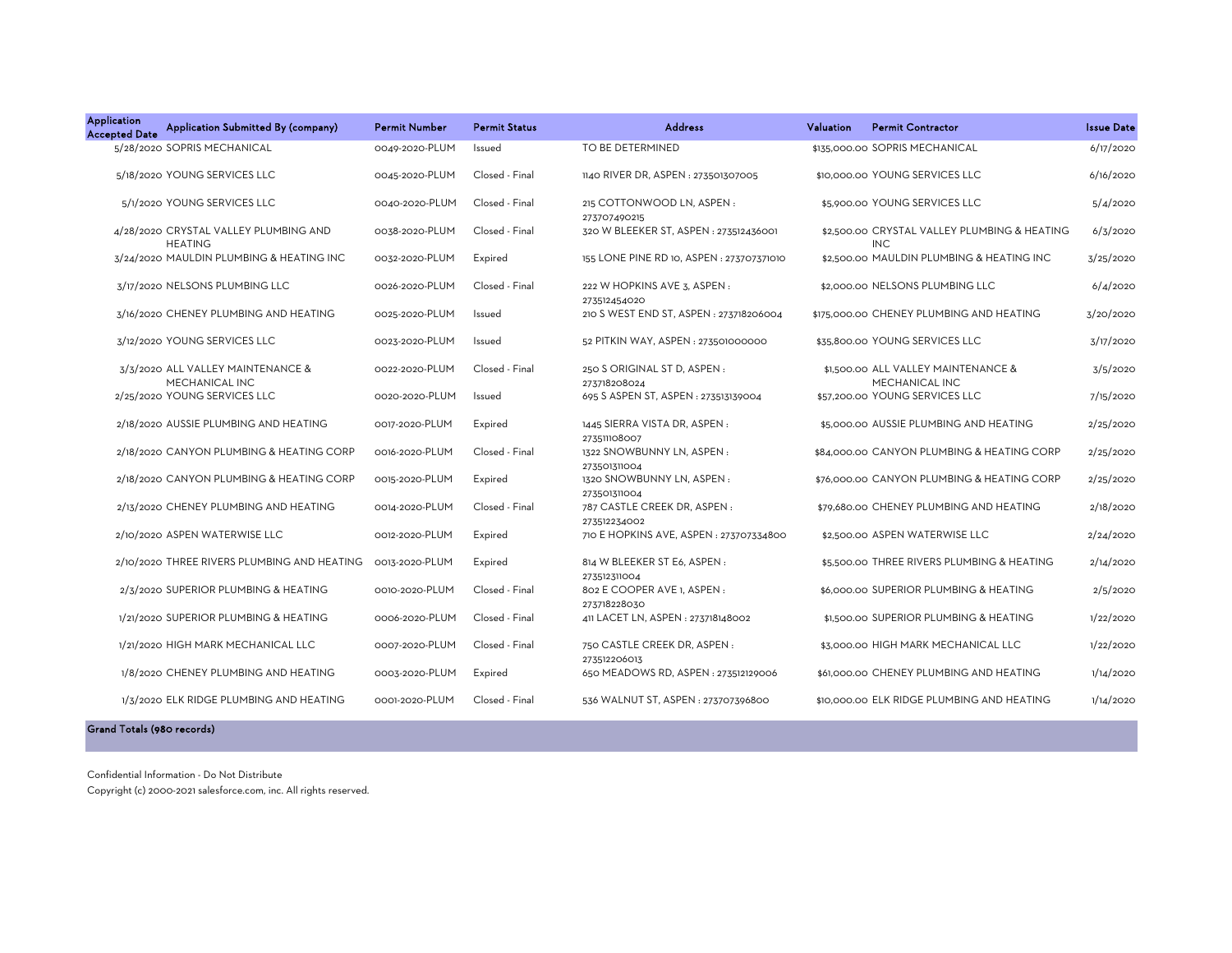| Application Accepted Date | Application Submitted By (company) | Permit Number | Permit Status | Address | Valuation | Permit Contractor | Issue Date |
|---|---|---|---|---|---|---|---|
| 5/28/2020 | SOPRIS MECHANICAL | 0049-2020-PLUM | Issued | TO BE DETERMINED | $135,000.00 | SOPRIS MECHANICAL | 6/17/2020 |
| 5/18/2020 | YOUNG SERVICES LLC | 0045-2020-PLUM | Closed - Final | 1140 RIVER DR, ASPEN : 273501307005 | $10,000.00 | YOUNG SERVICES LLC | 6/16/2020 |
| 5/1/2020 | YOUNG SERVICES LLC | 0040-2020-PLUM | Closed - Final | 215 COTTONWOOD LN, ASPEN : 273707490215 | $5,900.00 | YOUNG SERVICES LLC | 5/4/2020 |
| 4/28/2020 | CRYSTAL VALLEY PLUMBING AND HEATING | 0038-2020-PLUM | Closed - Final | 320 W BLEEKER ST, ASPEN : 273512436001 | $2,500.00 | CRYSTAL VALLEY PLUMBING & HEATING INC | 6/3/2020 |
| 3/24/2020 | MAULDIN PLUMBING & HEATING INC | 0032-2020-PLUM | Expired | 155 LONE PINE RD 10, ASPEN : 273707371010 | $2,500.00 | MAULDIN PLUMBING & HEATING INC | 3/25/2020 |
| 3/17/2020 | NELSONS PLUMBING LLC | 0026-2020-PLUM | Closed - Final | 222 W HOPKINS AVE 3, ASPEN : 273512454020 | $2,000.00 | NELSONS PLUMBING LLC | 6/4/2020 |
| 3/16/2020 | CHENEY PLUMBING AND HEATING | 0025-2020-PLUM | Issued | 210 S WEST END ST, ASPEN : 273718206004 | $175,000.00 | CHENEY PLUMBING AND HEATING | 3/20/2020 |
| 3/12/2020 | YOUNG SERVICES LLC | 0023-2020-PLUM | Issued | 52 PITKIN WAY, ASPEN : 273501000000 | $35,800.00 | YOUNG SERVICES LLC | 3/17/2020 |
| 3/3/2020 | ALL VALLEY MAINTENANCE & MECHANICAL INC | 0022-2020-PLUM | Closed - Final | 250 S ORIGINAL ST D, ASPEN : 273718208024 | $1,500.00 | ALL VALLEY MAINTENANCE & MECHANICAL INC | 3/5/2020 |
| 2/25/2020 | YOUNG SERVICES LLC | 0020-2020-PLUM | Issued | 695 S ASPEN ST, ASPEN : 273513139004 | $57,200.00 | YOUNG SERVICES LLC | 7/15/2020 |
| 2/18/2020 | AUSSIE PLUMBING AND HEATING | 0017-2020-PLUM | Expired | 1445 SIERRA VISTA DR, ASPEN : 273511108007 | $5,000.00 | AUSSIE PLUMBING AND HEATING | 2/25/2020 |
| 2/18/2020 | CANYON PLUMBING & HEATING CORP | 0016-2020-PLUM | Closed - Final | 1322 SNOWBUNNY LN, ASPEN : 273501311004 | $84,000.00 | CANYON PLUMBING & HEATING CORP | 2/25/2020 |
| 2/18/2020 | CANYON PLUMBING & HEATING CORP | 0015-2020-PLUM | Expired | 1320 SNOWBUNNY LN, ASPEN : 273501311004 | $76,000.00 | CANYON PLUMBING & HEATING CORP | 2/25/2020 |
| 2/13/2020 | CHENEY PLUMBING AND HEATING | 0014-2020-PLUM | Closed - Final | 787 CASTLE CREEK DR, ASPEN : 273512234002 | $79,680.00 | CHENEY PLUMBING AND HEATING | 2/18/2020 |
| 2/10/2020 | ASPEN WATERWISE LLC | 0012-2020-PLUM | Expired | 710 E HOPKINS AVE, ASPEN : 273707334800 | $2,500.00 | ASPEN WATERWISE LLC | 2/24/2020 |
| 2/10/2020 | THREE RIVERS PLUMBING AND HEATING | 0013-2020-PLUM | Expired | 814 W BLEEKER ST E6, ASPEN : 273512311004 | $5,500.00 | THREE RIVERS PLUMBING & HEATING | 2/14/2020 |
| 2/3/2020 | SUPERIOR PLUMBING & HEATING | 0010-2020-PLUM | Closed - Final | 802 E COOPER AVE 1, ASPEN : 273718228030 | $6,000.00 | SUPERIOR PLUMBING & HEATING | 2/5/2020 |
| 1/21/2020 | SUPERIOR PLUMBING & HEATING | 0006-2020-PLUM | Closed - Final | 411 LACET LN, ASPEN : 273718148002 | $1,500.00 | SUPERIOR PLUMBING & HEATING | 1/22/2020 |
| 1/21/2020 | HIGH MARK MECHANICAL LLC | 0007-2020-PLUM | Closed - Final | 750 CASTLE CREEK DR, ASPEN : 273512206013 | $3,000.00 | HIGH MARK MECHANICAL LLC | 1/22/2020 |
| 1/8/2020 | CHENEY PLUMBING AND HEATING | 0003-2020-PLUM | Expired | 650 MEADOWS RD, ASPEN : 273512129006 | $61,000.00 | CHENEY PLUMBING AND HEATING | 1/14/2020 |
| 1/3/2020 | ELK RIDGE PLUMBING AND HEATING | 0001-2020-PLUM | Closed - Final | 536 WALNUT ST, ASPEN : 273707396800 | $10,000.00 | ELK RIDGE PLUMBING AND HEATING | 1/14/2020 |

**Grand Totals (980 records)**

Confidential Information - Do Not Distribute

Copyright (c) 2000-2021 salesforce.com, inc. All rights reserved.